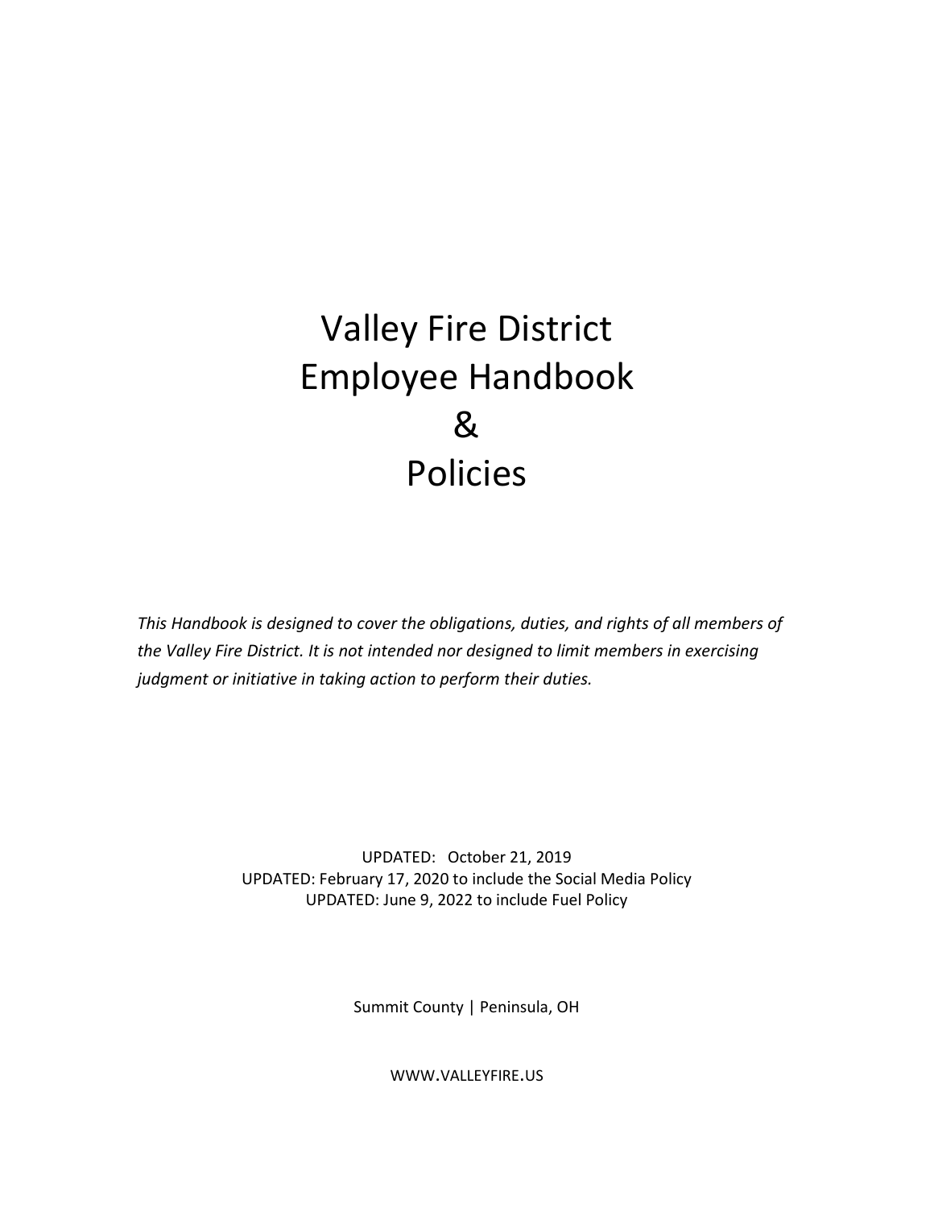# Valley Fire District Employee Handbook & Policies

*This Handbook is designed to cover the obligations, duties, and rights of all members of the Valley Fire District. It is not intended nor designed to limit members in exercising judgment or initiative in taking action to perform their duties.*

UPDATED: October 21, 2019
UPDATED: February 17, 2020 to include the Social Media Policy
UPDATED: June 9, 2022 to include Fuel Policy

Summit County | Peninsula, OH

WWW.VALLEYFIRE.US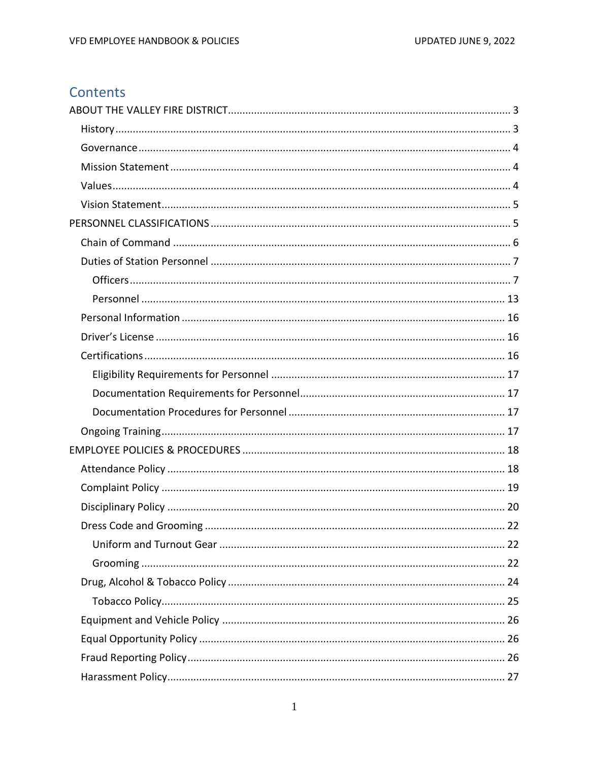## Contents

ABOUT THE VALLEY FIRE DISTRICT ........................................ 3
- History ........................................ 3
- Governance ........................................ 4
- Mission Statement ........................................ 4
- Values ........................................ 4
- Vision Statement ........................................ 5

PERSONNEL CLASSIFICATIONS ........................................ 5
- Chain of Command ........................................ 6
- Duties of Station Personnel ........................................ 7
  - Officers ........................................ 7
  - Personnel ........................................ 13
- Personal Information ........................................ 16
- Driver's License ........................................ 16
- Certifications ........................................ 16
  - Eligibility Requirements for Personnel ........................................ 17
  - Documentation Requirements for Personnel ........................................ 17
  - Documentation Procedures for Personnel ........................................ 17
- Ongoing Training ........................................ 17

EMPLOYEE POLICIES & PROCEDURES ........................................ 18
- Attendance Policy ........................................ 18
- Complaint Policy ........................................ 19
- Disciplinary Policy ........................................ 20
- Dress Code and Grooming ........................................ 22
  - Uniform and Turnout Gear ........................................ 22
  - Grooming ........................................ 22
- Drug, Alcohol & Tobacco Policy ........................................ 24
  - Tobacco Policy ........................................ 25
- Equipment and Vehicle Policy ........................................ 26
- Equal Opportunity Policy ........................................ 26
- Fraud Reporting Policy ........................................ 26
- Harassment Policy ........................................ 27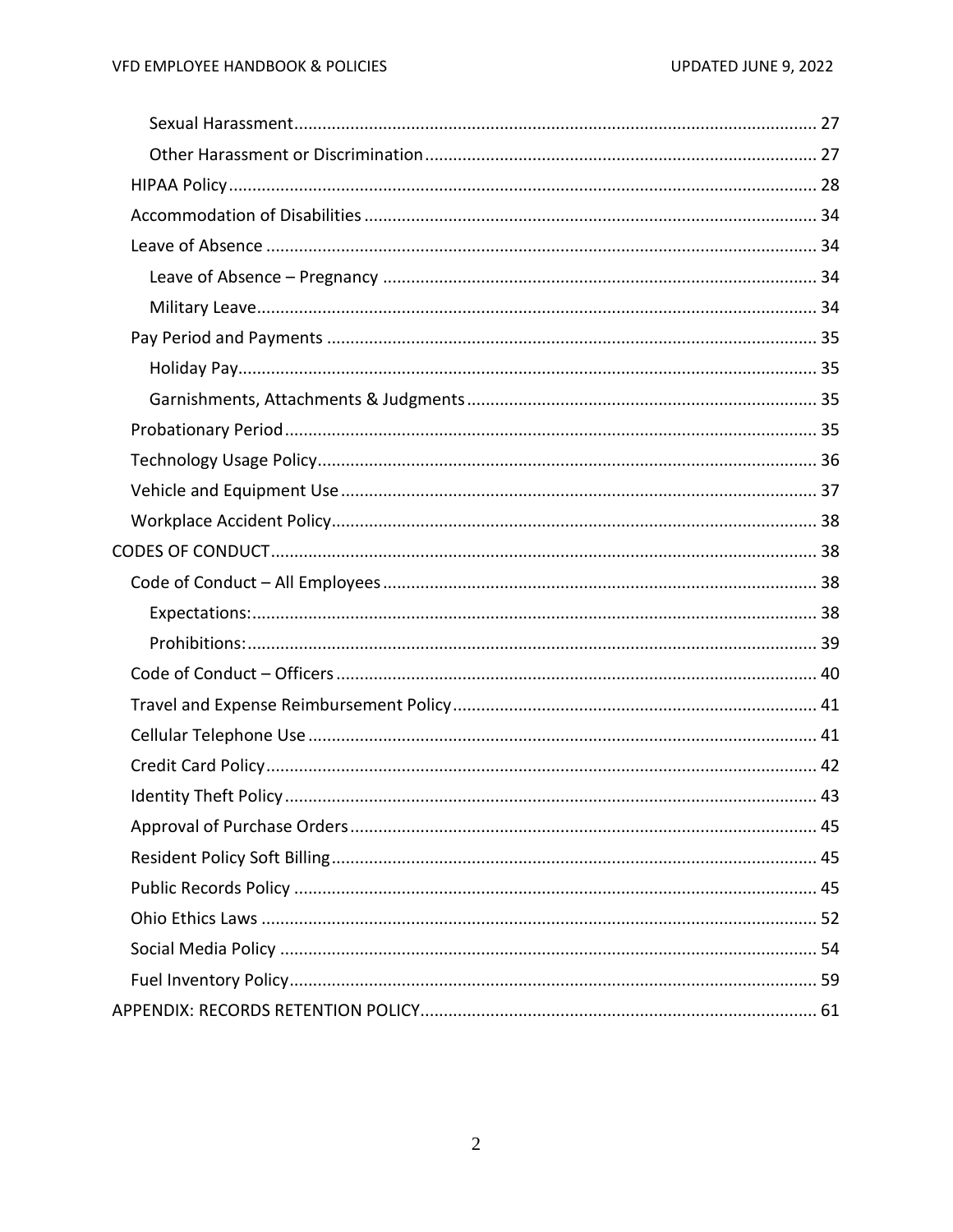- Sexual Harassment ........ 27
- Other Harassment or Discrimination ........ 27
- HIPAA Policy ........ 28
- Accommodation of Disabilities ........ 34
- Leave of Absence ........ 34
  - Leave of Absence – Pregnancy ........ 34
  - Military Leave ........ 34
- Pay Period and Payments ........ 35
  - Holiday Pay ........ 35
  - Garnishments, Attachments & Judgments ........ 35
- Probationary Period ........ 35
- Technology Usage Policy ........ 36
- Vehicle and Equipment Use ........ 37
- Workplace Accident Policy ........ 38

CODES OF CONDUCT ........ 38

- Code of Conduct – All Employees ........ 38
  - Expectations: ........ 38
  - Prohibitions: ........ 39
- Code of Conduct – Officers ........ 40
- Travel and Expense Reimbursement Policy ........ 41
- Cellular Telephone Use ........ 41
- Credit Card Policy ........ 42
- Identity Theft Policy ........ 43
- Approval of Purchase Orders ........ 45
- Resident Policy Soft Billing ........ 45
- Public Records Policy ........ 45
- Ohio Ethics Laws ........ 52
- Social Media Policy ........ 54
- Fuel Inventory Policy ........ 59

APPENDIX: RECORDS RETENTION POLICY ........ 61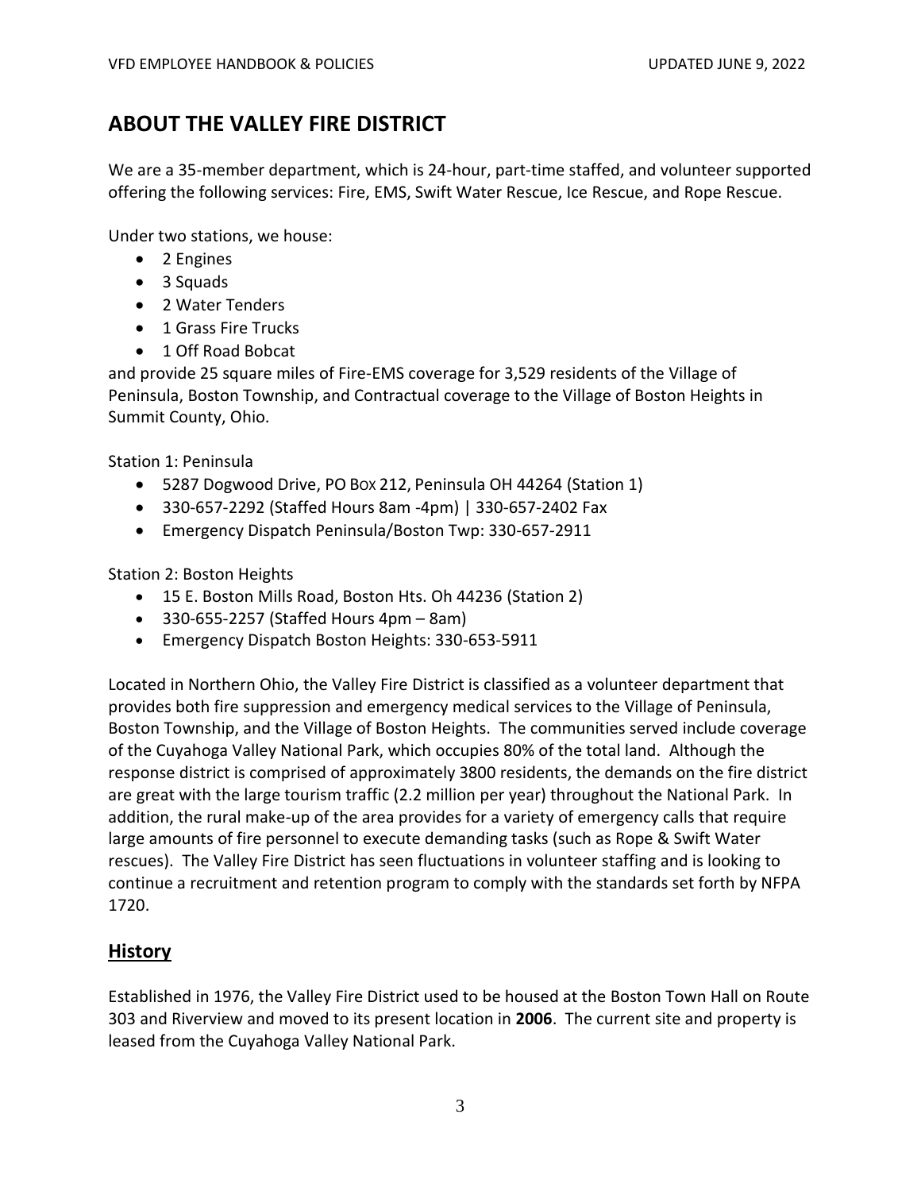## ABOUT THE VALLEY FIRE DISTRICT

We are a 35-member department, which is 24-hour, part-time staffed, and volunteer supported offering the following services: Fire, EMS, Swift Water Rescue, Ice Rescue, and Rope Rescue.

Under two stations, we house:

- 2 Engines
- 3 Squads
- 2 Water Tenders
- 1 Grass Fire Trucks
- 1 Off Road Bobcat

and provide 25 square miles of Fire-EMS coverage for 3,529 residents of the Village of Peninsula, Boston Township, and Contractual coverage to the Village of Boston Heights in Summit County, Ohio.

Station 1: Peninsula

- 5287 Dogwood Drive, PO BOX 212, Peninsula OH 44264 (Station 1)
- 330-657-2292 (Staffed Hours 8am -4pm) | 330-657-2402 Fax
- Emergency Dispatch Peninsula/Boston Twp: 330-657-2911

Station 2: Boston Heights

- 15 E. Boston Mills Road, Boston Hts. Oh 44236 (Station 2)
- 330-655-2257 (Staffed Hours 4pm – 8am)
- Emergency Dispatch Boston Heights: 330-653-5911

Located in Northern Ohio, the Valley Fire District is classified as a volunteer department that provides both fire suppression and emergency medical services to the Village of Peninsula, Boston Township, and the Village of Boston Heights. The communities served include coverage of the Cuyahoga Valley National Park, which occupies 80% of the total land. Although the response district is comprised of approximately 3800 residents, the demands on the fire district are great with the large tourism traffic (2.2 million per year) throughout the National Park. In addition, the rural make-up of the area provides for a variety of emergency calls that require large amounts of fire personnel to execute demanding tasks (such as Rope & Swift Water rescues). The Valley Fire District has seen fluctuations in volunteer staffing and is looking to continue a recruitment and retention program to comply with the standards set forth by NFPA 1720.

### History

Established in 1976, the Valley Fire District used to be housed at the Boston Town Hall on Route 303 and Riverview and moved to its present location in **2006**. The current site and property is leased from the Cuyahoga Valley National Park.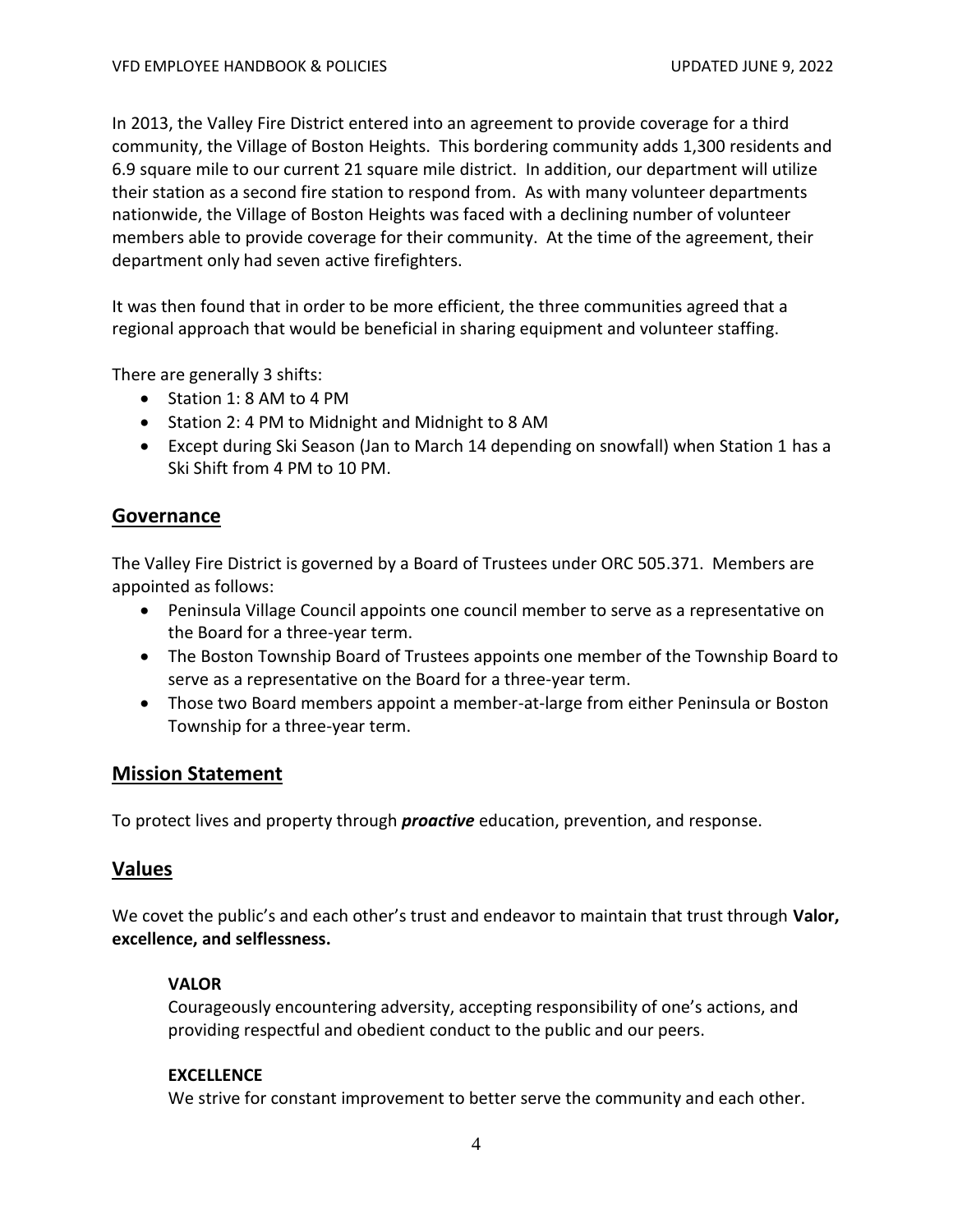In 2013, the Valley Fire District entered into an agreement to provide coverage for a third community, the Village of Boston Heights. This bordering community adds 1,300 residents and 6.9 square mile to our current 21 square mile district. In addition, our department will utilize their station as a second fire station to respond from. As with many volunteer departments nationwide, the Village of Boston Heights was faced with a declining number of volunteer members able to provide coverage for their community. At the time of the agreement, their department only had seven active firefighters.

It was then found that in order to be more efficient, the three communities agreed that a regional approach that would be beneficial in sharing equipment and volunteer staffing.

There are generally 3 shifts:

- Station 1: 8 AM to 4 PM
- Station 2: 4 PM to Midnight and Midnight to 8 AM
- Except during Ski Season (Jan to March 14 depending on snowfall) when Station 1 has a Ski Shift from 4 PM to 10 PM.

## Governance

The Valley Fire District is governed by a Board of Trustees under ORC 505.371. Members are appointed as follows:

- Peninsula Village Council appoints one council member to serve as a representative on the Board for a three-year term.
- The Boston Township Board of Trustees appoints one member of the Township Board to serve as a representative on the Board for a three-year term.
- Those two Board members appoint a member-at-large from either Peninsula or Boston Township for a three-year term.

## Mission Statement

To protect lives and property through ***proactive*** education, prevention, and response.

## Values

We covet the public's and each other's trust and endeavor to maintain that trust through **Valor, excellence, and selflessness.**

**VALOR**
Courageously encountering adversity, accepting responsibility of one's actions, and providing respectful and obedient conduct to the public and our peers.

**EXCELLENCE**
We strive for constant improvement to better serve the community and each other.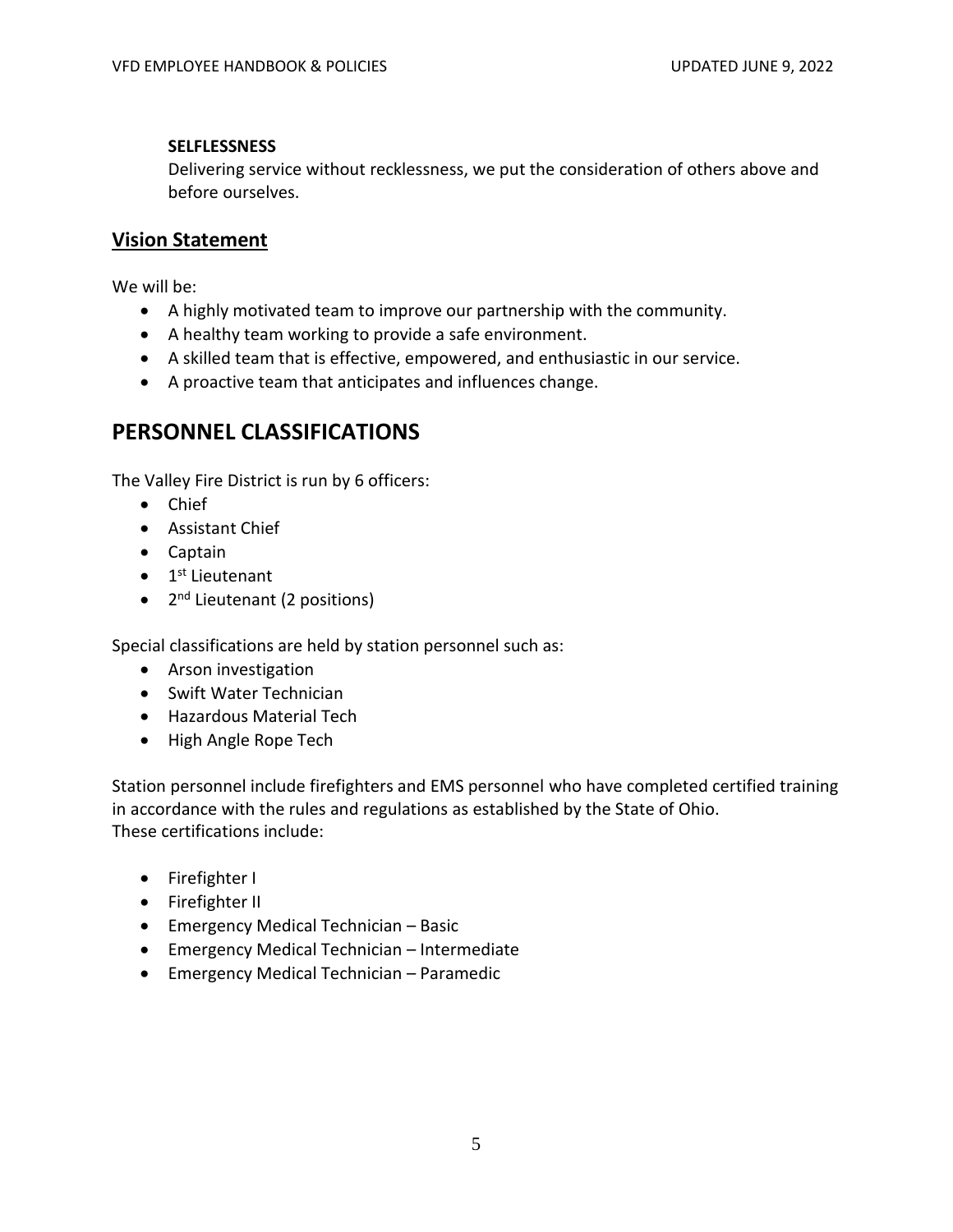**SELFLESSNESS**

Delivering service without recklessness, we put the consideration of others above and before ourselves.

## Vision Statement

We will be:

- A highly motivated team to improve our partnership with the community.
- A healthy team working to provide a safe environment.
- A skilled team that is effective, empowered, and enthusiastic in our service.
- A proactive team that anticipates and influences change.

# PERSONNEL CLASSIFICATIONS

The Valley Fire District is run by 6 officers:

- Chief
- Assistant Chief
- Captain
- 1st Lieutenant
- 2nd Lieutenant (2 positions)

Special classifications are held by station personnel such as:

- Arson investigation
- Swift Water Technician
- Hazardous Material Tech
- High Angle Rope Tech

Station personnel include firefighters and EMS personnel who have completed certified training in accordance with the rules and regulations as established by the State of Ohio.
These certifications include:

- Firefighter I
- Firefighter II
- Emergency Medical Technician – Basic
- Emergency Medical Technician – Intermediate
- Emergency Medical Technician – Paramedic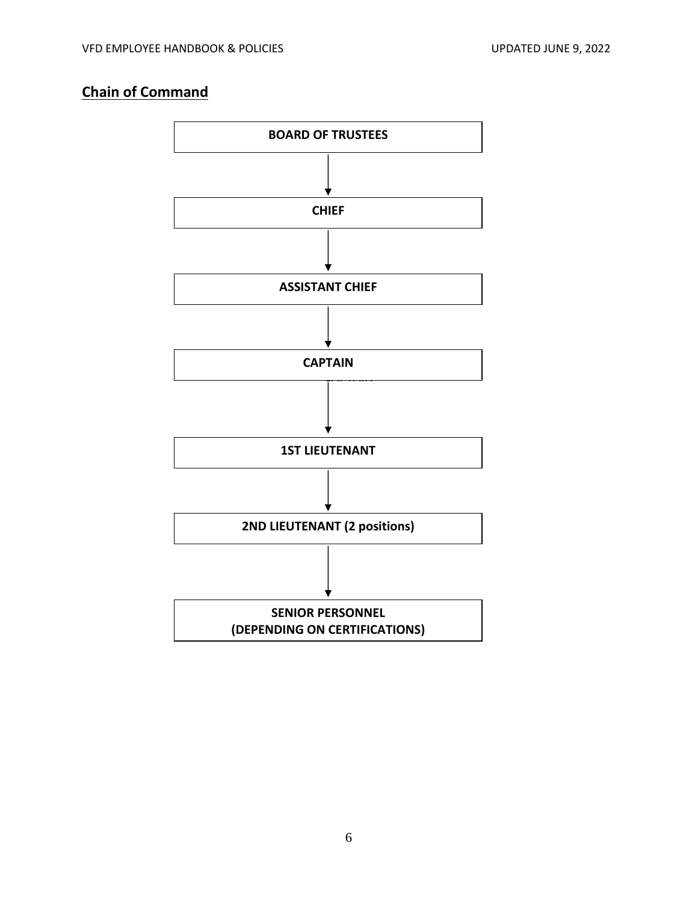## Chain of Command

BOARD OF TRUSTEES

↓

CHIEF

↓

ASSISTANT CHIEF

↓

CAPTAIN

↓

1ST LIEUTENANT

↓

2ND LIEUTENANT (2 positions)

↓

SENIOR PERSONNEL
(DEPENDING ON CERTIFICATIONS)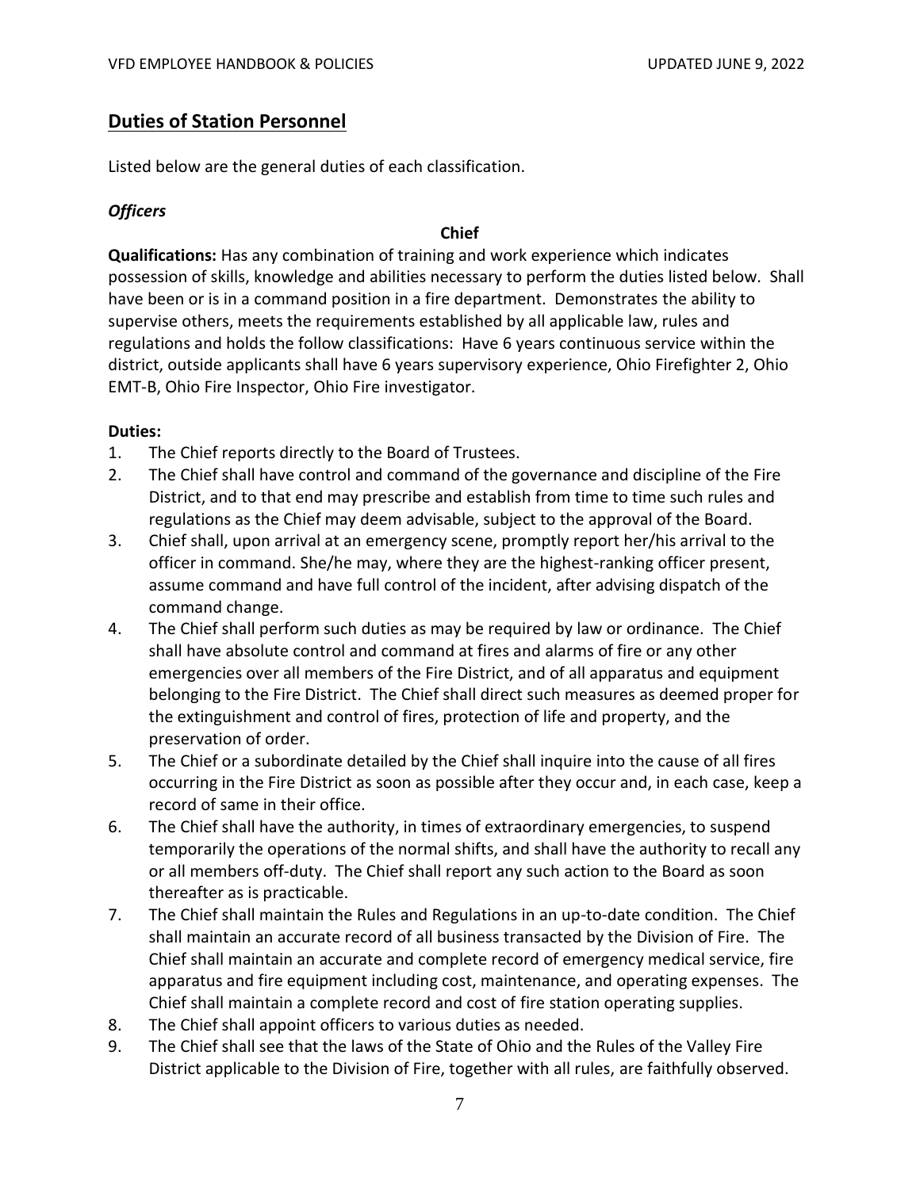## Duties of Station Personnel

Listed below are the general duties of each classification.

### *Officers*

**Chief**

**Qualifications:** Has any combination of training and work experience which indicates possession of skills, knowledge and abilities necessary to perform the duties listed below. Shall have been or is in a command position in a fire department. Demonstrates the ability to supervise others, meets the requirements established by all applicable law, rules and regulations and holds the follow classifications: Have 6 years continuous service within the district, outside applicants shall have 6 years supervisory experience, Ohio Firefighter 2, Ohio EMT-B, Ohio Fire Inspector, Ohio Fire investigator.

**Duties:**

1. The Chief reports directly to the Board of Trustees.
2. The Chief shall have control and command of the governance and discipline of the Fire District, and to that end may prescribe and establish from time to time such rules and regulations as the Chief may deem advisable, subject to the approval of the Board.
3. Chief shall, upon arrival at an emergency scene, promptly report her/his arrival to the officer in command. She/he may, where they are the highest-ranking officer present, assume command and have full control of the incident, after advising dispatch of the command change.
4. The Chief shall perform such duties as may be required by law or ordinance. The Chief shall have absolute control and command at fires and alarms of fire or any other emergencies over all members of the Fire District, and of all apparatus and equipment belonging to the Fire District. The Chief shall direct such measures as deemed proper for the extinguishment and control of fires, protection of life and property, and the preservation of order.
5. The Chief or a subordinate detailed by the Chief shall inquire into the cause of all fires occurring in the Fire District as soon as possible after they occur and, in each case, keep a record of same in their office.
6. The Chief shall have the authority, in times of extraordinary emergencies, to suspend temporarily the operations of the normal shifts, and shall have the authority to recall any or all members off-duty. The Chief shall report any such action to the Board as soon thereafter as is practicable.
7. The Chief shall maintain the Rules and Regulations in an up-to-date condition. The Chief shall maintain an accurate record of all business transacted by the Division of Fire. The Chief shall maintain an accurate and complete record of emergency medical service, fire apparatus and fire equipment including cost, maintenance, and operating expenses. The Chief shall maintain a complete record and cost of fire station operating supplies.
8. The Chief shall appoint officers to various duties as needed.
9. The Chief shall see that the laws of the State of Ohio and the Rules of the Valley Fire District applicable to the Division of Fire, together with all rules, are faithfully observed.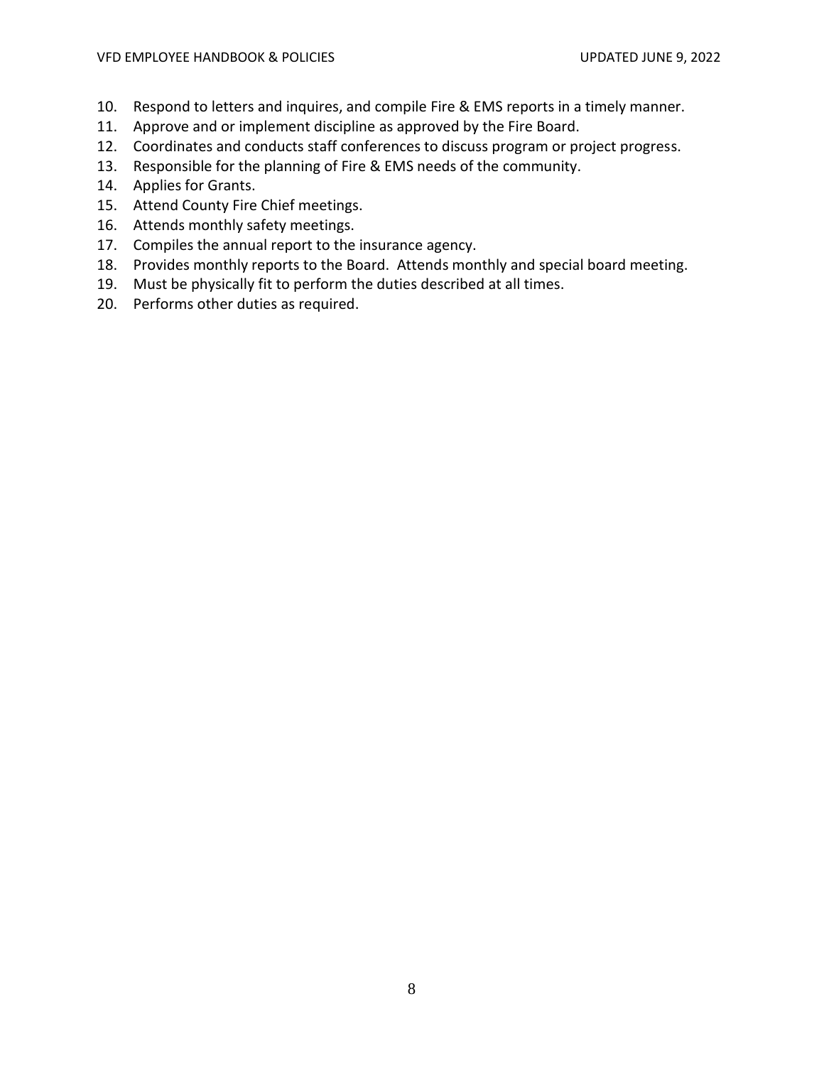10. Respond to letters and inquires, and compile Fire & EMS reports in a timely manner.
11. Approve and or implement discipline as approved by the Fire Board.
12. Coordinates and conducts staff conferences to discuss program or project progress.
13. Responsible for the planning of Fire & EMS needs of the community.
14. Applies for Grants.
15. Attend County Fire Chief meetings.
16. Attends monthly safety meetings.
17. Compiles the annual report to the insurance agency.
18. Provides monthly reports to the Board. Attends monthly and special board meeting.
19. Must be physically fit to perform the duties described at all times.
20. Performs other duties as required.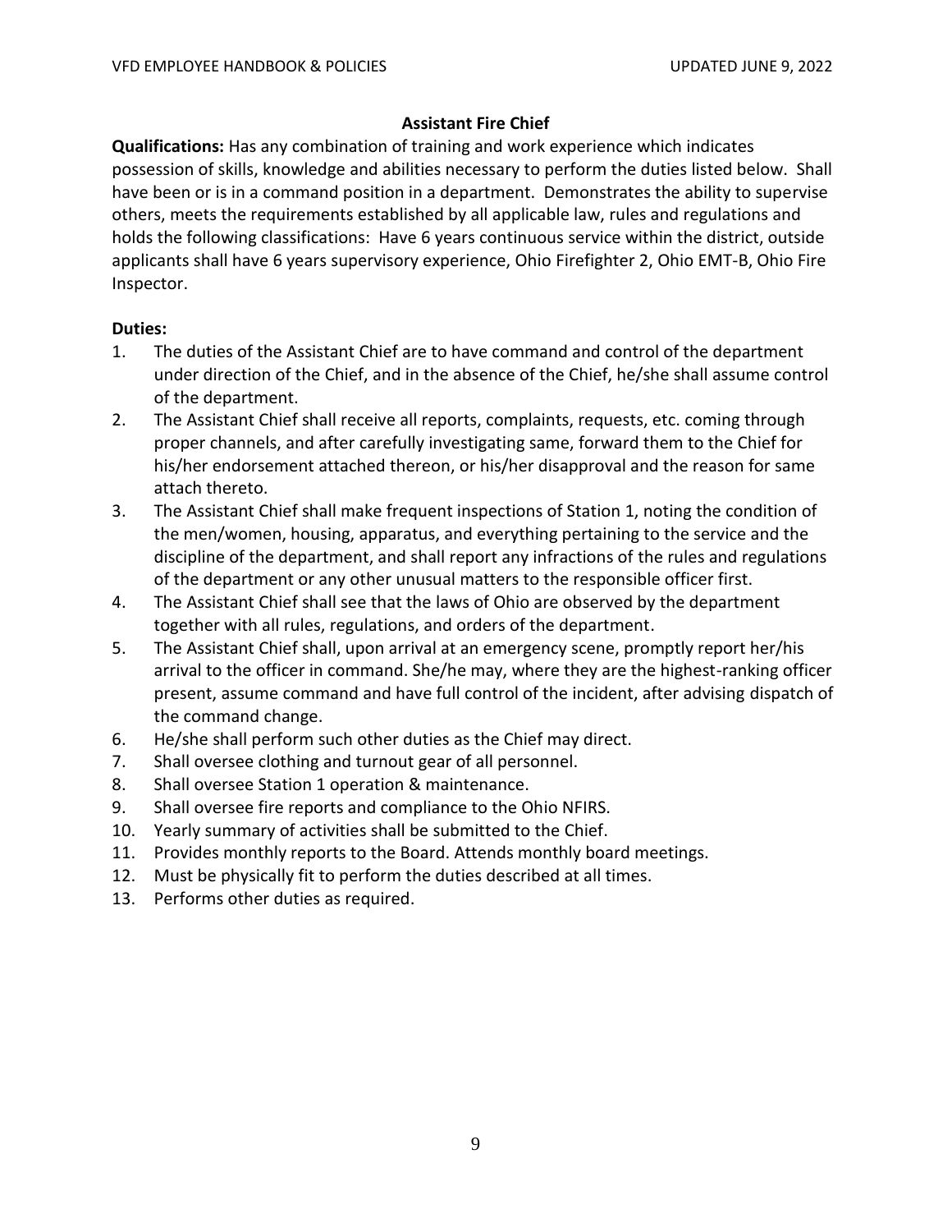## Assistant Fire Chief

**Qualifications:** Has any combination of training and work experience which indicates possession of skills, knowledge and abilities necessary to perform the duties listed below. Shall have been or is in a command position in a department. Demonstrates the ability to supervise others, meets the requirements established by all applicable law, rules and regulations and holds the following classifications: Have 6 years continuous service within the district, outside applicants shall have 6 years supervisory experience, Ohio Firefighter 2, Ohio EMT-B, Ohio Fire Inspector.

**Duties:**

1. The duties of the Assistant Chief are to have command and control of the department under direction of the Chief, and in the absence of the Chief, he/she shall assume control of the department.
2. The Assistant Chief shall receive all reports, complaints, requests, etc. coming through proper channels, and after carefully investigating same, forward them to the Chief for his/her endorsement attached thereon, or his/her disapproval and the reason for same attach thereto.
3. The Assistant Chief shall make frequent inspections of Station 1, noting the condition of the men/women, housing, apparatus, and everything pertaining to the service and the discipline of the department, and shall report any infractions of the rules and regulations of the department or any other unusual matters to the responsible officer first.
4. The Assistant Chief shall see that the laws of Ohio are observed by the department together with all rules, regulations, and orders of the department.
5. The Assistant Chief shall, upon arrival at an emergency scene, promptly report her/his arrival to the officer in command. She/he may, where they are the highest-ranking officer present, assume command and have full control of the incident, after advising dispatch of the command change.
6. He/she shall perform such other duties as the Chief may direct.
7. Shall oversee clothing and turnout gear of all personnel.
8. Shall oversee Station 1 operation & maintenance.
9. Shall oversee fire reports and compliance to the Ohio NFIRS.
10. Yearly summary of activities shall be submitted to the Chief.
11. Provides monthly reports to the Board. Attends monthly board meetings.
12. Must be physically fit to perform the duties described at all times.
13. Performs other duties as required.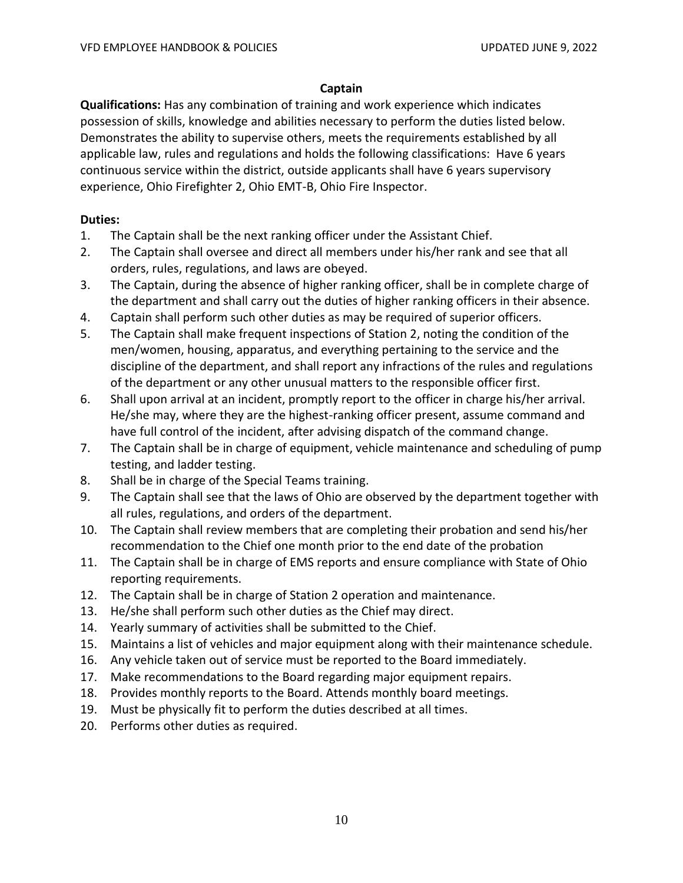## Captain

**Qualifications:** Has any combination of training and work experience which indicates possession of skills, knowledge and abilities necessary to perform the duties listed below. Demonstrates the ability to supervise others, meets the requirements established by all applicable law, rules and regulations and holds the following classifications: Have 6 years continuous service within the district, outside applicants shall have 6 years supervisory experience, Ohio Firefighter 2, Ohio EMT-B, Ohio Fire Inspector.

**Duties:**

1. The Captain shall be the next ranking officer under the Assistant Chief.
2. The Captain shall oversee and direct all members under his/her rank and see that all orders, rules, regulations, and laws are obeyed.
3. The Captain, during the absence of higher ranking officer, shall be in complete charge of the department and shall carry out the duties of higher ranking officers in their absence.
4. Captain shall perform such other duties as may be required of superior officers.
5. The Captain shall make frequent inspections of Station 2, noting the condition of the men/women, housing, apparatus, and everything pertaining to the service and the discipline of the department, and shall report any infractions of the rules and regulations of the department or any other unusual matters to the responsible officer first.
6. Shall upon arrival at an incident, promptly report to the officer in charge his/her arrival. He/she may, where they are the highest-ranking officer present, assume command and have full control of the incident, after advising dispatch of the command change.
7. The Captain shall be in charge of equipment, vehicle maintenance and scheduling of pump testing, and ladder testing.
8. Shall be in charge of the Special Teams training.
9. The Captain shall see that the laws of Ohio are observed by the department together with all rules, regulations, and orders of the department.
10. The Captain shall review members that are completing their probation and send his/her recommendation to the Chief one month prior to the end date of the probation
11. The Captain shall be in charge of EMS reports and ensure compliance with State of Ohio reporting requirements.
12. The Captain shall be in charge of Station 2 operation and maintenance.
13. He/she shall perform such other duties as the Chief may direct.
14. Yearly summary of activities shall be submitted to the Chief.
15. Maintains a list of vehicles and major equipment along with their maintenance schedule.
16. Any vehicle taken out of service must be reported to the Board immediately.
17. Make recommendations to the Board regarding major equipment repairs.
18. Provides monthly reports to the Board. Attends monthly board meetings.
19. Must be physically fit to perform the duties described at all times.
20. Performs other duties as required.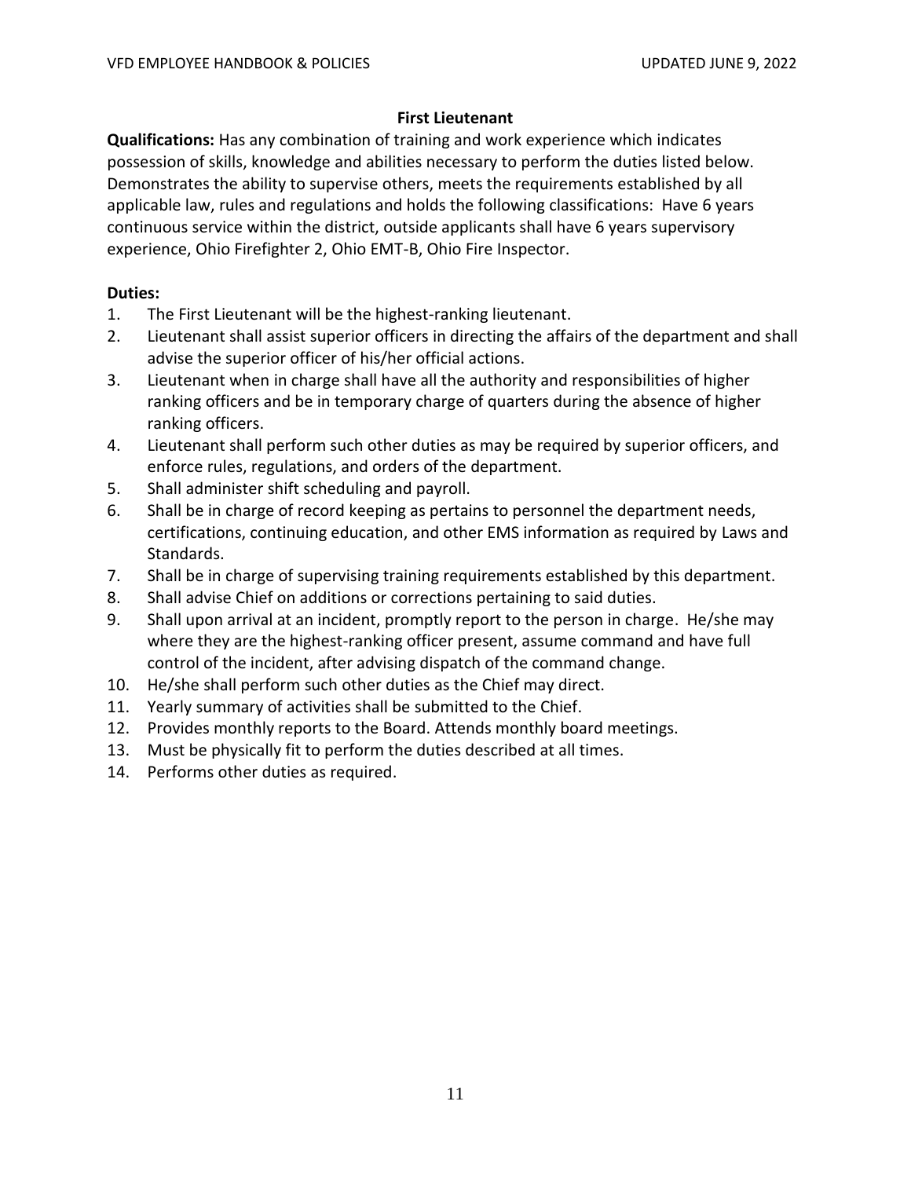## First Lieutenant

**Qualifications:** Has any combination of training and work experience which indicates possession of skills, knowledge and abilities necessary to perform the duties listed below. Demonstrates the ability to supervise others, meets the requirements established by all applicable law, rules and regulations and holds the following classifications: Have 6 years continuous service within the district, outside applicants shall have 6 years supervisory experience, Ohio Firefighter 2, Ohio EMT-B, Ohio Fire Inspector.

**Duties:**

1. The First Lieutenant will be the highest-ranking lieutenant.
2. Lieutenant shall assist superior officers in directing the affairs of the department and shall advise the superior officer of his/her official actions.
3. Lieutenant when in charge shall have all the authority and responsibilities of higher ranking officers and be in temporary charge of quarters during the absence of higher ranking officers.
4. Lieutenant shall perform such other duties as may be required by superior officers, and enforce rules, regulations, and orders of the department.
5. Shall administer shift scheduling and payroll.
6. Shall be in charge of record keeping as pertains to personnel the department needs, certifications, continuing education, and other EMS information as required by Laws and Standards.
7. Shall be in charge of supervising training requirements established by this department.
8. Shall advise Chief on additions or corrections pertaining to said duties.
9. Shall upon arrival at an incident, promptly report to the person in charge. He/she may where they are the highest-ranking officer present, assume command and have full control of the incident, after advising dispatch of the command change.
10. He/she shall perform such other duties as the Chief may direct.
11. Yearly summary of activities shall be submitted to the Chief.
12. Provides monthly reports to the Board. Attends monthly board meetings.
13. Must be physically fit to perform the duties described at all times.
14. Performs other duties as required.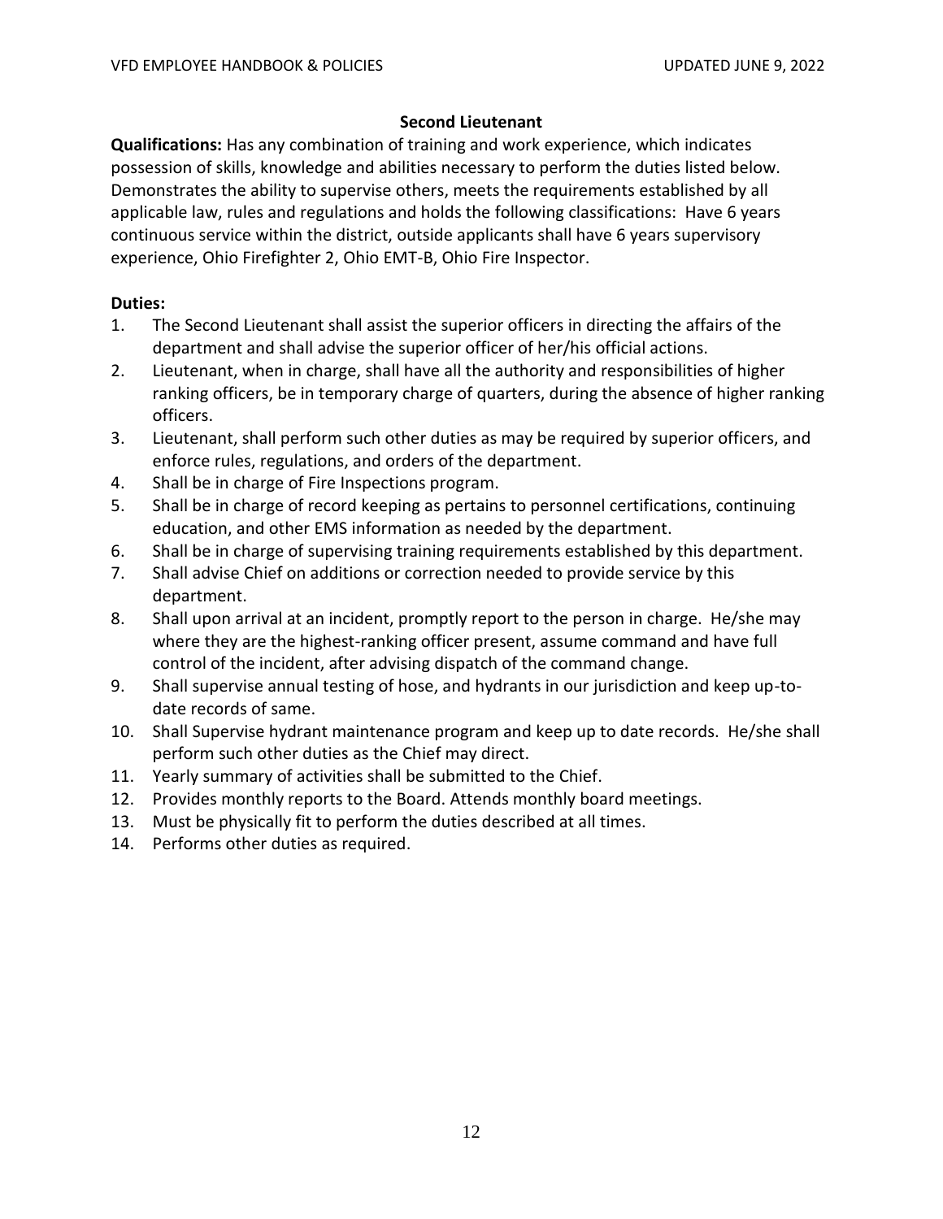## Second Lieutenant

**Qualifications:** Has any combination of training and work experience, which indicates possession of skills, knowledge and abilities necessary to perform the duties listed below. Demonstrates the ability to supervise others, meets the requirements established by all applicable law, rules and regulations and holds the following classifications: Have 6 years continuous service within the district, outside applicants shall have 6 years supervisory experience, Ohio Firefighter 2, Ohio EMT-B, Ohio Fire Inspector.

**Duties:**

1. The Second Lieutenant shall assist the superior officers in directing the affairs of the department and shall advise the superior officer of her/his official actions.
2. Lieutenant, when in charge, shall have all the authority and responsibilities of higher ranking officers, be in temporary charge of quarters, during the absence of higher ranking officers.
3. Lieutenant, shall perform such other duties as may be required by superior officers, and enforce rules, regulations, and orders of the department.
4. Shall be in charge of Fire Inspections program.
5. Shall be in charge of record keeping as pertains to personnel certifications, continuing education, and other EMS information as needed by the department.
6. Shall be in charge of supervising training requirements established by this department.
7. Shall advise Chief on additions or correction needed to provide service by this department.
8. Shall upon arrival at an incident, promptly report to the person in charge. He/she may where they are the highest-ranking officer present, assume command and have full control of the incident, after advising dispatch of the command change.
9. Shall supervise annual testing of hose, and hydrants in our jurisdiction and keep up-to-date records of same.
10. Shall Supervise hydrant maintenance program and keep up to date records. He/she shall perform such other duties as the Chief may direct.
11. Yearly summary of activities shall be submitted to the Chief.
12. Provides monthly reports to the Board. Attends monthly board meetings.
13. Must be physically fit to perform the duties described at all times.
14. Performs other duties as required.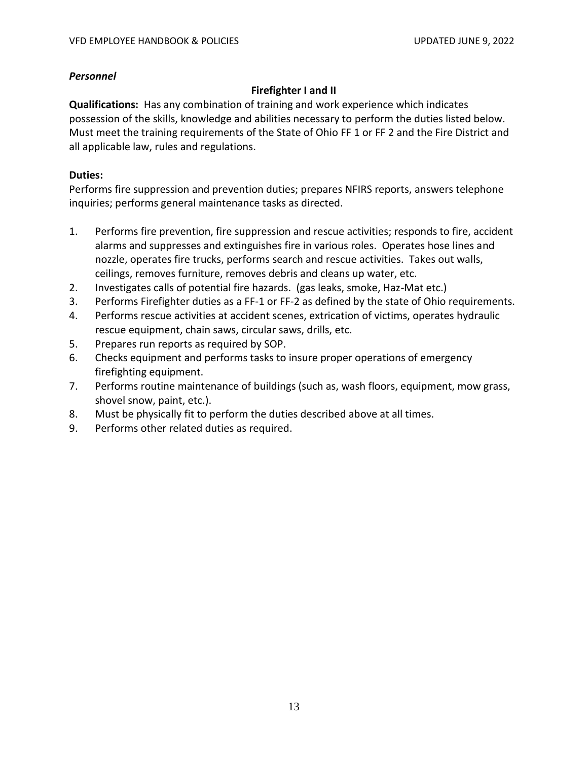*Personnel*

## Firefighter I and II

**Qualifications:** Has any combination of training and work experience which indicates possession of the skills, knowledge and abilities necessary to perform the duties listed below. Must meet the training requirements of the State of Ohio FF 1 or FF 2 and the Fire District and all applicable law, rules and regulations.

**Duties:**

Performs fire suppression and prevention duties; prepares NFIRS reports, answers telephone inquiries; performs general maintenance tasks as directed.

1. Performs fire prevention, fire suppression and rescue activities; responds to fire, accident alarms and suppresses and extinguishes fire in various roles. Operates hose lines and nozzle, operates fire trucks, performs search and rescue activities. Takes out walls, ceilings, removes furniture, removes debris and cleans up water, etc.
2. Investigates calls of potential fire hazards. (gas leaks, smoke, Haz-Mat etc.)
3. Performs Firefighter duties as a FF-1 or FF-2 as defined by the state of Ohio requirements.
4. Performs rescue activities at accident scenes, extrication of victims, operates hydraulic rescue equipment, chain saws, circular saws, drills, etc.
5. Prepares run reports as required by SOP.
6. Checks equipment and performs tasks to insure proper operations of emergency firefighting equipment.
7. Performs routine maintenance of buildings (such as, wash floors, equipment, mow grass, shovel snow, paint, etc.).
8. Must be physically fit to perform the duties described above at all times.
9. Performs other related duties as required.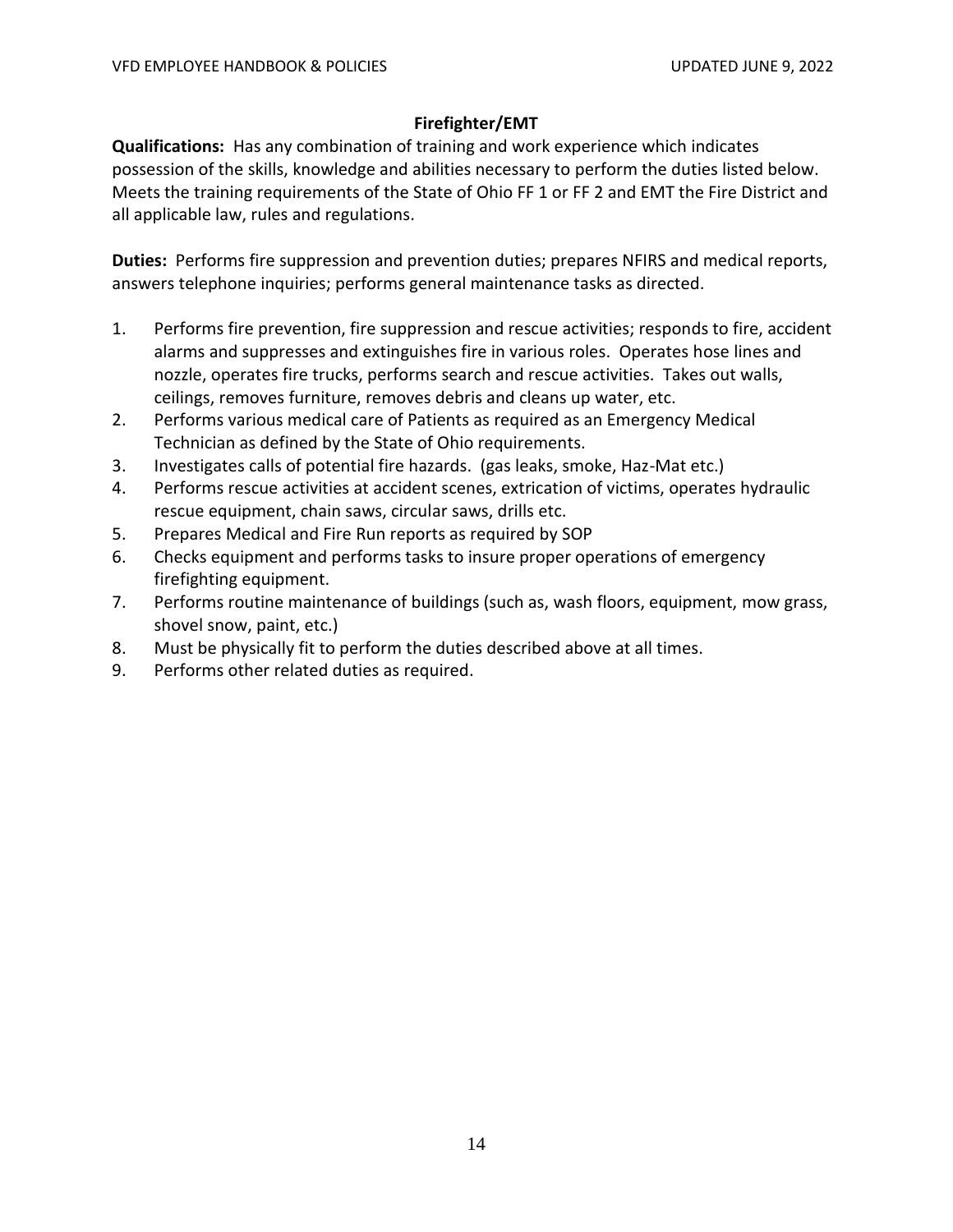## Firefighter/EMT

**Qualifications:** Has any combination of training and work experience which indicates possession of the skills, knowledge and abilities necessary to perform the duties listed below. Meets the training requirements of the State of Ohio FF 1 or FF 2 and EMT the Fire District and all applicable law, rules and regulations.

**Duties:** Performs fire suppression and prevention duties; prepares NFIRS and medical reports, answers telephone inquiries; performs general maintenance tasks as directed.

1. Performs fire prevention, fire suppression and rescue activities; responds to fire, accident alarms and suppresses and extinguishes fire in various roles. Operates hose lines and nozzle, operates fire trucks, performs search and rescue activities. Takes out walls, ceilings, removes furniture, removes debris and cleans up water, etc.
2. Performs various medical care of Patients as required as an Emergency Medical Technician as defined by the State of Ohio requirements.
3. Investigates calls of potential fire hazards. (gas leaks, smoke, Haz-Mat etc.)
4. Performs rescue activities at accident scenes, extrication of victims, operates hydraulic rescue equipment, chain saws, circular saws, drills etc.
5. Prepares Medical and Fire Run reports as required by SOP
6. Checks equipment and performs tasks to insure proper operations of emergency firefighting equipment.
7. Performs routine maintenance of buildings (such as, wash floors, equipment, mow grass, shovel snow, paint, etc.)
8. Must be physically fit to perform the duties described above at all times.
9. Performs other related duties as required.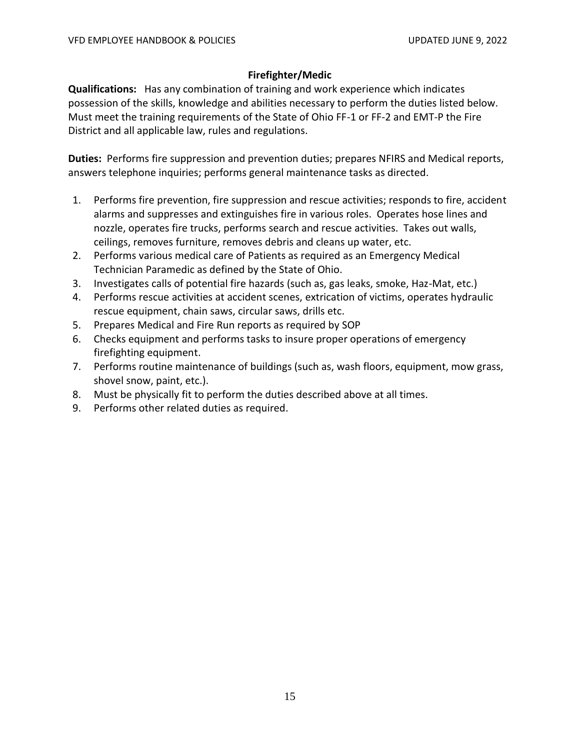## Firefighter/Medic

**Qualifications:** Has any combination of training and work experience which indicates possession of the skills, knowledge and abilities necessary to perform the duties listed below. Must meet the training requirements of the State of Ohio FF-1 or FF-2 and EMT-P the Fire District and all applicable law, rules and regulations.

**Duties:** Performs fire suppression and prevention duties; prepares NFIRS and Medical reports, answers telephone inquiries; performs general maintenance tasks as directed.

1. Performs fire prevention, fire suppression and rescue activities; responds to fire, accident alarms and suppresses and extinguishes fire in various roles. Operates hose lines and nozzle, operates fire trucks, performs search and rescue activities. Takes out walls, ceilings, removes furniture, removes debris and cleans up water, etc.
2. Performs various medical care of Patients as required as an Emergency Medical Technician Paramedic as defined by the State of Ohio.
3. Investigates calls of potential fire hazards (such as, gas leaks, smoke, Haz-Mat, etc.)
4. Performs rescue activities at accident scenes, extrication of victims, operates hydraulic rescue equipment, chain saws, circular saws, drills etc.
5. Prepares Medical and Fire Run reports as required by SOP
6. Checks equipment and performs tasks to insure proper operations of emergency firefighting equipment.
7. Performs routine maintenance of buildings (such as, wash floors, equipment, mow grass, shovel snow, paint, etc.).
8. Must be physically fit to perform the duties described above at all times.
9. Performs other related duties as required.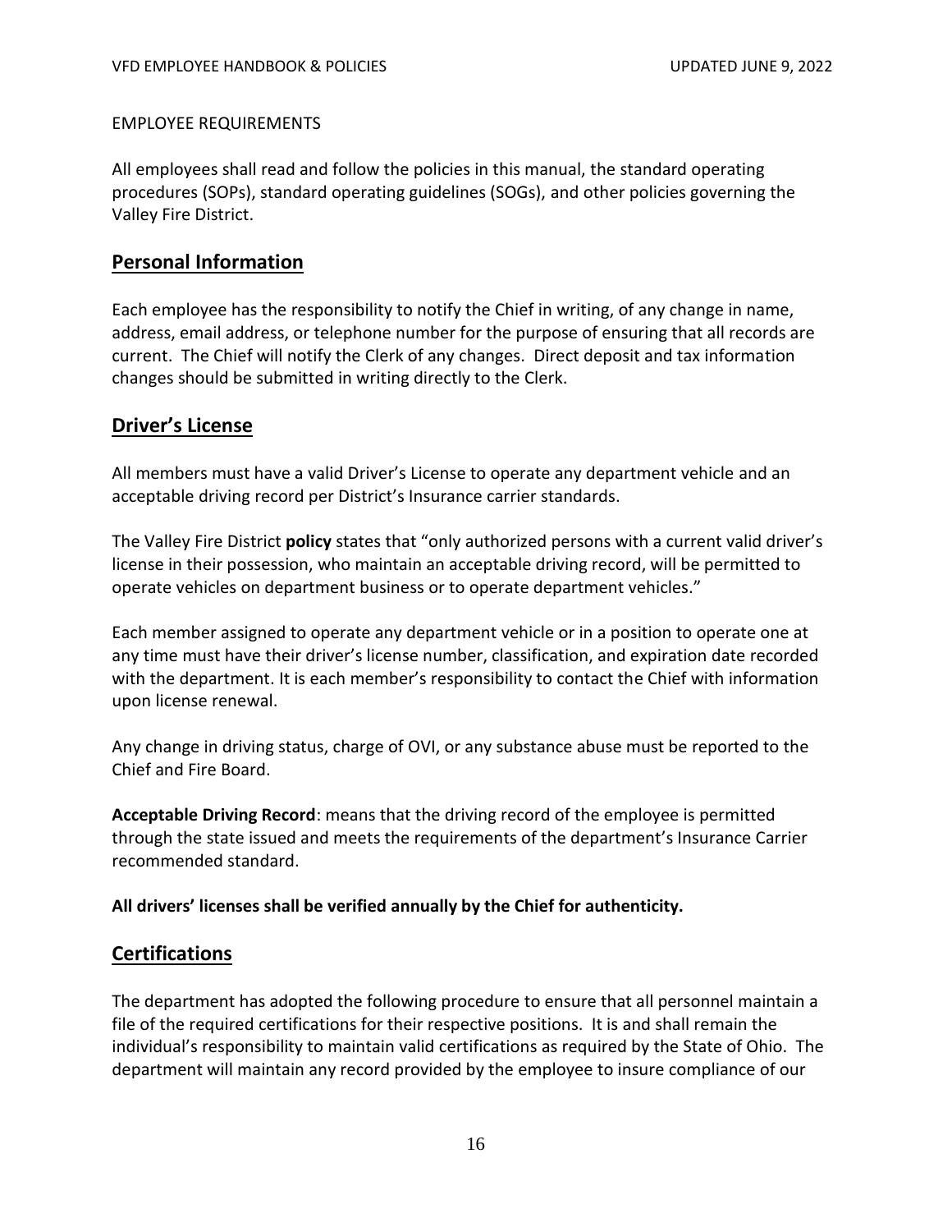EMPLOYEE REQUIREMENTS

All employees shall read and follow the policies in this manual, the standard operating procedures (SOPs), standard operating guidelines (SOGs), and other policies governing the Valley Fire District.

## Personal Information

Each employee has the responsibility to notify the Chief in writing, of any change in name, address, email address, or telephone number for the purpose of ensuring that all records are current. The Chief will notify the Clerk of any changes. Direct deposit and tax information changes should be submitted in writing directly to the Clerk.

## Driver's License

All members must have a valid Driver's License to operate any department vehicle and an acceptable driving record per District's Insurance carrier standards.

The Valley Fire District **policy** states that "only authorized persons with a current valid driver's license in their possession, who maintain an acceptable driving record, will be permitted to operate vehicles on department business or to operate department vehicles."

Each member assigned to operate any department vehicle or in a position to operate one at any time must have their driver's license number, classification, and expiration date recorded with the department. It is each member's responsibility to contact the Chief with information upon license renewal.

Any change in driving status, charge of OVI, or any substance abuse must be reported to the Chief and Fire Board.

**Acceptable Driving Record**: means that the driving record of the employee is permitted through the state issued and meets the requirements of the department's Insurance Carrier recommended standard.

**All drivers' licenses shall be verified annually by the Chief for authenticity.**

## Certifications

The department has adopted the following procedure to ensure that all personnel maintain a file of the required certifications for their respective positions. It is and shall remain the individual's responsibility to maintain valid certifications as required by the State of Ohio. The department will maintain any record provided by the employee to insure compliance of our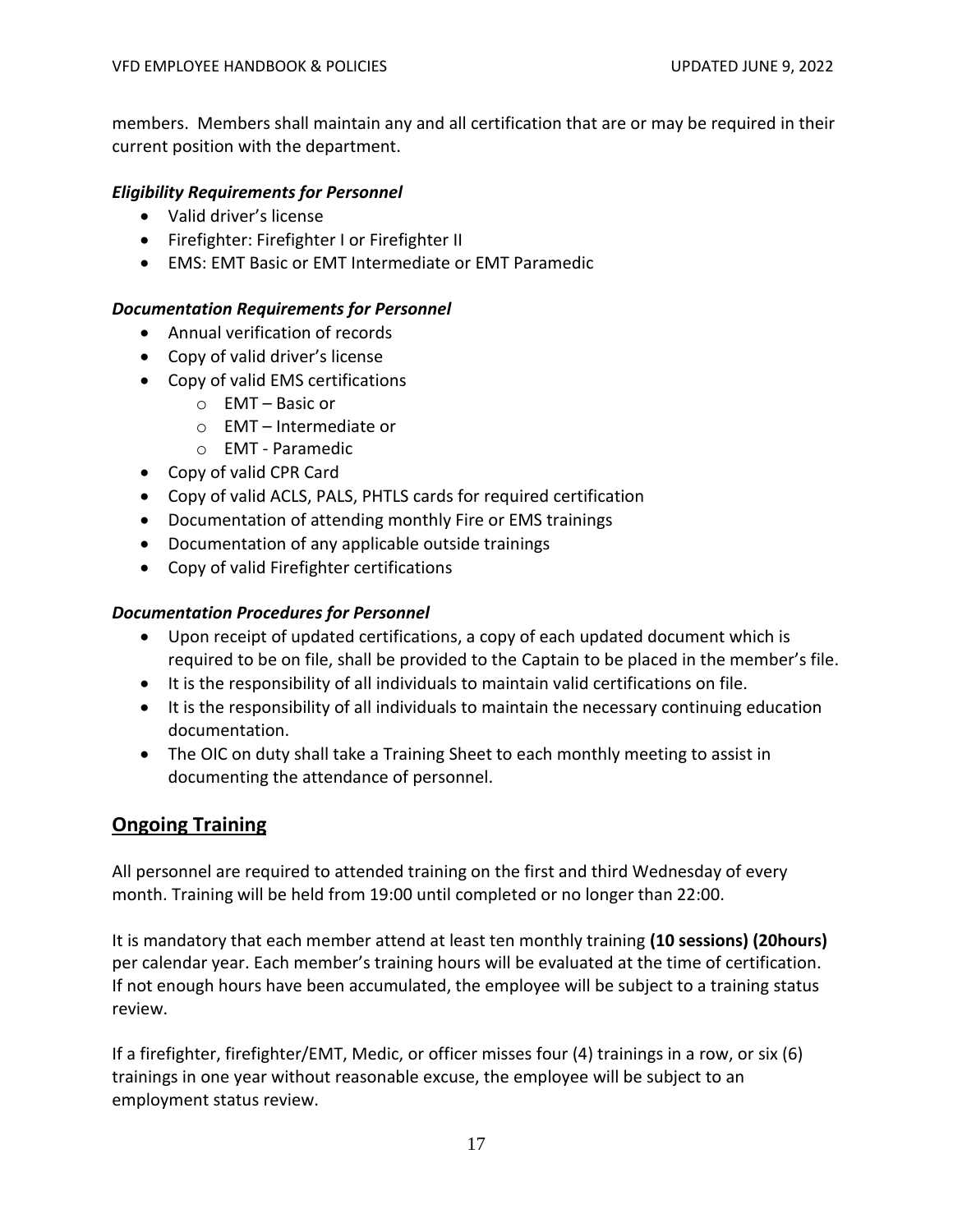members. Members shall maintain any and all certification that are or may be required in their current position with the department.

***Eligibility Requirements for Personnel***

- Valid driver's license
- Firefighter: Firefighter I or Firefighter II
- EMS: EMT Basic or EMT Intermediate or EMT Paramedic

***Documentation Requirements for Personnel***

- Annual verification of records
- Copy of valid driver's license
- Copy of valid EMS certifications
  - EMT – Basic or
  - EMT – Intermediate or
  - EMT - Paramedic
- Copy of valid CPR Card
- Copy of valid ACLS, PALS, PHTLS cards for required certification
- Documentation of attending monthly Fire or EMS trainings
- Documentation of any applicable outside trainings
- Copy of valid Firefighter certifications

***Documentation Procedures for Personnel***

- Upon receipt of updated certifications, a copy of each updated document which is required to be on file, shall be provided to the Captain to be placed in the member's file.
- It is the responsibility of all individuals to maintain valid certifications on file.
- It is the responsibility of all individuals to maintain the necessary continuing education documentation.
- The OIC on duty shall take a Training Sheet to each monthly meeting to assist in documenting the attendance of personnel.

## Ongoing Training

All personnel are required to attended training on the first and third Wednesday of every month. Training will be held from 19:00 until completed or no longer than 22:00.

It is mandatory that each member attend at least ten monthly training **(10 sessions) (20hours)** per calendar year. Each member's training hours will be evaluated at the time of certification. If not enough hours have been accumulated, the employee will be subject to a training status review.

If a firefighter, firefighter/EMT, Medic, or officer misses four (4) trainings in a row, or six (6) trainings in one year without reasonable excuse, the employee will be subject to an employment status review.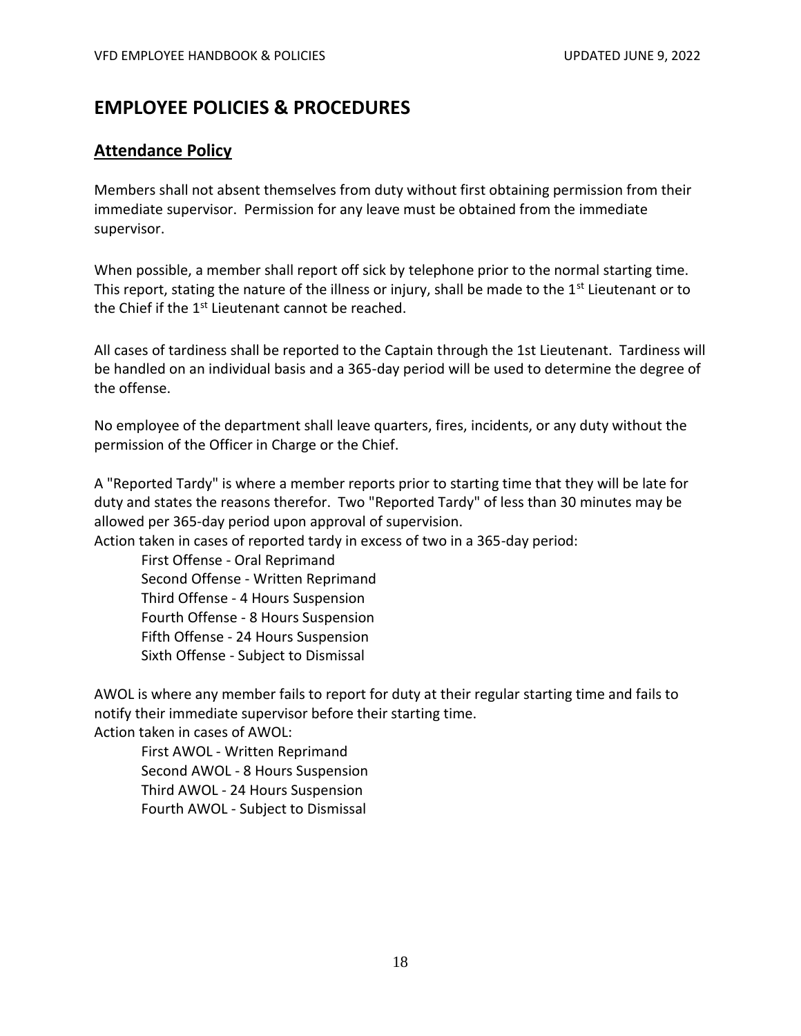# EMPLOYEE POLICIES & PROCEDURES

## Attendance Policy

Members shall not absent themselves from duty without first obtaining permission from their immediate supervisor. Permission for any leave must be obtained from the immediate supervisor.

When possible, a member shall report off sick by telephone prior to the normal starting time. This report, stating the nature of the illness or injury, shall be made to the 1st Lieutenant or to the Chief if the 1st Lieutenant cannot be reached.

All cases of tardiness shall be reported to the Captain through the 1st Lieutenant. Tardiness will be handled on an individual basis and a 365-day period will be used to determine the degree of the offense.

No employee of the department shall leave quarters, fires, incidents, or any duty without the permission of the Officer in Charge or the Chief.

A "Reported Tardy" is where a member reports prior to starting time that they will be late for duty and states the reasons therefor. Two "Reported Tardy" of less than 30 minutes may be allowed per 365-day period upon approval of supervision.

Action taken in cases of reported tardy in excess of two in a 365-day period:

- First Offense - Oral Reprimand
- Second Offense - Written Reprimand
- Third Offense - 4 Hours Suspension
- Fourth Offense - 8 Hours Suspension
- Fifth Offense - 24 Hours Suspension
- Sixth Offense - Subject to Dismissal

AWOL is where any member fails to report for duty at their regular starting time and fails to notify their immediate supervisor before their starting time.

Action taken in cases of AWOL:

- First AWOL - Written Reprimand
- Second AWOL - 8 Hours Suspension
- Third AWOL - 24 Hours Suspension
- Fourth AWOL - Subject to Dismissal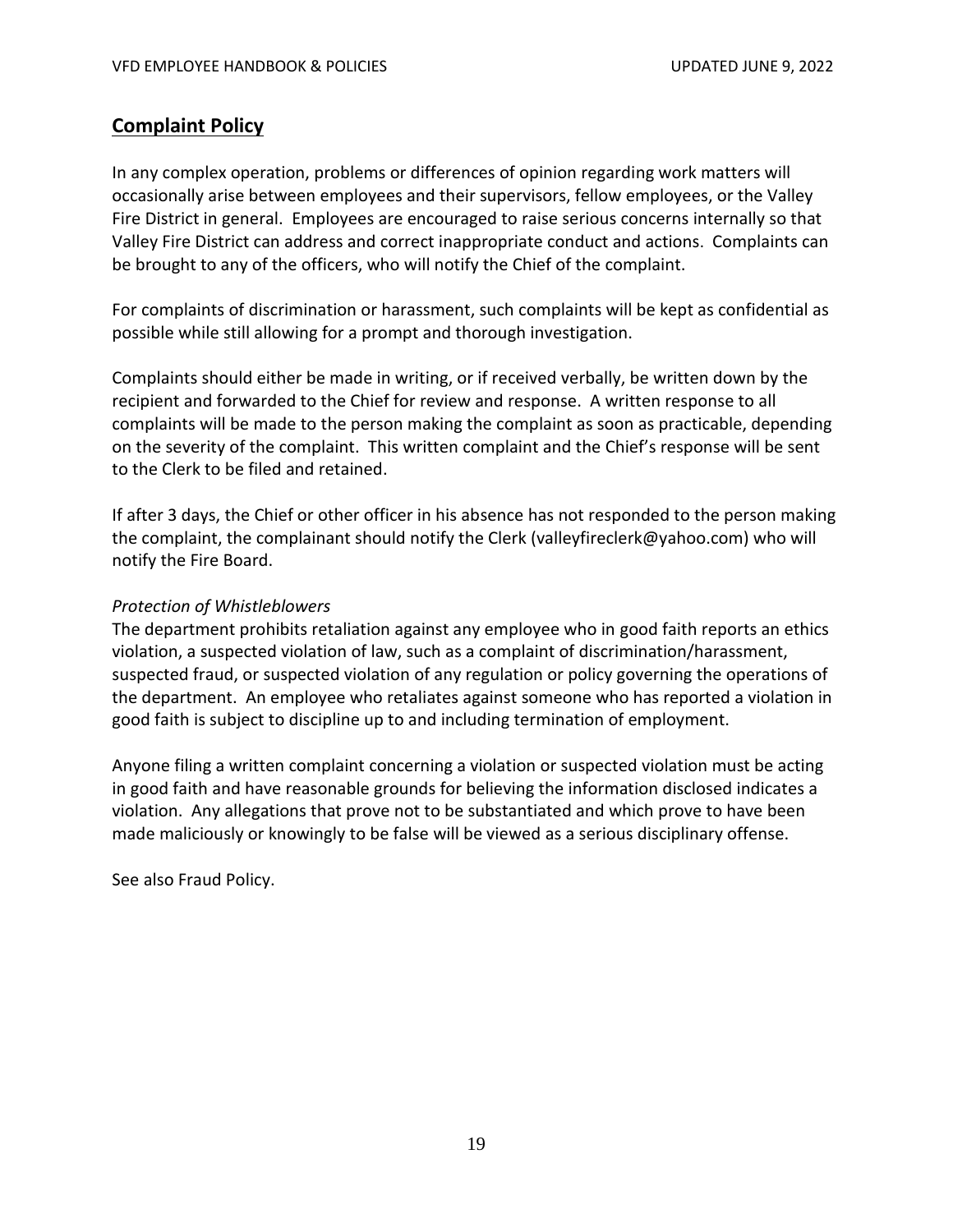## Complaint Policy

In any complex operation, problems or differences of opinion regarding work matters will occasionally arise between employees and their supervisors, fellow employees, or the Valley Fire District in general. Employees are encouraged to raise serious concerns internally so that Valley Fire District can address and correct inappropriate conduct and actions. Complaints can be brought to any of the officers, who will notify the Chief of the complaint.

For complaints of discrimination or harassment, such complaints will be kept as confidential as possible while still allowing for a prompt and thorough investigation.

Complaints should either be made in writing, or if received verbally, be written down by the recipient and forwarded to the Chief for review and response. A written response to all complaints will be made to the person making the complaint as soon as practicable, depending on the severity of the complaint. This written complaint and the Chief's response will be sent to the Clerk to be filed and retained.

If after 3 days, the Chief or other officer in his absence has not responded to the person making the complaint, the complainant should notify the Clerk (valleyfireclerk@yahoo.com) who will notify the Fire Board.

*Protection of Whistleblowers*

The department prohibits retaliation against any employee who in good faith reports an ethics violation, a suspected violation of law, such as a complaint of discrimination/harassment, suspected fraud, or suspected violation of any regulation or policy governing the operations of the department. An employee who retaliates against someone who has reported a violation in good faith is subject to discipline up to and including termination of employment.

Anyone filing a written complaint concerning a violation or suspected violation must be acting in good faith and have reasonable grounds for believing the information disclosed indicates a violation. Any allegations that prove not to be substantiated and which prove to have been made maliciously or knowingly to be false will be viewed as a serious disciplinary offense.

See also Fraud Policy.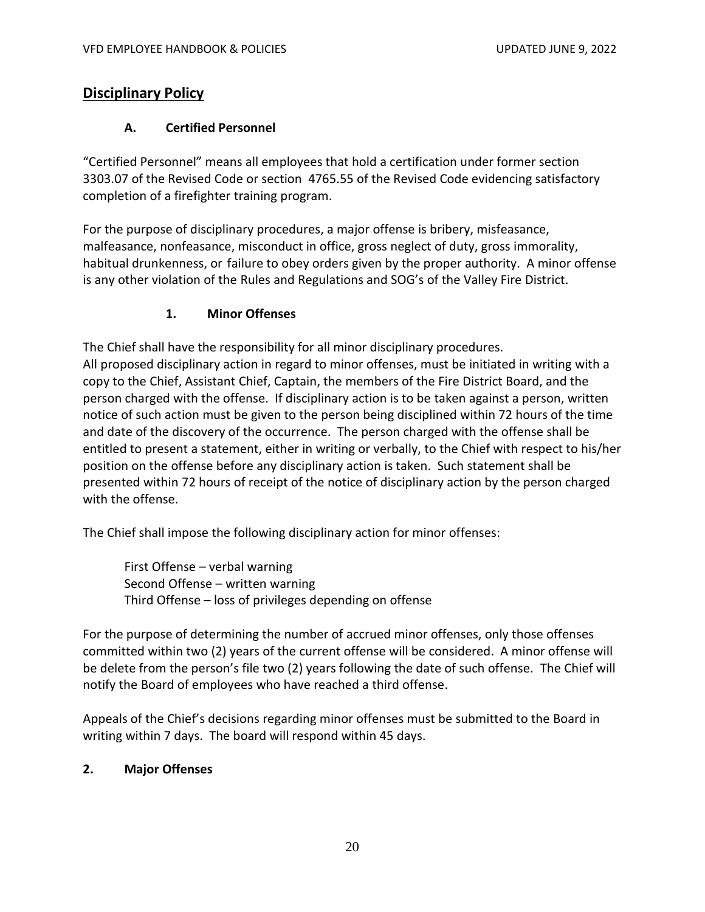# Disciplinary Policy

### A. Certified Personnel

"Certified Personnel" means all employees that hold a certification under former section 3303.07 of the Revised Code or section 4765.55 of the Revised Code evidencing satisfactory completion of a firefighter training program.

For the purpose of disciplinary procedures, a major offense is bribery, misfeasance, malfeasance, nonfeasance, misconduct in office, gross neglect of duty, gross immorality, habitual drunkenness, or failure to obey orders given by the proper authority. A minor offense is any other violation of the Rules and Regulations and SOG's of the Valley Fire District.

#### 1. Minor Offenses

The Chief shall have the responsibility for all minor disciplinary procedures.
All proposed disciplinary action in regard to minor offenses, must be initiated in writing with a copy to the Chief, Assistant Chief, Captain, the members of the Fire District Board, and the person charged with the offense. If disciplinary action is to be taken against a person, written notice of such action must be given to the person being disciplined within 72 hours of the time and date of the discovery of the occurrence. The person charged with the offense shall be entitled to present a statement, either in writing or verbally, to the Chief with respect to his/her position on the offense before any disciplinary action is taken. Such statement shall be presented within 72 hours of receipt of the notice of disciplinary action by the person charged with the offense.

The Chief shall impose the following disciplinary action for minor offenses:

First Offense – verbal warning
Second Offense – written warning
Third Offense – loss of privileges depending on offense

For the purpose of determining the number of accrued minor offenses, only those offenses committed within two (2) years of the current offense will be considered. A minor offense will be delete from the person's file two (2) years following the date of such offense. The Chief will notify the Board of employees who have reached a third offense.

Appeals of the Chief's decisions regarding minor offenses must be submitted to the Board in writing within 7 days. The board will respond within 45 days.

#### 2. Major Offenses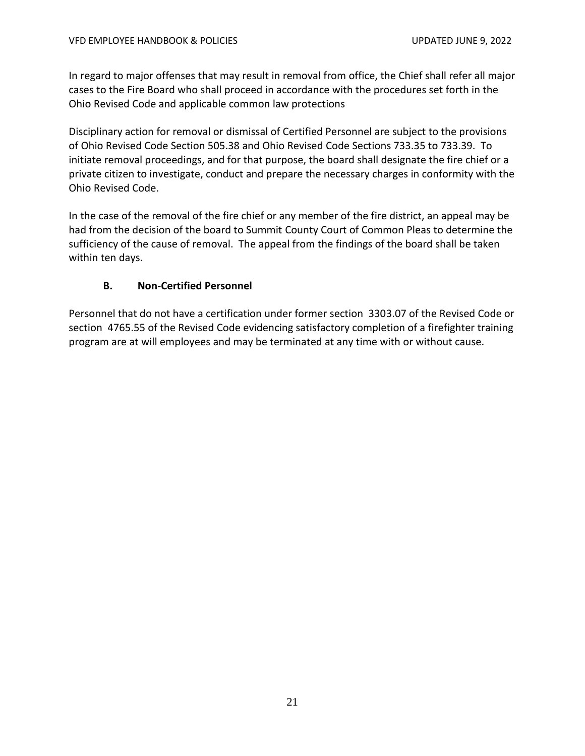In regard to major offenses that may result in removal from office, the Chief shall refer all major cases to the Fire Board who shall proceed in accordance with the procedures set forth in the Ohio Revised Code and applicable common law protections

Disciplinary action for removal or dismissal of Certified Personnel are subject to the provisions of Ohio Revised Code Section 505.38 and Ohio Revised Code Sections 733.35 to 733.39. To initiate removal proceedings, and for that purpose, the board shall designate the fire chief or a private citizen to investigate, conduct and prepare the necessary charges in conformity with the Ohio Revised Code.

In the case of the removal of the fire chief or any member of the fire district, an appeal may be had from the decision of the board to Summit County Court of Common Pleas to determine the sufficiency of the cause of removal. The appeal from the findings of the board shall be taken within ten days.

### B. Non-Certified Personnel

Personnel that do not have a certification under former section 3303.07 of the Revised Code or section 4765.55 of the Revised Code evidencing satisfactory completion of a firefighter training program are at will employees and may be terminated at any time with or without cause.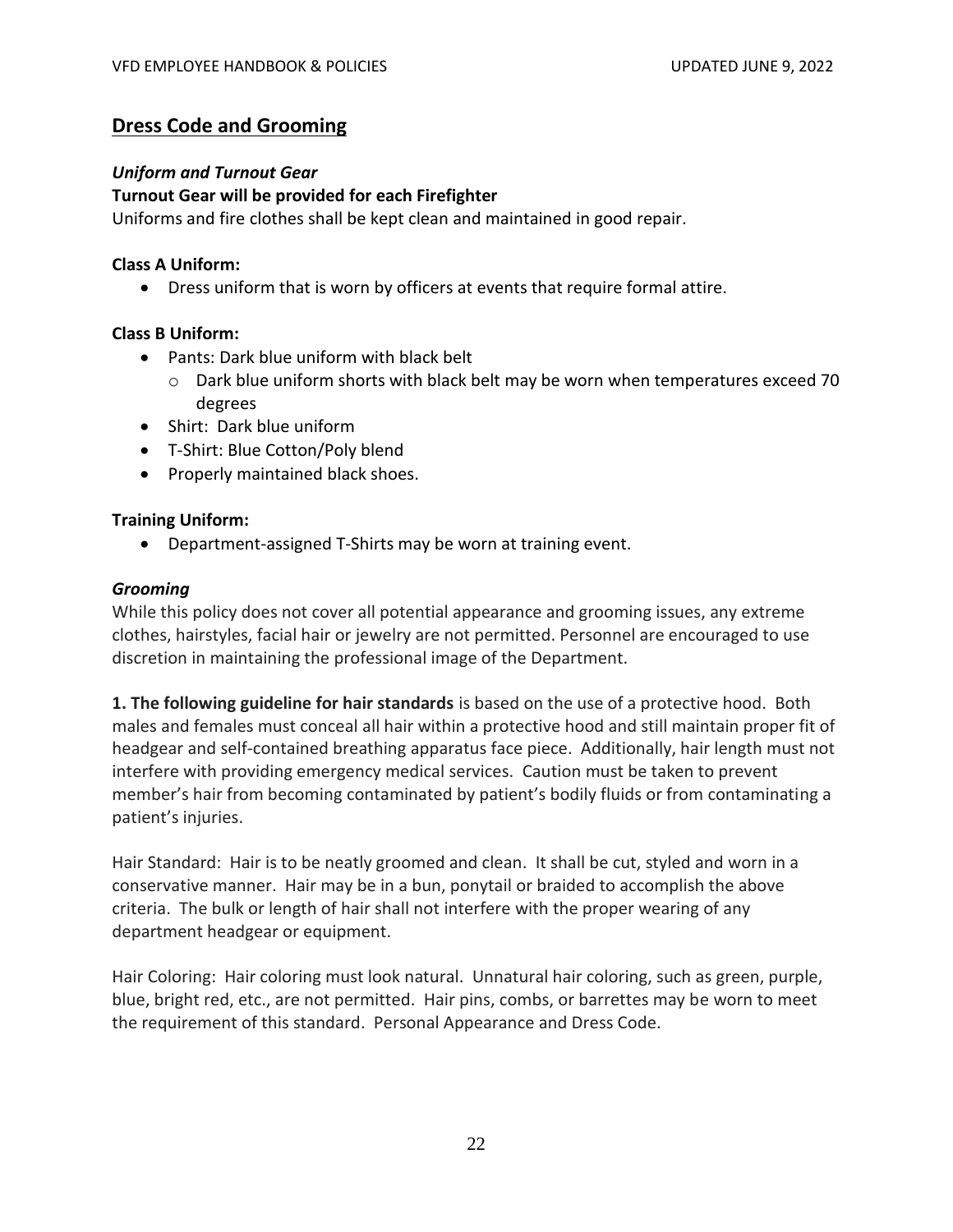## Dress Code and Grooming

### *Uniform and Turnout Gear*

**Turnout Gear will be provided for each Firefighter**

Uniforms and fire clothes shall be kept clean and maintained in good repair.

**Class A Uniform:**

- Dress uniform that is worn by officers at events that require formal attire.

**Class B Uniform:**

- Pants: Dark blue uniform with black belt
  - Dark blue uniform shorts with black belt may be worn when temperatures exceed 70 degrees
- Shirt: Dark blue uniform
- T-Shirt: Blue Cotton/Poly blend
- Properly maintained black shoes.

**Training Uniform:**

- Department-assigned T-Shirts may be worn at training event.

### *Grooming*

While this policy does not cover all potential appearance and grooming issues, any extreme clothes, hairstyles, facial hair or jewelry are not permitted. Personnel are encouraged to use discretion in maintaining the professional image of the Department.

**1. The following guideline for hair standards** is based on the use of a protective hood. Both males and females must conceal all hair within a protective hood and still maintain proper fit of headgear and self-contained breathing apparatus face piece. Additionally, hair length must not interfere with providing emergency medical services. Caution must be taken to prevent member's hair from becoming contaminated by patient's bodily fluids or from contaminating a patient's injuries.

Hair Standard: Hair is to be neatly groomed and clean. It shall be cut, styled and worn in a conservative manner. Hair may be in a bun, ponytail or braided to accomplish the above criteria. The bulk or length of hair shall not interfere with the proper wearing of any department headgear or equipment.

Hair Coloring: Hair coloring must look natural. Unnatural hair coloring, such as green, purple, blue, bright red, etc., are not permitted. Hair pins, combs, or barrettes may be worn to meet the requirement of this standard. Personal Appearance and Dress Code.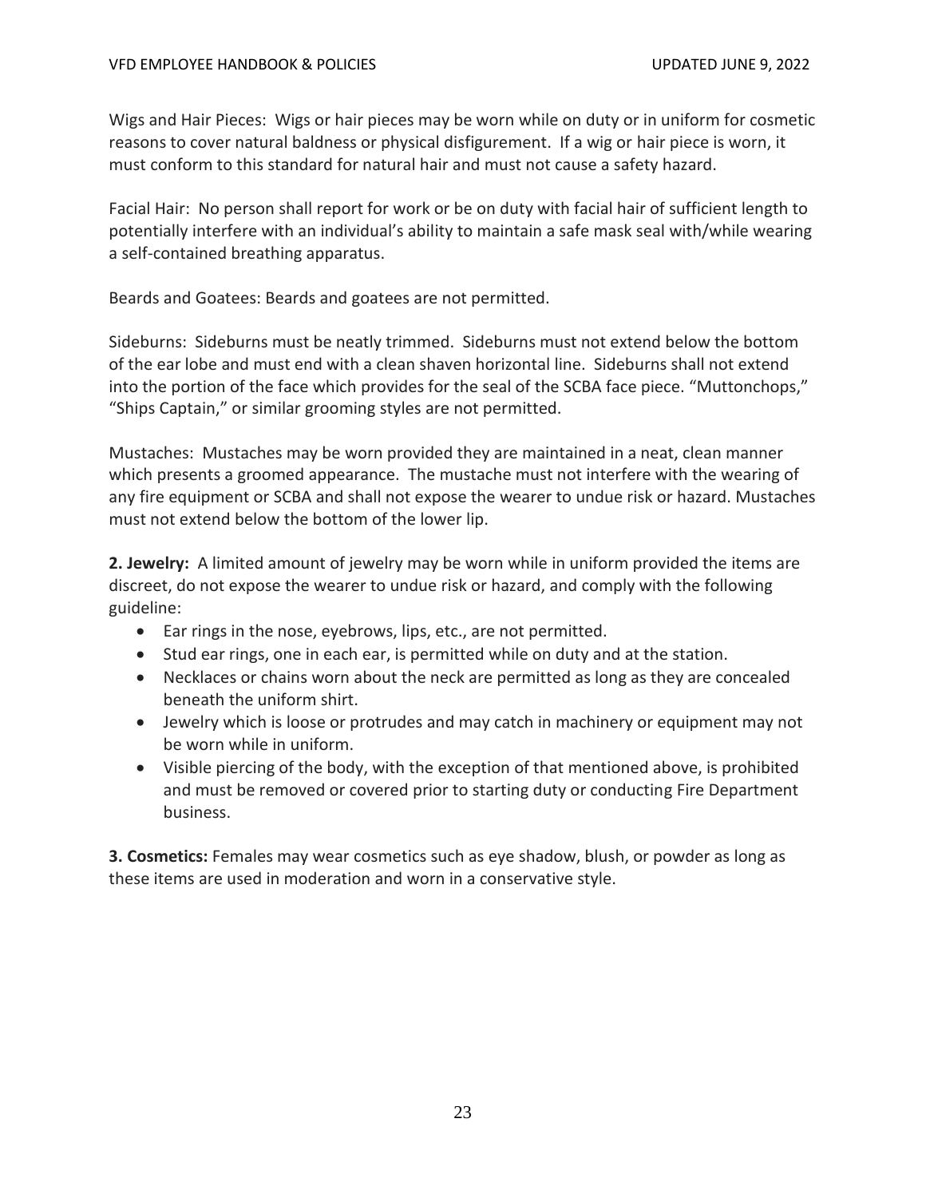Wigs and Hair Pieces: Wigs or hair pieces may be worn while on duty or in uniform for cosmetic reasons to cover natural baldness or physical disfigurement. If a wig or hair piece is worn, it must conform to this standard for natural hair and must not cause a safety hazard.

Facial Hair: No person shall report for work or be on duty with facial hair of sufficient length to potentially interfere with an individual's ability to maintain a safe mask seal with/while wearing a self-contained breathing apparatus.

Beards and Goatees: Beards and goatees are not permitted.

Sideburns: Sideburns must be neatly trimmed. Sideburns must not extend below the bottom of the ear lobe and must end with a clean shaven horizontal line. Sideburns shall not extend into the portion of the face which provides for the seal of the SCBA face piece. "Muttonchops," "Ships Captain," or similar grooming styles are not permitted.

Mustaches: Mustaches may be worn provided they are maintained in a neat, clean manner which presents a groomed appearance. The mustache must not interfere with the wearing of any fire equipment or SCBA and shall not expose the wearer to undue risk or hazard. Mustaches must not extend below the bottom of the lower lip.

**2. Jewelry:** A limited amount of jewelry may be worn while in uniform provided the items are discreet, do not expose the wearer to undue risk or hazard, and comply with the following guideline:

- Ear rings in the nose, eyebrows, lips, etc., are not permitted.
- Stud ear rings, one in each ear, is permitted while on duty and at the station.
- Necklaces or chains worn about the neck are permitted as long as they are concealed beneath the uniform shirt.
- Jewelry which is loose or protrudes and may catch in machinery or equipment may not be worn while in uniform.
- Visible piercing of the body, with the exception of that mentioned above, is prohibited and must be removed or covered prior to starting duty or conducting Fire Department business.

**3. Cosmetics:** Females may wear cosmetics such as eye shadow, blush, or powder as long as these items are used in moderation and worn in a conservative style.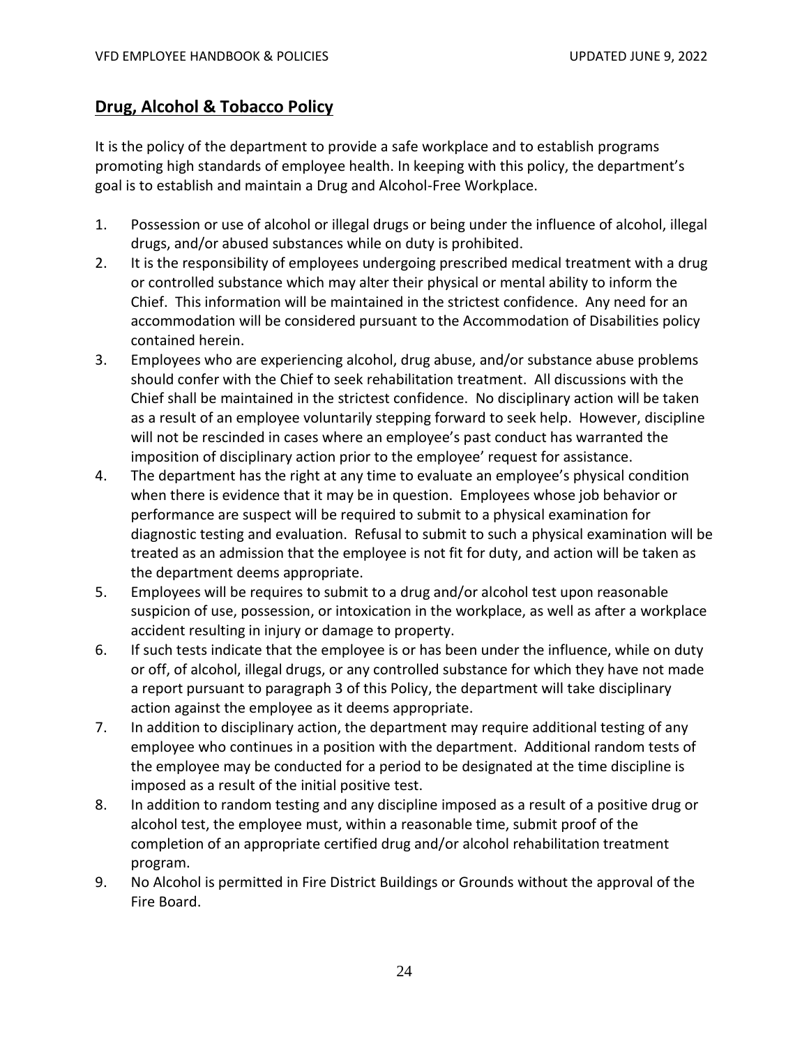## Drug, Alcohol & Tobacco Policy

It is the policy of the department to provide a safe workplace and to establish programs promoting high standards of employee health. In keeping with this policy, the department's goal is to establish and maintain a Drug and Alcohol-Free Workplace.

1. Possession or use of alcohol or illegal drugs or being under the influence of alcohol, illegal drugs, and/or abused substances while on duty is prohibited.
2. It is the responsibility of employees undergoing prescribed medical treatment with a drug or controlled substance which may alter their physical or mental ability to inform the Chief. This information will be maintained in the strictest confidence. Any need for an accommodation will be considered pursuant to the Accommodation of Disabilities policy contained herein.
3. Employees who are experiencing alcohol, drug abuse, and/or substance abuse problems should confer with the Chief to seek rehabilitation treatment. All discussions with the Chief shall be maintained in the strictest confidence. No disciplinary action will be taken as a result of an employee voluntarily stepping forward to seek help. However, discipline will not be rescinded in cases where an employee's past conduct has warranted the imposition of disciplinary action prior to the employee' request for assistance.
4. The department has the right at any time to evaluate an employee's physical condition when there is evidence that it may be in question. Employees whose job behavior or performance are suspect will be required to submit to a physical examination for diagnostic testing and evaluation. Refusal to submit to such a physical examination will be treated as an admission that the employee is not fit for duty, and action will be taken as the department deems appropriate.
5. Employees will be requires to submit to a drug and/or alcohol test upon reasonable suspicion of use, possession, or intoxication in the workplace, as well as after a workplace accident resulting in injury or damage to property.
6. If such tests indicate that the employee is or has been under the influence, while on duty or off, of alcohol, illegal drugs, or any controlled substance for which they have not made a report pursuant to paragraph 3 of this Policy, the department will take disciplinary action against the employee as it deems appropriate.
7. In addition to disciplinary action, the department may require additional testing of any employee who continues in a position with the department. Additional random tests of the employee may be conducted for a period to be designated at the time discipline is imposed as a result of the initial positive test.
8. In addition to random testing and any discipline imposed as a result of a positive drug or alcohol test, the employee must, within a reasonable time, submit proof of the completion of an appropriate certified drug and/or alcohol rehabilitation treatment program.
9. No Alcohol is permitted in Fire District Buildings or Grounds without the approval of the Fire Board.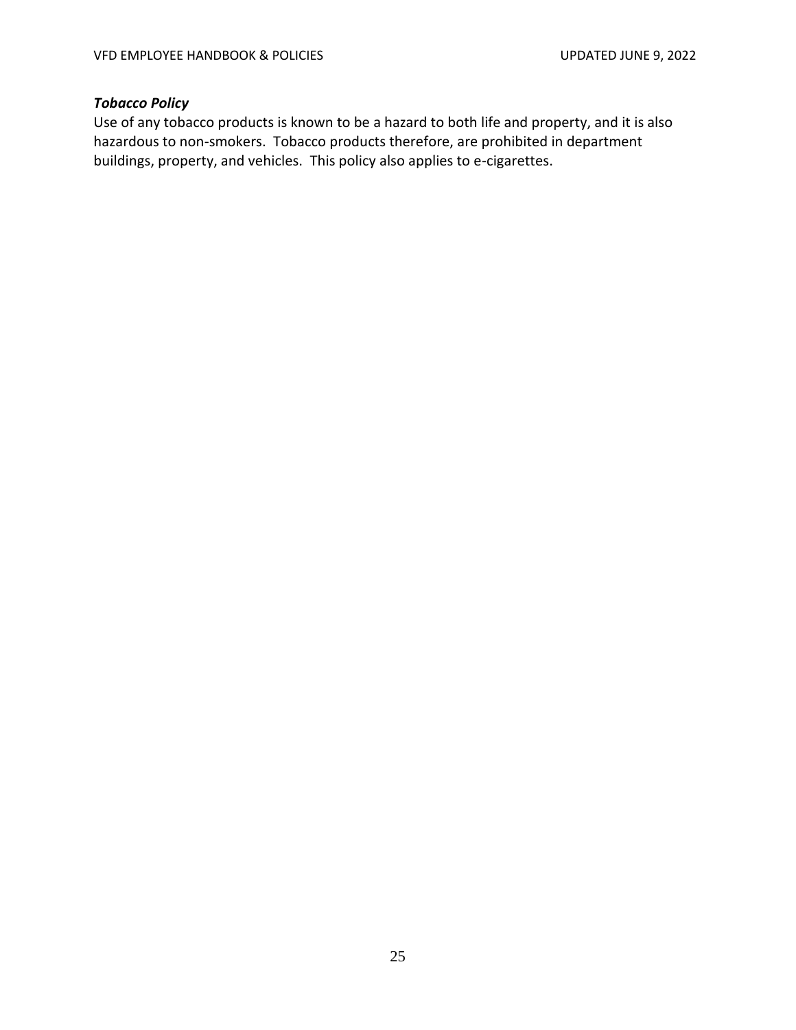### *Tobacco Policy*

Use of any tobacco products is known to be a hazard to both life and property, and it is also hazardous to non-smokers. Tobacco products therefore, are prohibited in department buildings, property, and vehicles. This policy also applies to e-cigarettes.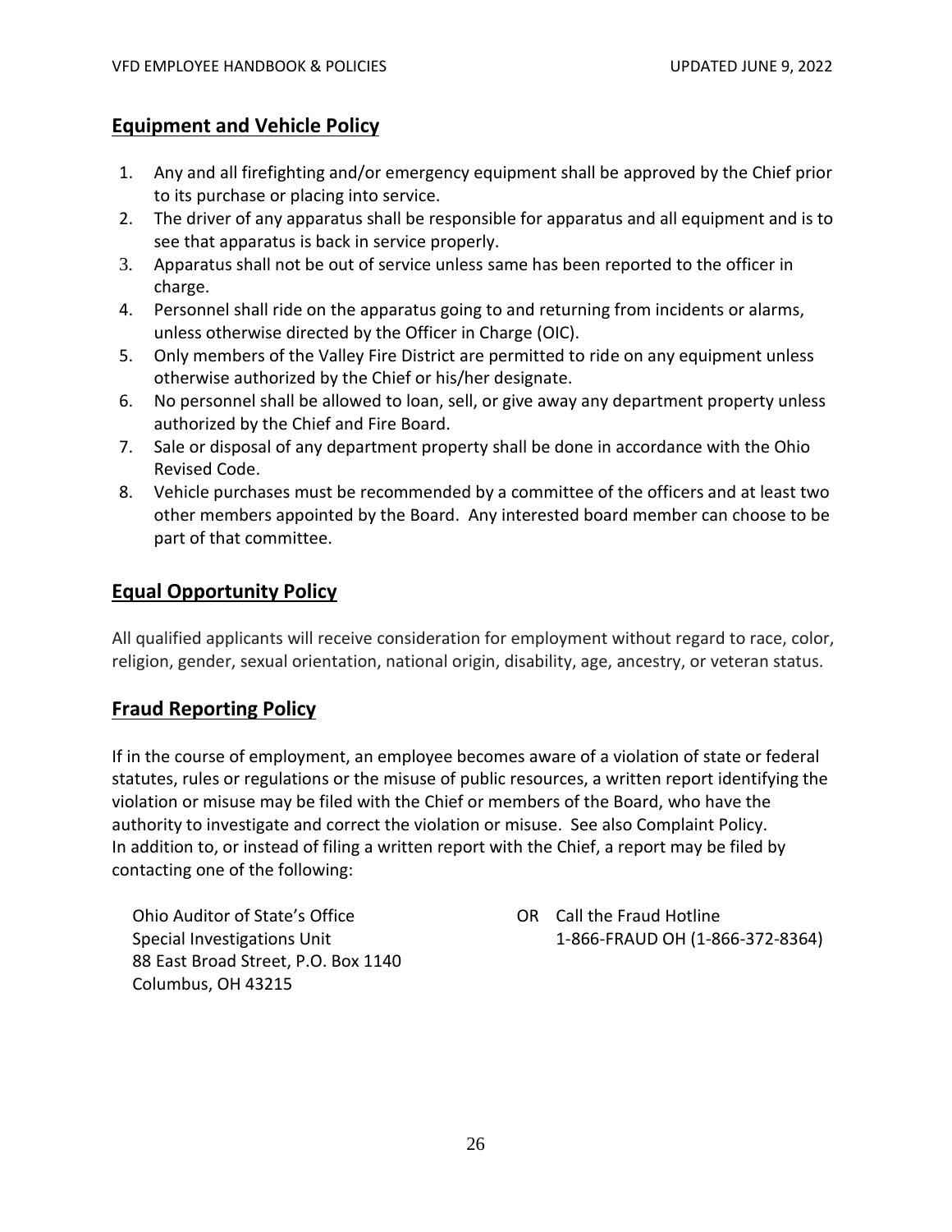## Equipment and Vehicle Policy

1. Any and all firefighting and/or emergency equipment shall be approved by the Chief prior to its purchase or placing into service.
2. The driver of any apparatus shall be responsible for apparatus and all equipment and is to see that apparatus is back in service properly.
3. Apparatus shall not be out of service unless same has been reported to the officer in charge.
4. Personnel shall ride on the apparatus going to and returning from incidents or alarms, unless otherwise directed by the Officer in Charge (OIC).
5. Only members of the Valley Fire District are permitted to ride on any equipment unless otherwise authorized by the Chief or his/her designate.
6. No personnel shall be allowed to loan, sell, or give away any department property unless authorized by the Chief and Fire Board.
7. Sale or disposal of any department property shall be done in accordance with the Ohio Revised Code.
8. Vehicle purchases must be recommended by a committee of the officers and at least two other members appointed by the Board. Any interested board member can choose to be part of that committee.

## Equal Opportunity Policy

All qualified applicants will receive consideration for employment without regard to race, color, religion, gender, sexual orientation, national origin, disability, age, ancestry, or veteran status.

## Fraud Reporting Policy

If in the course of employment, an employee becomes aware of a violation of state or federal statutes, rules or regulations or the misuse of public resources, a written report identifying the violation or misuse may be filed with the Chief or members of the Board, who have the authority to investigate and correct the violation or misuse. See also Complaint Policy. In addition to, or instead of filing a written report with the Chief, a report may be filed by contacting one of the following:

Ohio Auditor of State's Office
Special Investigations Unit
88 East Broad Street, P.O. Box 1140
Columbus, OH 43215

OR Call the Fraud Hotline
1-866-FRAUD OH (1-866-372-8364)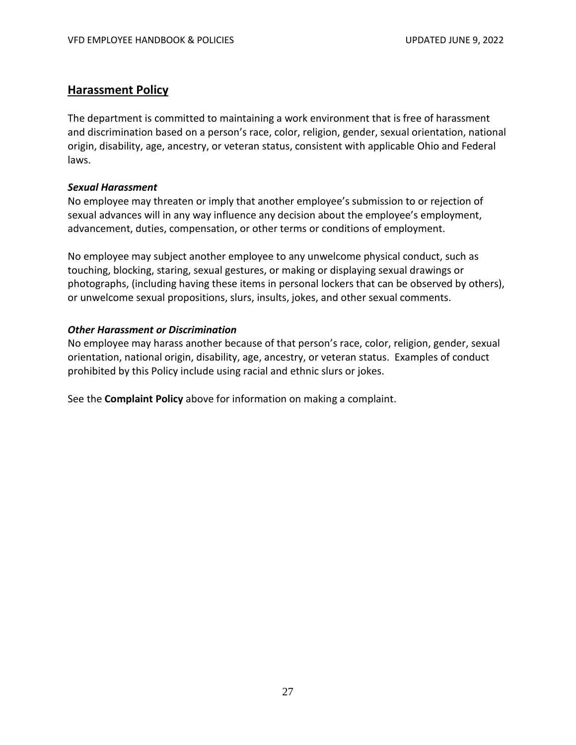## Harassment Policy

The department is committed to maintaining a work environment that is free of harassment and discrimination based on a person's race, color, religion, gender, sexual orientation, national origin, disability, age, ancestry, or veteran status, consistent with applicable Ohio and Federal laws.

***Sexual Harassment***

No employee may threaten or imply that another employee's submission to or rejection of sexual advances will in any way influence any decision about the employee's employment, advancement, duties, compensation, or other terms or conditions of employment.

No employee may subject another employee to any unwelcome physical conduct, such as touching, blocking, staring, sexual gestures, or making or displaying sexual drawings or photographs, (including having these items in personal lockers that can be observed by others), or unwelcome sexual propositions, slurs, insults, jokes, and other sexual comments.

***Other Harassment or Discrimination***

No employee may harass another because of that person's race, color, religion, gender, sexual orientation, national origin, disability, age, ancestry, or veteran status. Examples of conduct prohibited by this Policy include using racial and ethnic slurs or jokes.

See the **Complaint Policy** above for information on making a complaint.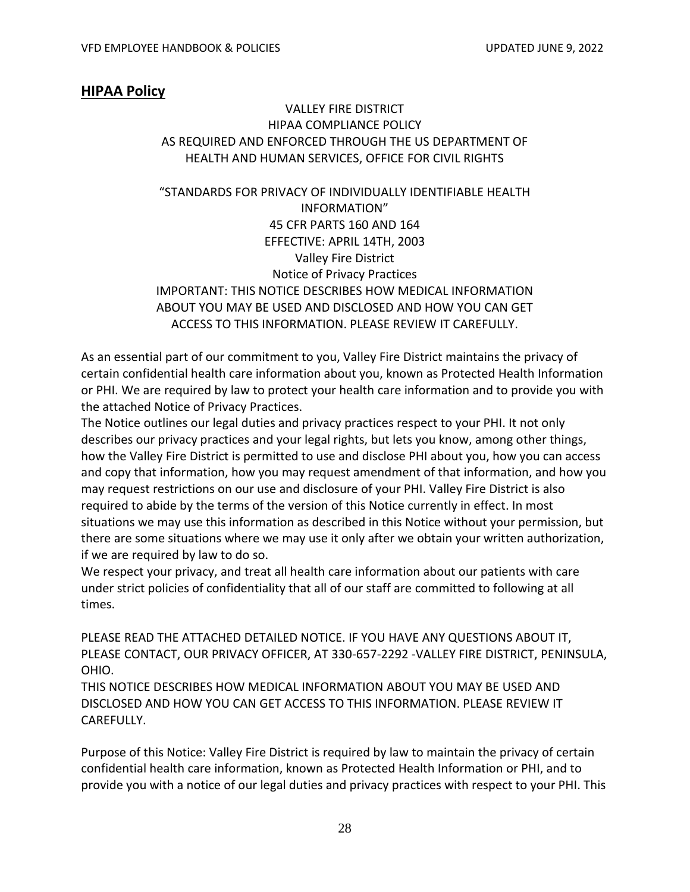## HIPAA Policy

VALLEY FIRE DISTRICT
HIPAA COMPLIANCE POLICY
AS REQUIRED AND ENFORCED THROUGH THE US DEPARTMENT OF HEALTH AND HUMAN SERVICES, OFFICE FOR CIVIL RIGHTS

"STANDARDS FOR PRIVACY OF INDIVIDUALLY IDENTIFIABLE HEALTH INFORMATION"
45 CFR PARTS 160 AND 164
EFFECTIVE: APRIL 14TH, 2003
Valley Fire District
Notice of Privacy Practices
IMPORTANT: THIS NOTICE DESCRIBES HOW MEDICAL INFORMATION ABOUT YOU MAY BE USED AND DISCLOSED AND HOW YOU CAN GET ACCESS TO THIS INFORMATION. PLEASE REVIEW IT CAREFULLY.

As an essential part of our commitment to you, Valley Fire District maintains the privacy of certain confidential health care information about you, known as Protected Health Information or PHI. We are required by law to protect your health care information and to provide you with the attached Notice of Privacy Practices.

The Notice outlines our legal duties and privacy practices respect to your PHI. It not only describes our privacy practices and your legal rights, but lets you know, among other things, how the Valley Fire District is permitted to use and disclose PHI about you, how you can access and copy that information, how you may request amendment of that information, and how you may request restrictions on our use and disclosure of your PHI. Valley Fire District is also required to abide by the terms of the version of this Notice currently in effect. In most situations we may use this information as described in this Notice without your permission, but there are some situations where we may use it only after we obtain your written authorization, if we are required by law to do so.

We respect your privacy, and treat all health care information about our patients with care under strict policies of confidentiality that all of our staff are committed to following at all times.

PLEASE READ THE ATTACHED DETAILED NOTICE. IF YOU HAVE ANY QUESTIONS ABOUT IT, PLEASE CONTACT, OUR PRIVACY OFFICER, AT 330-657-2292 -VALLEY FIRE DISTRICT, PENINSULA, OHIO.

THIS NOTICE DESCRIBES HOW MEDICAL INFORMATION ABOUT YOU MAY BE USED AND DISCLOSED AND HOW YOU CAN GET ACCESS TO THIS INFORMATION. PLEASE REVIEW IT CAREFULLY.

Purpose of this Notice: Valley Fire District is required by law to maintain the privacy of certain confidential health care information, known as Protected Health Information or PHI, and to provide you with a notice of our legal duties and privacy practices with respect to your PHI. This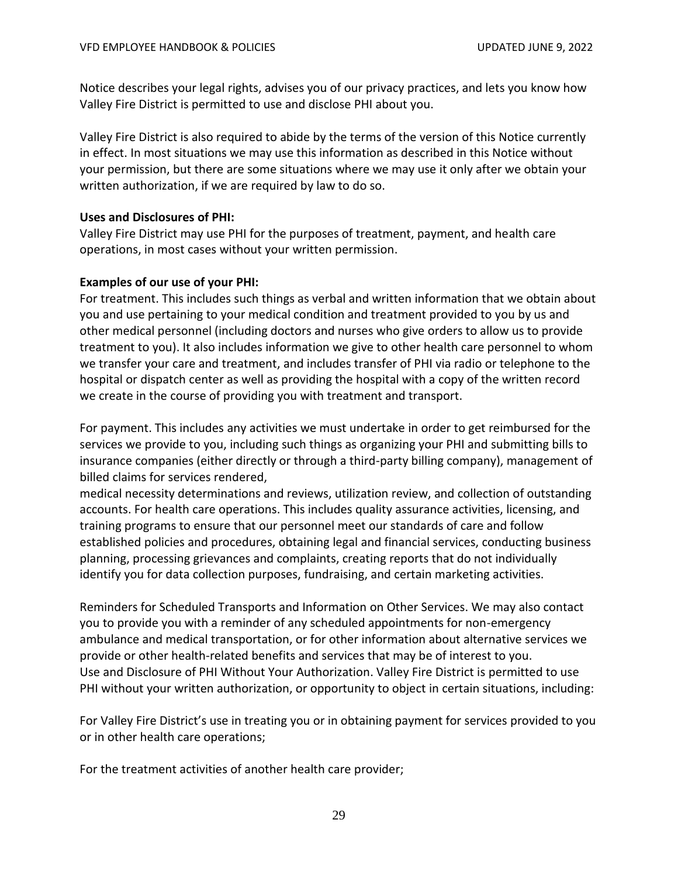Notice describes your legal rights, advises you of our privacy practices, and lets you know how Valley Fire District is permitted to use and disclose PHI about you.

Valley Fire District is also required to abide by the terms of the version of this Notice currently in effect. In most situations we may use this information as described in this Notice without your permission, but there are some situations where we may use it only after we obtain your written authorization, if we are required by law to do so.

**Uses and Disclosures of PHI:**
Valley Fire District may use PHI for the purposes of treatment, payment, and health care operations, in most cases without your written permission.

**Examples of our use of your PHI:**
For treatment. This includes such things as verbal and written information that we obtain about you and use pertaining to your medical condition and treatment provided to you by us and other medical personnel (including doctors and nurses who give orders to allow us to provide treatment to you). It also includes information we give to other health care personnel to whom we transfer your care and treatment, and includes transfer of PHI via radio or telephone to the hospital or dispatch center as well as providing the hospital with a copy of the written record we create in the course of providing you with treatment and transport.

For payment. This includes any activities we must undertake in order to get reimbursed for the services we provide to you, including such things as organizing your PHI and submitting bills to insurance companies (either directly or through a third-party billing company), management of billed claims for services rendered,
medical necessity determinations and reviews, utilization review, and collection of outstanding accounts. For health care operations. This includes quality assurance activities, licensing, and training programs to ensure that our personnel meet our standards of care and follow established policies and procedures, obtaining legal and financial services, conducting business planning, processing grievances and complaints, creating reports that do not individually identify you for data collection purposes, fundraising, and certain marketing activities.

Reminders for Scheduled Transports and Information on Other Services. We may also contact you to provide you with a reminder of any scheduled appointments for non-emergency ambulance and medical transportation, or for other information about alternative services we provide or other health-related benefits and services that may be of interest to you.
Use and Disclosure of PHI Without Your Authorization. Valley Fire District is permitted to use PHI without your written authorization, or opportunity to object in certain situations, including:

For Valley Fire District's use in treating you or in obtaining payment for services provided to you or in other health care operations;

For the treatment activities of another health care provider;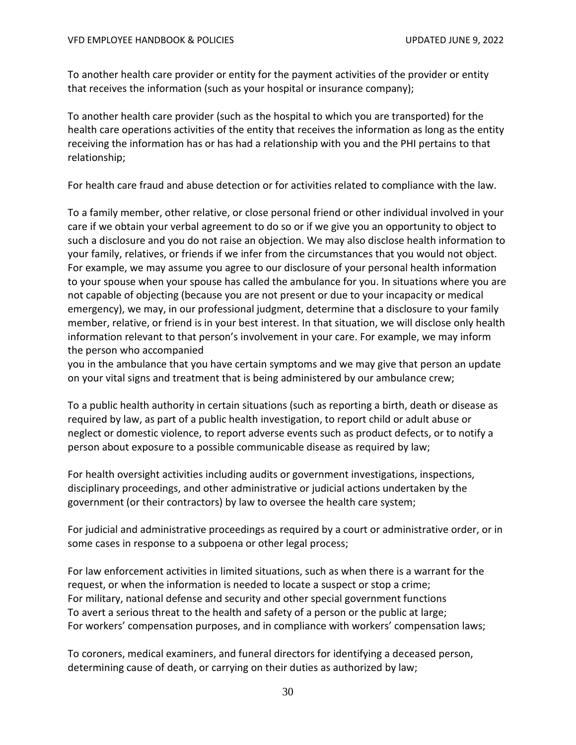To another health care provider or entity for the payment activities of the provider or entity that receives the information (such as your hospital or insurance company);

To another health care provider (such as the hospital to which you are transported) for the health care operations activities of the entity that receives the information as long as the entity receiving the information has or has had a relationship with you and the PHI pertains to that relationship;

For health care fraud and abuse detection or for activities related to compliance with the law.

To a family member, other relative, or close personal friend or other individual involved in your care if we obtain your verbal agreement to do so or if we give you an opportunity to object to such a disclosure and you do not raise an objection. We may also disclose health information to your family, relatives, or friends if we infer from the circumstances that you would not object. For example, we may assume you agree to our disclosure of your personal health information to your spouse when your spouse has called the ambulance for you. In situations where you are not capable of objecting (because you are not present or due to your incapacity or medical emergency), we may, in our professional judgment, determine that a disclosure to your family member, relative, or friend is in your best interest. In that situation, we will disclose only health information relevant to that person's involvement in your care. For example, we may inform the person who accompanied
you in the ambulance that you have certain symptoms and we may give that person an update on your vital signs and treatment that is being administered by our ambulance crew;

To a public health authority in certain situations (such as reporting a birth, death or disease as required by law, as part of a public health investigation, to report child or adult abuse or neglect or domestic violence, to report adverse events such as product defects, or to notify a person about exposure to a possible communicable disease as required by law;

For health oversight activities including audits or government investigations, inspections, disciplinary proceedings, and other administrative or judicial actions undertaken by the government (or their contractors) by law to oversee the health care system;

For judicial and administrative proceedings as required by a court or administrative order, or in some cases in response to a subpoena or other legal process;

For law enforcement activities in limited situations, such as when there is a warrant for the request, or when the information is needed to locate a suspect or stop a crime;
For military, national defense and security and other special government functions
To avert a serious threat to the health and safety of a person or the public at large;
For workers' compensation purposes, and in compliance with workers' compensation laws;

To coroners, medical examiners, and funeral directors for identifying a deceased person, determining cause of death, or carrying on their duties as authorized by law;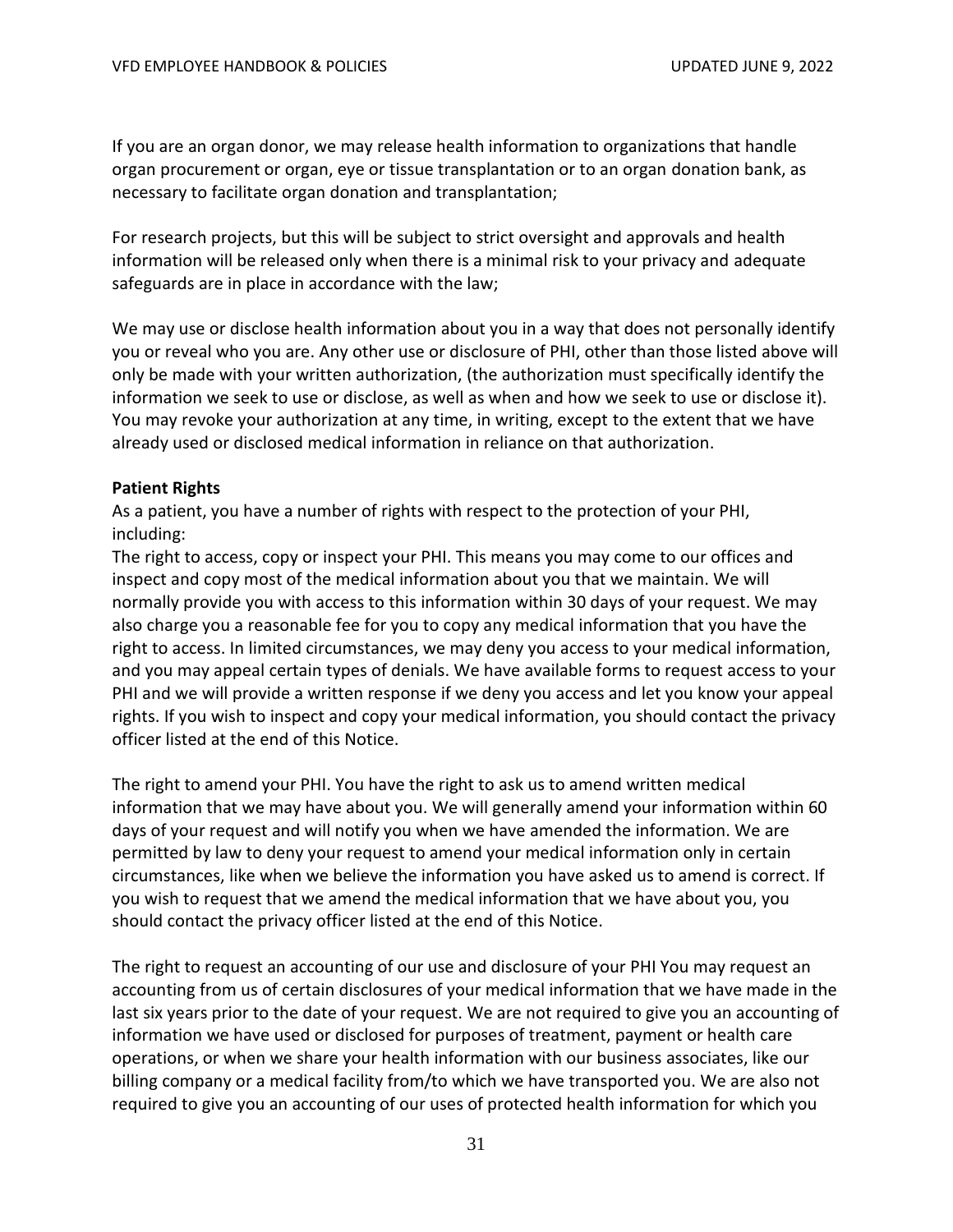If you are an organ donor, we may release health information to organizations that handle organ procurement or organ, eye or tissue transplantation or to an organ donation bank, as necessary to facilitate organ donation and transplantation;

For research projects, but this will be subject to strict oversight and approvals and health information will be released only when there is a minimal risk to your privacy and adequate safeguards are in place in accordance with the law;

We may use or disclose health information about you in a way that does not personally identify you or reveal who you are. Any other use or disclosure of PHI, other than those listed above will only be made with your written authorization, (the authorization must specifically identify the information we seek to use or disclose, as well as when and how we seek to use or disclose it). You may revoke your authorization at any time, in writing, except to the extent that we have already used or disclosed medical information in reliance on that authorization.

**Patient Rights**

As a patient, you have a number of rights with respect to the protection of your PHI, including:

The right to access, copy or inspect your PHI. This means you may come to our offices and inspect and copy most of the medical information about you that we maintain. We will normally provide you with access to this information within 30 days of your request. We may also charge you a reasonable fee for you to copy any medical information that you have the right to access. In limited circumstances, we may deny you access to your medical information, and you may appeal certain types of denials. We have available forms to request access to your PHI and we will provide a written response if we deny you access and let you know your appeal rights. If you wish to inspect and copy your medical information, you should contact the privacy officer listed at the end of this Notice.

The right to amend your PHI. You have the right to ask us to amend written medical information that we may have about you. We will generally amend your information within 60 days of your request and will notify you when we have amended the information. We are permitted by law to deny your request to amend your medical information only in certain circumstances, like when we believe the information you have asked us to amend is correct. If you wish to request that we amend the medical information that we have about you, you should contact the privacy officer listed at the end of this Notice.

The right to request an accounting of our use and disclosure of your PHI You may request an accounting from us of certain disclosures of your medical information that we have made in the last six years prior to the date of your request. We are not required to give you an accounting of information we have used or disclosed for purposes of treatment, payment or health care operations, or when we share your health information with our business associates, like our billing company or a medical facility from/to which we have transported you. We are also not required to give you an accounting of our uses of protected health information for which you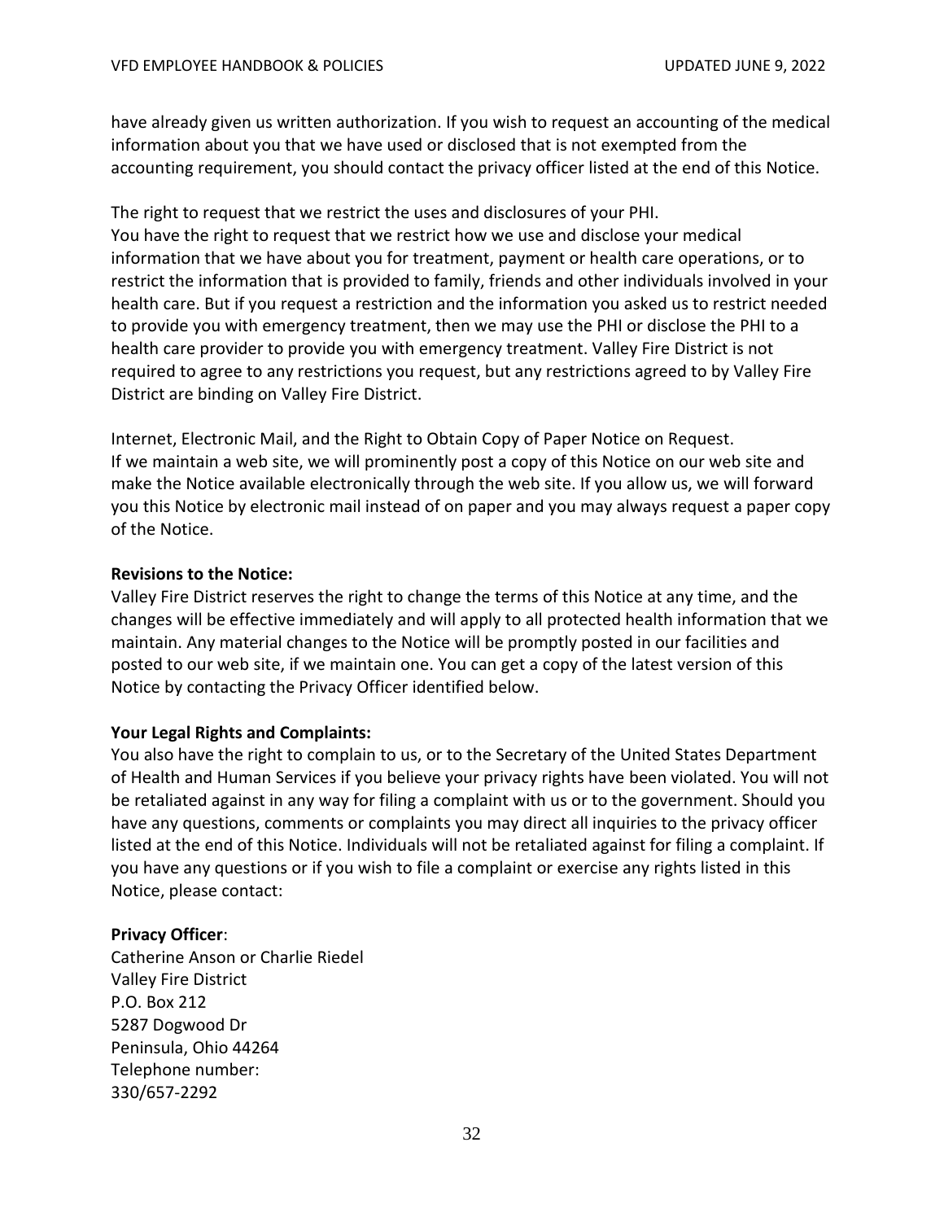have already given us written authorization. If you wish to request an accounting of the medical information about you that we have used or disclosed that is not exempted from the accounting requirement, you should contact the privacy officer listed at the end of this Notice.

The right to request that we restrict the uses and disclosures of your PHI.
You have the right to request that we restrict how we use and disclose your medical information that we have about you for treatment, payment or health care operations, or to restrict the information that is provided to family, friends and other individuals involved in your health care. But if you request a restriction and the information you asked us to restrict needed to provide you with emergency treatment, then we may use the PHI or disclose the PHI to a health care provider to provide you with emergency treatment. Valley Fire District is not required to agree to any restrictions you request, but any restrictions agreed to by Valley Fire District are binding on Valley Fire District.

Internet, Electronic Mail, and the Right to Obtain Copy of Paper Notice on Request.
If we maintain a web site, we will prominently post a copy of this Notice on our web site and make the Notice available electronically through the web site. If you allow us, we will forward you this Notice by electronic mail instead of on paper and you may always request a paper copy of the Notice.

**Revisions to the Notice:**
Valley Fire District reserves the right to change the terms of this Notice at any time, and the changes will be effective immediately and will apply to all protected health information that we maintain. Any material changes to the Notice will be promptly posted in our facilities and posted to our web site, if we maintain one. You can get a copy of the latest version of this Notice by contacting the Privacy Officer identified below.

**Your Legal Rights and Complaints:**
You also have the right to complain to us, or to the Secretary of the United States Department of Health and Human Services if you believe your privacy rights have been violated. You will not be retaliated against in any way for filing a complaint with us or to the government. Should you have any questions, comments or complaints you may direct all inquiries to the privacy officer listed at the end of this Notice. Individuals will not be retaliated against for filing a complaint. If you have any questions or if you wish to file a complaint or exercise any rights listed in this Notice, please contact:

**Privacy Officer**:
Catherine Anson or Charlie Riedel
Valley Fire District
P.O. Box 212
5287 Dogwood Dr
Peninsula, Ohio 44264
Telephone number:
330/657-2292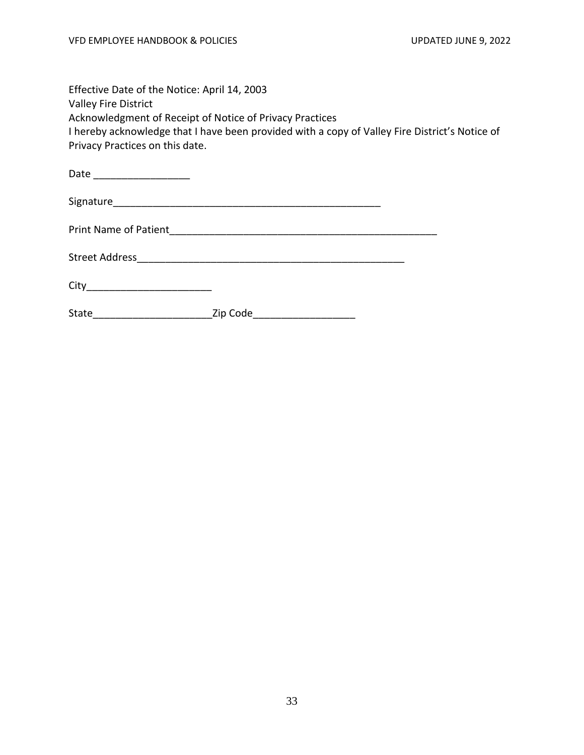Effective Date of the Notice: April 14, 2003
Valley Fire District
Acknowledgment of Receipt of Notice of Privacy Practices
I hereby acknowledge that I have been provided with a copy of Valley Fire District's Notice of Privacy Practices on this date.

Date _________________

Signature_________________________________________________

Print Name of Patient_________________________________________________

Street Address_________________________________________________

City______________________

State_____________________Zip Code__________________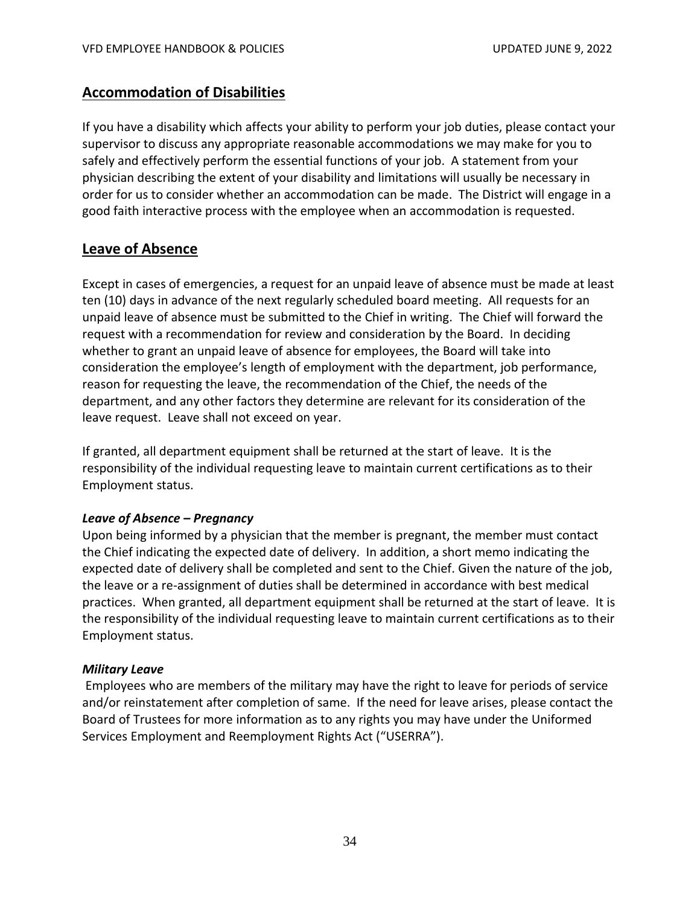## Accommodation of Disabilities

If you have a disability which affects your ability to perform your job duties, please contact your supervisor to discuss any appropriate reasonable accommodations we may make for you to safely and effectively perform the essential functions of your job. A statement from your physician describing the extent of your disability and limitations will usually be necessary in order for us to consider whether an accommodation can be made. The District will engage in a good faith interactive process with the employee when an accommodation is requested.

## Leave of Absence

Except in cases of emergencies, a request for an unpaid leave of absence must be made at least ten (10) days in advance of the next regularly scheduled board meeting. All requests for an unpaid leave of absence must be submitted to the Chief in writing. The Chief will forward the request with a recommendation for review and consideration by the Board. In deciding whether to grant an unpaid leave of absence for employees, the Board will take into consideration the employee's length of employment with the department, job performance, reason for requesting the leave, the recommendation of the Chief, the needs of the department, and any other factors they determine are relevant for its consideration of the leave request. Leave shall not exceed on year.

If granted, all department equipment shall be returned at the start of leave. It is the responsibility of the individual requesting leave to maintain current certifications as to their Employment status.

### *Leave of Absence – Pregnancy*

Upon being informed by a physician that the member is pregnant, the member must contact the Chief indicating the expected date of delivery. In addition, a short memo indicating the expected date of delivery shall be completed and sent to the Chief. Given the nature of the job, the leave or a re-assignment of duties shall be determined in accordance with best medical practices. When granted, all department equipment shall be returned at the start of leave. It is the responsibility of the individual requesting leave to maintain current certifications as to their Employment status.

### *Military Leave*

Employees who are members of the military may have the right to leave for periods of service and/or reinstatement after completion of same. If the need for leave arises, please contact the Board of Trustees for more information as to any rights you may have under the Uniformed Services Employment and Reemployment Rights Act ("USERRA").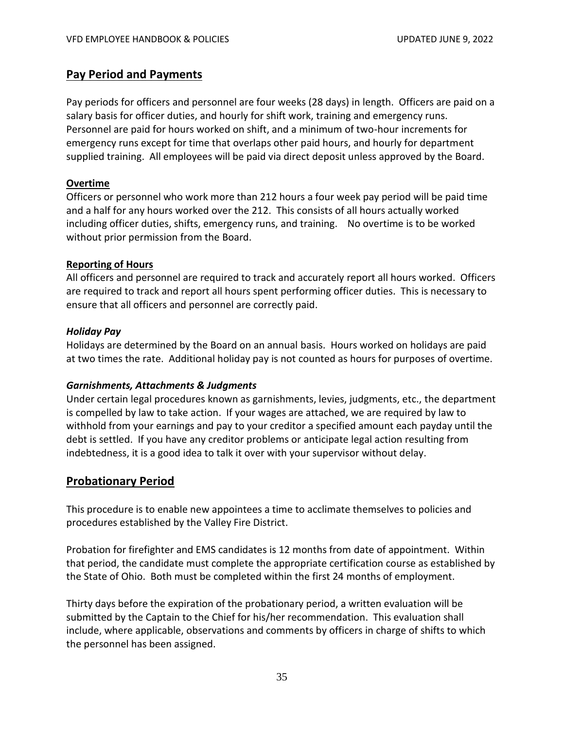## Pay Period and Payments

Pay periods for officers and personnel are four weeks (28 days) in length. Officers are paid on a salary basis for officer duties, and hourly for shift work, training and emergency runs. Personnel are paid for hours worked on shift, and a minimum of two-hour increments for emergency runs except for time that overlaps other paid hours, and hourly for department supplied training. All employees will be paid via direct deposit unless approved by the Board.

### Overtime

Officers or personnel who work more than 212 hours a four week pay period will be paid time and a half for any hours worked over the 212. This consists of all hours actually worked including officer duties, shifts, emergency runs, and training. No overtime is to be worked without prior permission from the Board.

### Reporting of Hours

All officers and personnel are required to track and accurately report all hours worked. Officers are required to track and report all hours spent performing officer duties. This is necessary to ensure that all officers and personnel are correctly paid.

#### *Holiday Pay*

Holidays are determined by the Board on an annual basis. Hours worked on holidays are paid at two times the rate. Additional holiday pay is not counted as hours for purposes of overtime.

#### *Garnishments, Attachments & Judgments*

Under certain legal procedures known as garnishments, levies, judgments, etc., the department is compelled by law to take action. If your wages are attached, we are required by law to withhold from your earnings and pay to your creditor a specified amount each payday until the debt is settled. If you have any creditor problems or anticipate legal action resulting from indebtedness, it is a good idea to talk it over with your supervisor without delay.

## Probationary Period

This procedure is to enable new appointees a time to acclimate themselves to policies and procedures established by the Valley Fire District.

Probation for firefighter and EMS candidates is 12 months from date of appointment. Within that period, the candidate must complete the appropriate certification course as established by the State of Ohio. Both must be completed within the first 24 months of employment.

Thirty days before the expiration of the probationary period, a written evaluation will be submitted by the Captain to the Chief for his/her recommendation. This evaluation shall include, where applicable, observations and comments by officers in charge of shifts to which the personnel has been assigned.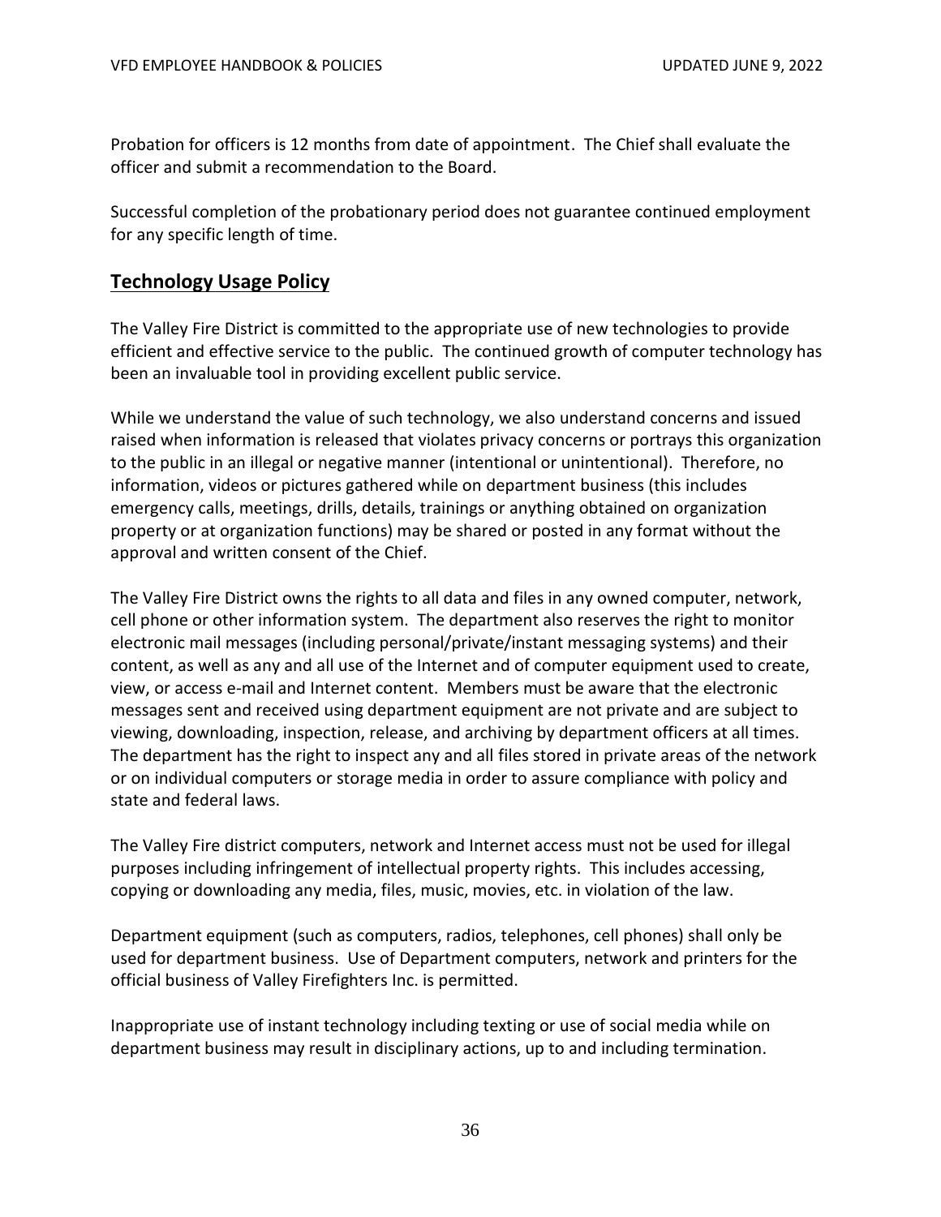Probation for officers is 12 months from date of appointment. The Chief shall evaluate the officer and submit a recommendation to the Board.

Successful completion of the probationary period does not guarantee continued employment for any specific length of time.

## Technology Usage Policy

The Valley Fire District is committed to the appropriate use of new technologies to provide efficient and effective service to the public. The continued growth of computer technology has been an invaluable tool in providing excellent public service.

While we understand the value of such technology, we also understand concerns and issued raised when information is released that violates privacy concerns or portrays this organization to the public in an illegal or negative manner (intentional or unintentional). Therefore, no information, videos or pictures gathered while on department business (this includes emergency calls, meetings, drills, details, trainings or anything obtained on organization property or at organization functions) may be shared or posted in any format without the approval and written consent of the Chief.

The Valley Fire District owns the rights to all data and files in any owned computer, network, cell phone or other information system. The department also reserves the right to monitor electronic mail messages (including personal/private/instant messaging systems) and their content, as well as any and all use of the Internet and of computer equipment used to create, view, or access e-mail and Internet content. Members must be aware that the electronic messages sent and received using department equipment are not private and are subject to viewing, downloading, inspection, release, and archiving by department officers at all times. The department has the right to inspect any and all files stored in private areas of the network or on individual computers or storage media in order to assure compliance with policy and state and federal laws.

The Valley Fire district computers, network and Internet access must not be used for illegal purposes including infringement of intellectual property rights. This includes accessing, copying or downloading any media, files, music, movies, etc. in violation of the law.

Department equipment (such as computers, radios, telephones, cell phones) shall only be used for department business. Use of Department computers, network and printers for the official business of Valley Firefighters Inc. is permitted.

Inappropriate use of instant technology including texting or use of social media while on department business may result in disciplinary actions, up to and including termination.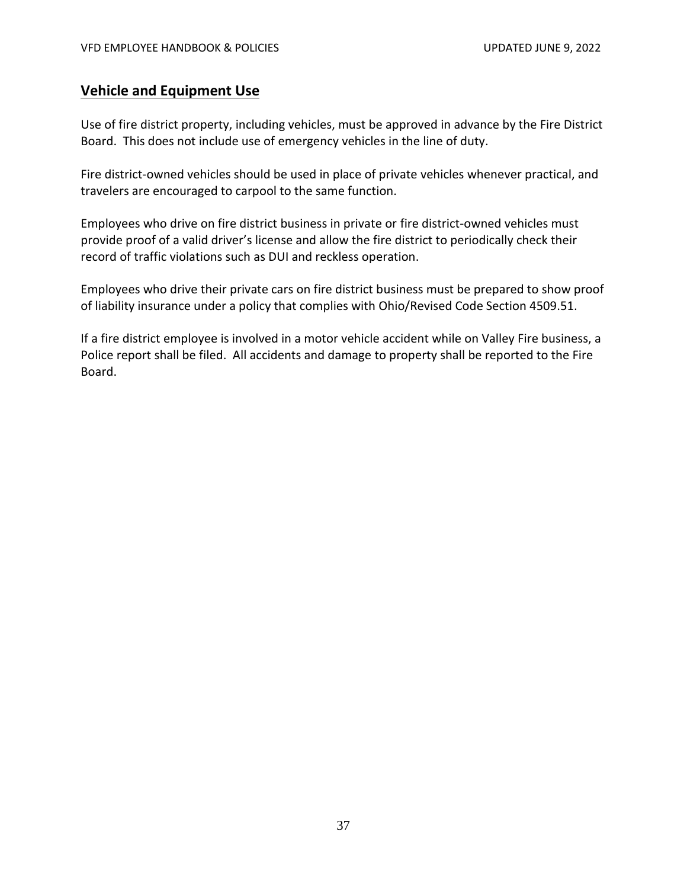## Vehicle and Equipment Use

Use of fire district property, including vehicles, must be approved in advance by the Fire District Board. This does not include use of emergency vehicles in the line of duty.

Fire district-owned vehicles should be used in place of private vehicles whenever practical, and travelers are encouraged to carpool to the same function.

Employees who drive on fire district business in private or fire district-owned vehicles must provide proof of a valid driver's license and allow the fire district to periodically check their record of traffic violations such as DUI and reckless operation.

Employees who drive their private cars on fire district business must be prepared to show proof of liability insurance under a policy that complies with Ohio/Revised Code Section 4509.51.

If a fire district employee is involved in a motor vehicle accident while on Valley Fire business, a Police report shall be filed. All accidents and damage to property shall be reported to the Fire Board.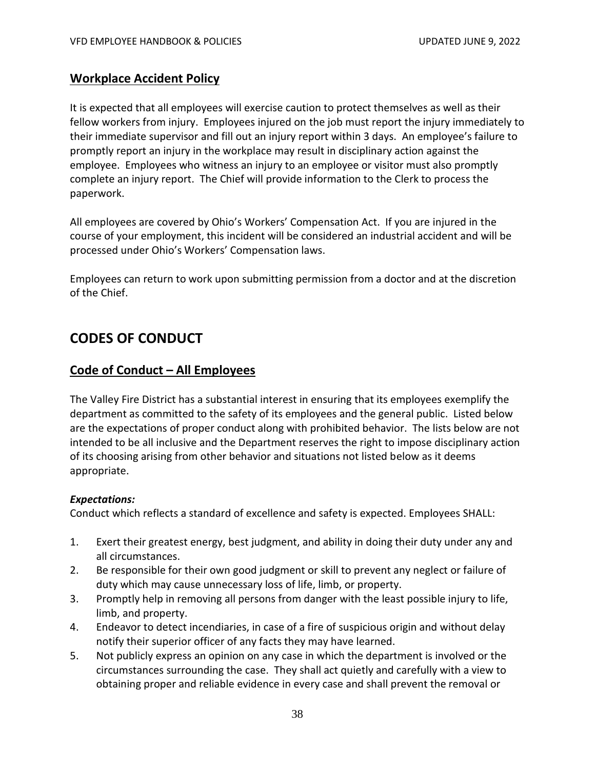## Workplace Accident Policy

It is expected that all employees will exercise caution to protect themselves as well as their fellow workers from injury. Employees injured on the job must report the injury immediately to their immediate supervisor and fill out an injury report within 3 days. An employee's failure to promptly report an injury in the workplace may result in disciplinary action against the employee. Employees who witness an injury to an employee or visitor must also promptly complete an injury report. The Chief will provide information to the Clerk to process the paperwork.

All employees are covered by Ohio's Workers' Compensation Act. If you are injured in the course of your employment, this incident will be considered an industrial accident and will be processed under Ohio's Workers' Compensation laws.

Employees can return to work upon submitting permission from a doctor and at the discretion of the Chief.

# CODES OF CONDUCT

## Code of Conduct – All Employees

The Valley Fire District has a substantial interest in ensuring that its employees exemplify the department as committed to the safety of its employees and the general public. Listed below are the expectations of proper conduct along with prohibited behavior. The lists below are not intended to be all inclusive and the Department reserves the right to impose disciplinary action of its choosing arising from other behavior and situations not listed below as it deems appropriate.

***Expectations:***

Conduct which reflects a standard of excellence and safety is expected. Employees SHALL:

1. Exert their greatest energy, best judgment, and ability in doing their duty under any and all circumstances.
2. Be responsible for their own good judgment or skill to prevent any neglect or failure of duty which may cause unnecessary loss of life, limb, or property.
3. Promptly help in removing all persons from danger with the least possible injury to life, limb, and property.
4. Endeavor to detect incendiaries, in case of a fire of suspicious origin and without delay notify their superior officer of any facts they may have learned.
5. Not publicly express an opinion on any case in which the department is involved or the circumstances surrounding the case. They shall act quietly and carefully with a view to obtaining proper and reliable evidence in every case and shall prevent the removal or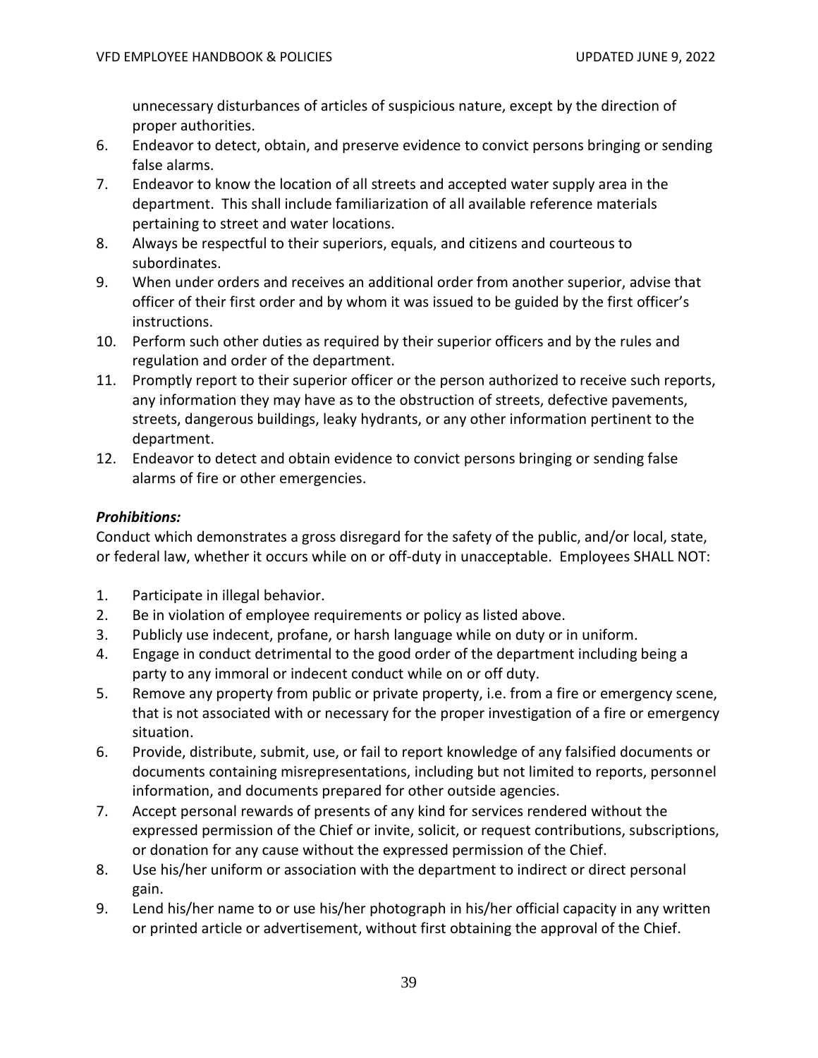unnecessary disturbances of articles of suspicious nature, except by the direction of proper authorities.

6. Endeavor to detect, obtain, and preserve evidence to convict persons bringing or sending false alarms.
7. Endeavor to know the location of all streets and accepted water supply area in the department. This shall include familiarization of all available reference materials pertaining to street and water locations.
8. Always be respectful to their superiors, equals, and citizens and courteous to subordinates.
9. When under orders and receives an additional order from another superior, advise that officer of their first order and by whom it was issued to be guided by the first officer's instructions.
10. Perform such other duties as required by their superior officers and by the rules and regulation and order of the department.
11. Promptly report to their superior officer or the person authorized to receive such reports, any information they may have as to the obstruction of streets, defective pavements, streets, dangerous buildings, leaky hydrants, or any other information pertinent to the department.
12. Endeavor to detect and obtain evidence to convict persons bringing or sending false alarms of fire or other emergencies.

***Prohibitions:***

Conduct which demonstrates a gross disregard for the safety of the public, and/or local, state, or federal law, whether it occurs while on or off-duty in unacceptable. Employees SHALL NOT:

1. Participate in illegal behavior.
2. Be in violation of employee requirements or policy as listed above.
3. Publicly use indecent, profane, or harsh language while on duty or in uniform.
4. Engage in conduct detrimental to the good order of the department including being a party to any immoral or indecent conduct while on or off duty.
5. Remove any property from public or private property, i.e. from a fire or emergency scene, that is not associated with or necessary for the proper investigation of a fire or emergency situation.
6. Provide, distribute, submit, use, or fail to report knowledge of any falsified documents or documents containing misrepresentations, including but not limited to reports, personnel information, and documents prepared for other outside agencies.
7. Accept personal rewards of presents of any kind for services rendered without the expressed permission of the Chief or invite, solicit, or request contributions, subscriptions, or donation for any cause without the expressed permission of the Chief.
8. Use his/her uniform or association with the department to indirect or direct personal gain.
9. Lend his/her name to or use his/her photograph in his/her official capacity in any written or printed article or advertisement, without first obtaining the approval of the Chief.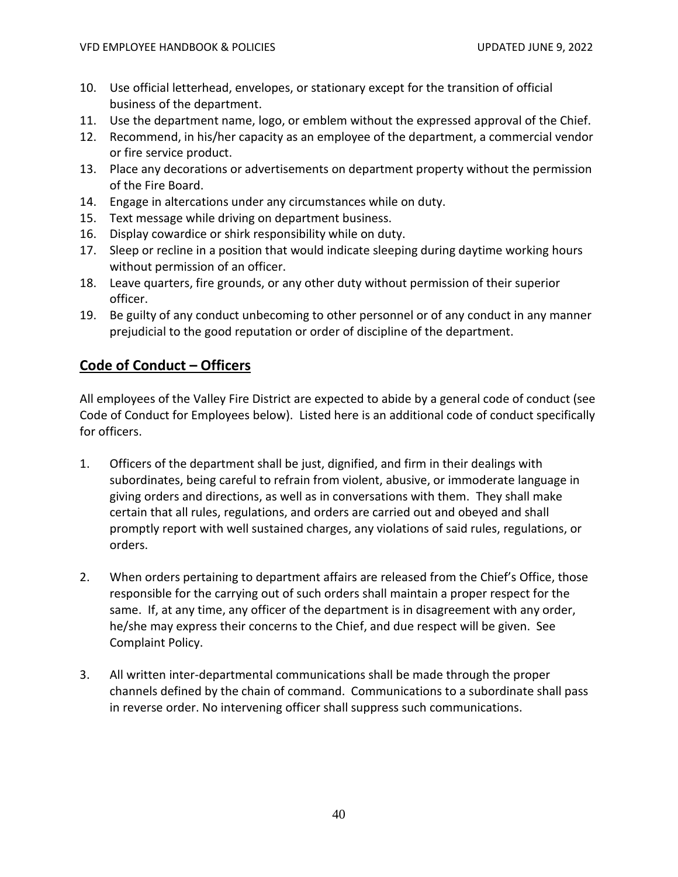10. Use official letterhead, envelopes, or stationary except for the transition of official business of the department.
11. Use the department name, logo, or emblem without the expressed approval of the Chief.
12. Recommend, in his/her capacity as an employee of the department, a commercial vendor or fire service product.
13. Place any decorations or advertisements on department property without the permission of the Fire Board.
14. Engage in altercations under any circumstances while on duty.
15. Text message while driving on department business.
16. Display cowardice or shirk responsibility while on duty.
17. Sleep or recline in a position that would indicate sleeping during daytime working hours without permission of an officer.
18. Leave quarters, fire grounds, or any other duty without permission of their superior officer.
19. Be guilty of any conduct unbecoming to other personnel or of any conduct in any manner prejudicial to the good reputation or order of discipline of the department.

## Code of Conduct – Officers

All employees of the Valley Fire District are expected to abide by a general code of conduct (see Code of Conduct for Employees below). Listed here is an additional code of conduct specifically for officers.

1. Officers of the department shall be just, dignified, and firm in their dealings with subordinates, being careful to refrain from violent, abusive, or immoderate language in giving orders and directions, as well as in conversations with them. They shall make certain that all rules, regulations, and orders are carried out and obeyed and shall promptly report with well sustained charges, any violations of said rules, regulations, or orders.

2. When orders pertaining to department affairs are released from the Chief's Office, those responsible for the carrying out of such orders shall maintain a proper respect for the same. If, at any time, any officer of the department is in disagreement with any order, he/she may express their concerns to the Chief, and due respect will be given. See Complaint Policy.

3. All written inter-departmental communications shall be made through the proper channels defined by the chain of command. Communications to a subordinate shall pass in reverse order. No intervening officer shall suppress such communications.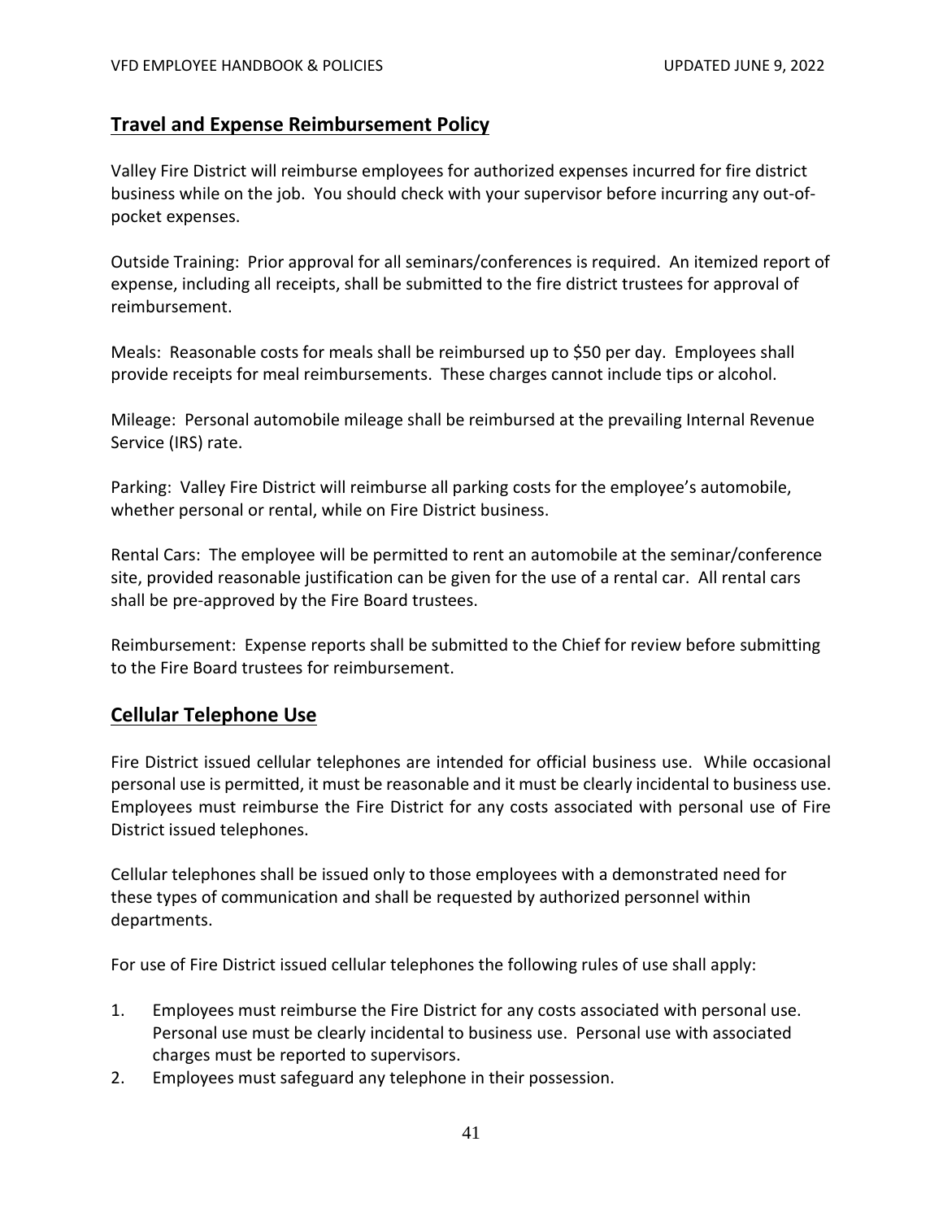## Travel and Expense Reimbursement Policy

Valley Fire District will reimburse employees for authorized expenses incurred for fire district business while on the job. You should check with your supervisor before incurring any out-of-pocket expenses.

Outside Training: Prior approval for all seminars/conferences is required. An itemized report of expense, including all receipts, shall be submitted to the fire district trustees for approval of reimbursement.

Meals: Reasonable costs for meals shall be reimbursed up to $50 per day. Employees shall provide receipts for meal reimbursements. These charges cannot include tips or alcohol.

Mileage: Personal automobile mileage shall be reimbursed at the prevailing Internal Revenue Service (IRS) rate.

Parking: Valley Fire District will reimburse all parking costs for the employee's automobile, whether personal or rental, while on Fire District business.

Rental Cars: The employee will be permitted to rent an automobile at the seminar/conference site, provided reasonable justification can be given for the use of a rental car. All rental cars shall be pre-approved by the Fire Board trustees.

Reimbursement: Expense reports shall be submitted to the Chief for review before submitting to the Fire Board trustees for reimbursement.

## Cellular Telephone Use

Fire District issued cellular telephones are intended for official business use. While occasional personal use is permitted, it must be reasonable and it must be clearly incidental to business use. Employees must reimburse the Fire District for any costs associated with personal use of Fire District issued telephones.

Cellular telephones shall be issued only to those employees with a demonstrated need for these types of communication and shall be requested by authorized personnel within departments.

For use of Fire District issued cellular telephones the following rules of use shall apply:

1. Employees must reimburse the Fire District for any costs associated with personal use. Personal use must be clearly incidental to business use. Personal use with associated charges must be reported to supervisors.
2. Employees must safeguard any telephone in their possession.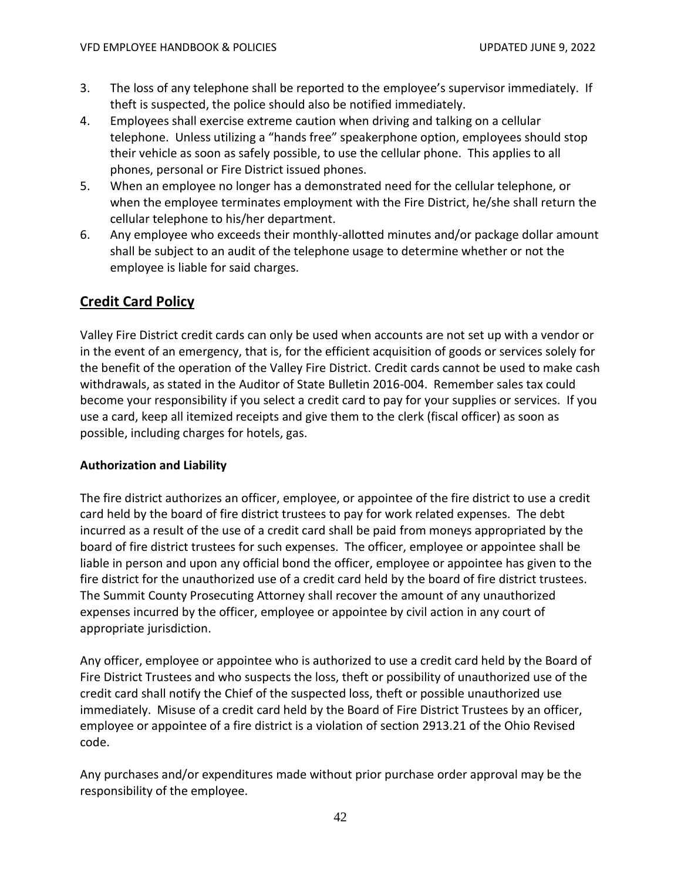3. The loss of any telephone shall be reported to the employee's supervisor immediately. If theft is suspected, the police should also be notified immediately.
4. Employees shall exercise extreme caution when driving and talking on a cellular telephone. Unless utilizing a "hands free" speakerphone option, employees should stop their vehicle as soon as safely possible, to use the cellular phone. This applies to all phones, personal or Fire District issued phones.
5. When an employee no longer has a demonstrated need for the cellular telephone, or when the employee terminates employment with the Fire District, he/she shall return the cellular telephone to his/her department.
6. Any employee who exceeds their monthly-allotted minutes and/or package dollar amount shall be subject to an audit of the telephone usage to determine whether or not the employee is liable for said charges.

## Credit Card Policy

Valley Fire District credit cards can only be used when accounts are not set up with a vendor or in the event of an emergency, that is, for the efficient acquisition of goods or services solely for the benefit of the operation of the Valley Fire District. Credit cards cannot be used to make cash withdrawals, as stated in the Auditor of State Bulletin 2016-004. Remember sales tax could become your responsibility if you select a credit card to pay for your supplies or services. If you use a card, keep all itemized receipts and give them to the clerk (fiscal officer) as soon as possible, including charges for hotels, gas.

### Authorization and Liability

The fire district authorizes an officer, employee, or appointee of the fire district to use a credit card held by the board of fire district trustees to pay for work related expenses. The debt incurred as a result of the use of a credit card shall be paid from moneys appropriated by the board of fire district trustees for such expenses. The officer, employee or appointee shall be liable in person and upon any official bond the officer, employee or appointee has given to the fire district for the unauthorized use of a credit card held by the board of fire district trustees. The Summit County Prosecuting Attorney shall recover the amount of any unauthorized expenses incurred by the officer, employee or appointee by civil action in any court of appropriate jurisdiction.

Any officer, employee or appointee who is authorized to use a credit card held by the Board of Fire District Trustees and who suspects the loss, theft or possibility of unauthorized use of the credit card shall notify the Chief of the suspected loss, theft or possible unauthorized use immediately. Misuse of a credit card held by the Board of Fire District Trustees by an officer, employee or appointee of a fire district is a violation of section 2913.21 of the Ohio Revised code.

Any purchases and/or expenditures made without prior purchase order approval may be the responsibility of the employee.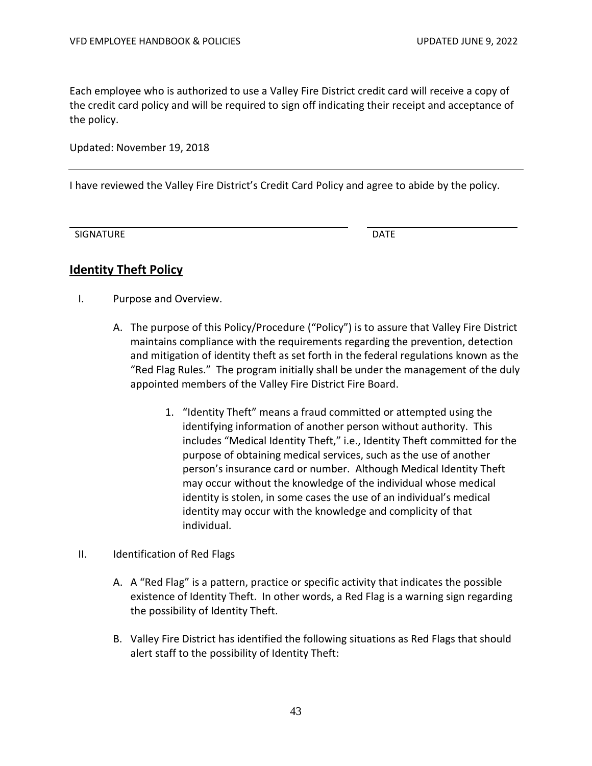Each employee who is authorized to use a Valley Fire District credit card will receive a copy of the credit card policy and will be required to sign off indicating their receipt and acceptance of the policy.

Updated: November 19, 2018

---

I have reviewed the Valley Fire District's Credit Card Policy and agree to abide by the policy.

| SIGNATURE | DATE |
|---|---|

## Identity Theft Policy

I. Purpose and Overview.

   A. The purpose of this Policy/Procedure ("Policy") is to assure that Valley Fire District maintains compliance with the requirements regarding the prevention, detection and mitigation of identity theft as set forth in the federal regulations known as the "Red Flag Rules." The program initially shall be under the management of the duly appointed members of the Valley Fire District Fire Board.

      1. "Identity Theft" means a fraud committed or attempted using the identifying information of another person without authority. This includes "Medical Identity Theft," i.e., Identity Theft committed for the purpose of obtaining medical services, such as the use of another person's insurance card or number. Although Medical Identity Theft may occur without the knowledge of the individual whose medical identity is stolen, in some cases the use of an individual's medical identity may occur with the knowledge and complicity of that individual.

II. Identification of Red Flags

   A. A "Red Flag" is a pattern, practice or specific activity that indicates the possible existence of Identity Theft. In other words, a Red Flag is a warning sign regarding the possibility of Identity Theft.

   B. Valley Fire District has identified the following situations as Red Flags that should alert staff to the possibility of Identity Theft: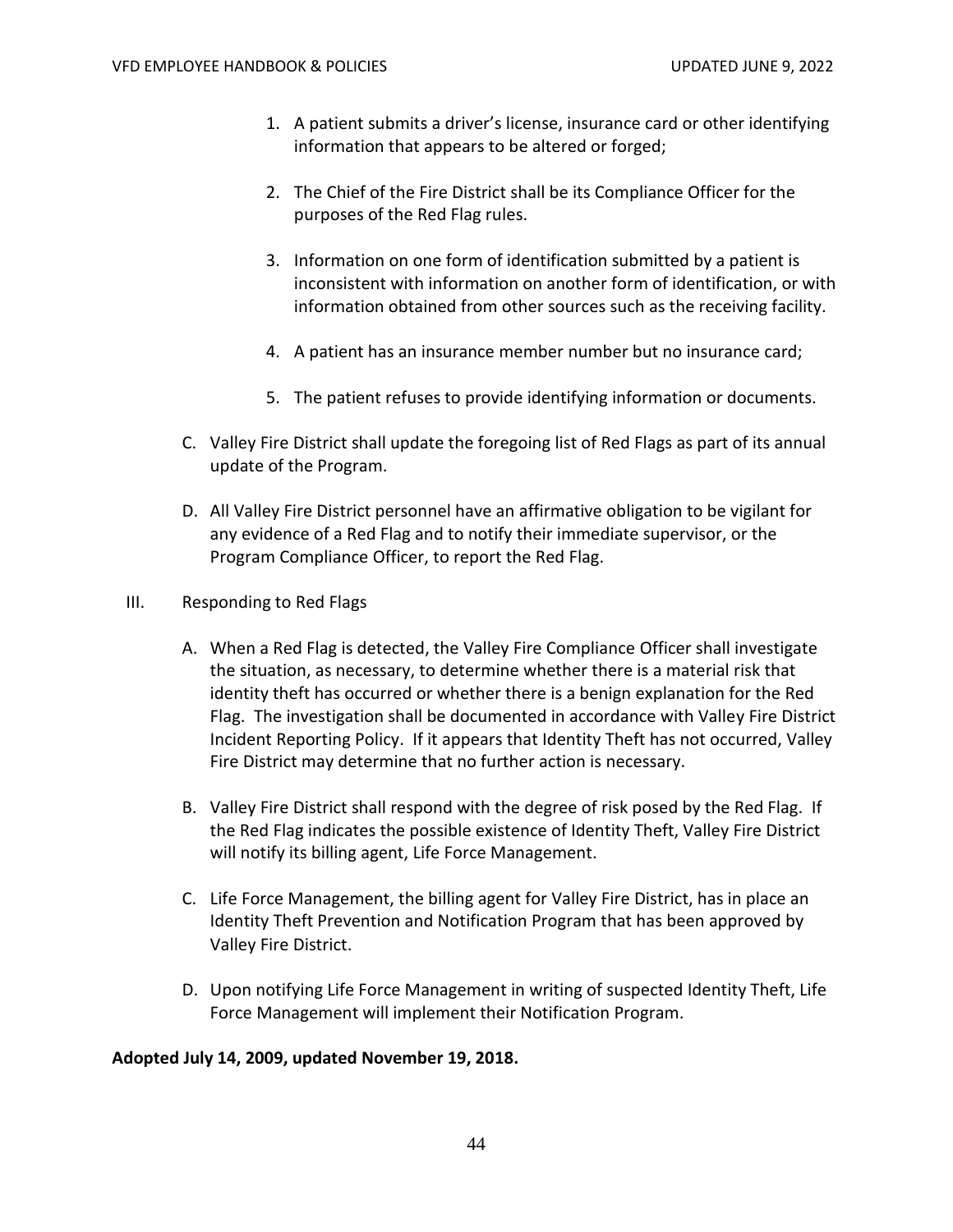1. A patient submits a driver's license, insurance card or other identifying information that appears to be altered or forged;

2. The Chief of the Fire District shall be its Compliance Officer for the purposes of the Red Flag rules.

3. Information on one form of identification submitted by a patient is inconsistent with information on another form of identification, or with information obtained from other sources such as the receiving facility.

4. A patient has an insurance member number but no insurance card;

5. The patient refuses to provide identifying information or documents.

C. Valley Fire District shall update the foregoing list of Red Flags as part of its annual update of the Program.

D. All Valley Fire District personnel have an affirmative obligation to be vigilant for any evidence of a Red Flag and to notify their immediate supervisor, or the Program Compliance Officer, to report the Red Flag.

III. Responding to Red Flags

A. When a Red Flag is detected, the Valley Fire Compliance Officer shall investigate the situation, as necessary, to determine whether there is a material risk that identity theft has occurred or whether there is a benign explanation for the Red Flag. The investigation shall be documented in accordance with Valley Fire District Incident Reporting Policy. If it appears that Identity Theft has not occurred, Valley Fire District may determine that no further action is necessary.

B. Valley Fire District shall respond with the degree of risk posed by the Red Flag. If the Red Flag indicates the possible existence of Identity Theft, Valley Fire District will notify its billing agent, Life Force Management.

C. Life Force Management, the billing agent for Valley Fire District, has in place an Identity Theft Prevention and Notification Program that has been approved by Valley Fire District.

D. Upon notifying Life Force Management in writing of suspected Identity Theft, Life Force Management will implement their Notification Program.

**Adopted July 14, 2009, updated November 19, 2018.**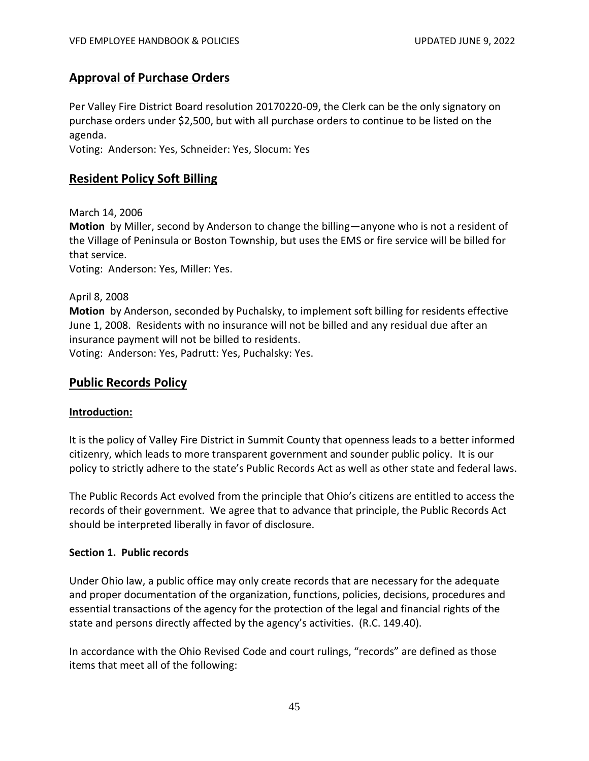## Approval of Purchase Orders

Per Valley Fire District Board resolution 20170220-09, the Clerk can be the only signatory on purchase orders under $2,500, but with all purchase orders to continue to be listed on the agenda.

Voting: Anderson: Yes, Schneider: Yes, Slocum: Yes

## Resident Policy Soft Billing

March 14, 2006

**Motion** by Miller, second by Anderson to change the billing—anyone who is not a resident of the Village of Peninsula or Boston Township, but uses the EMS or fire service will be billed for that service.

Voting: Anderson: Yes, Miller: Yes.

April 8, 2008

**Motion** by Anderson, seconded by Puchalsky, to implement soft billing for residents effective June 1, 2008. Residents with no insurance will not be billed and any residual due after an insurance payment will not be billed to residents.

Voting: Anderson: Yes, Padrutt: Yes, Puchalsky: Yes.

## Public Records Policy

### Introduction:

It is the policy of Valley Fire District in Summit County that openness leads to a better informed citizenry, which leads to more transparent government and sounder public policy. It is our policy to strictly adhere to the state's Public Records Act as well as other state and federal laws.

The Public Records Act evolved from the principle that Ohio's citizens are entitled to access the records of their government. We agree that to advance that principle, the Public Records Act should be interpreted liberally in favor of disclosure.

### Section 1. Public records

Under Ohio law, a public office may only create records that are necessary for the adequate and proper documentation of the organization, functions, policies, decisions, procedures and essential transactions of the agency for the protection of the legal and financial rights of the state and persons directly affected by the agency's activities. (R.C. 149.40).

In accordance with the Ohio Revised Code and court rulings, "records" are defined as those items that meet all of the following: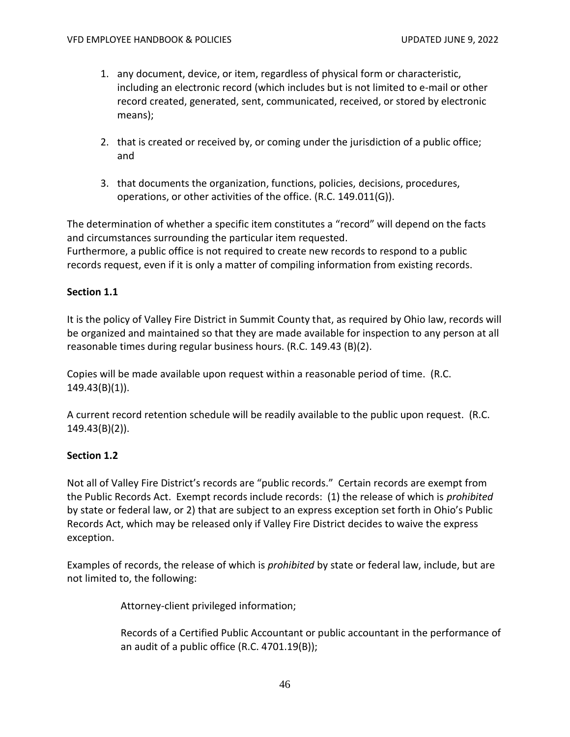1. any document, device, or item, regardless of physical form or characteristic, including an electronic record (which includes but is not limited to e-mail or other record created, generated, sent, communicated, received, or stored by electronic means);

2. that is created or received by, or coming under the jurisdiction of a public office; and

3. that documents the organization, functions, policies, decisions, procedures, operations, or other activities of the office. (R.C. 149.011(G)).

The determination of whether a specific item constitutes a "record" will depend on the facts and circumstances surrounding the particular item requested.
Furthermore, a public office is not required to create new records to respond to a public records request, even if it is only a matter of compiling information from existing records.

**Section 1.1**

It is the policy of Valley Fire District in Summit County that, as required by Ohio law, records will be organized and maintained so that they are made available for inspection to any person at all reasonable times during regular business hours. (R.C. 149.43 (B)(2).

Copies will be made available upon request within a reasonable period of time. (R.C. 149.43(B)(1)).

A current record retention schedule will be readily available to the public upon request. (R.C. 149.43(B)(2)).

**Section 1.2**

Not all of Valley Fire District's records are "public records." Certain records are exempt from the Public Records Act. Exempt records include records: (1) the release of which is *prohibited* by state or federal law, or 2) that are subject to an express exception set forth in Ohio's Public Records Act, which may be released only if Valley Fire District decides to waive the express exception.

Examples of records, the release of which is *prohibited* by state or federal law, include, but are not limited to, the following:

> Attorney-client privileged information;
>
> Records of a Certified Public Accountant or public accountant in the performance of an audit of a public office (R.C. 4701.19(B));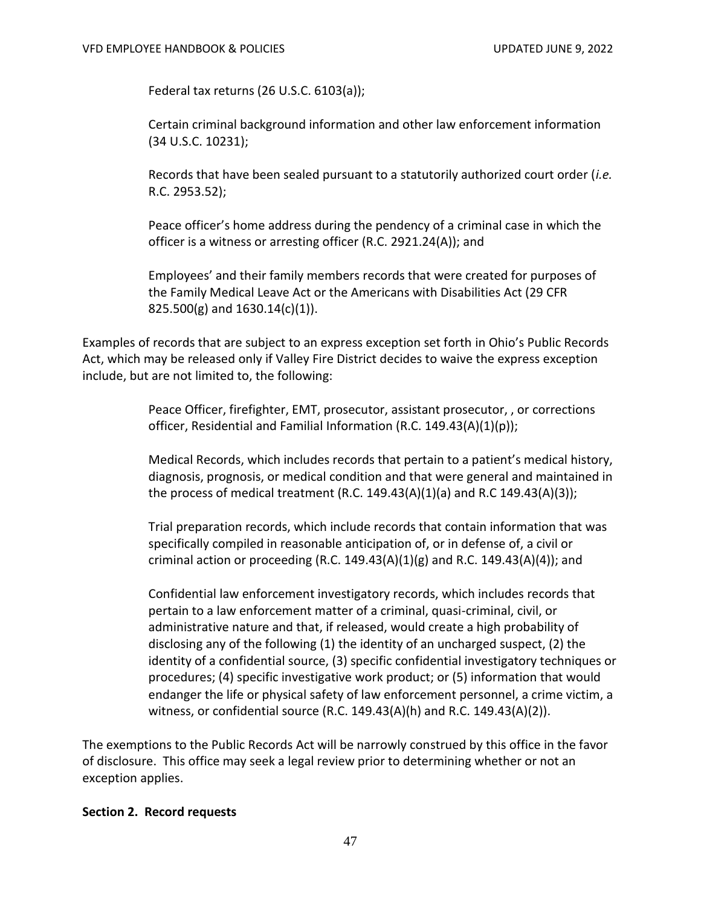Federal tax returns (26 U.S.C. 6103(a));

Certain criminal background information and other law enforcement information (34 U.S.C. 10231);

Records that have been sealed pursuant to a statutorily authorized court order (*i.e.* R.C. 2953.52);

Peace officer's home address during the pendency of a criminal case in which the officer is a witness or arresting officer (R.C. 2921.24(A)); and

Employees' and their family members records that were created for purposes of the Family Medical Leave Act or the Americans with Disabilities Act (29 CFR 825.500(g) and 1630.14(c)(1)).

Examples of records that are subject to an express exception set forth in Ohio's Public Records Act, which may be released only if Valley Fire District decides to waive the express exception include, but are not limited to, the following:

Peace Officer, firefighter, EMT, prosecutor, assistant prosecutor, , or corrections officer, Residential and Familial Information (R.C. 149.43(A)(1)(p));

Medical Records, which includes records that pertain to a patient's medical history, diagnosis, prognosis, or medical condition and that were general and maintained in the process of medical treatment (R.C. 149.43(A)(1)(a) and R.C 149.43(A)(3));

Trial preparation records, which include records that contain information that was specifically compiled in reasonable anticipation of, or in defense of, a civil or criminal action or proceeding (R.C. 149.43(A)(1)(g) and R.C. 149.43(A)(4)); and

Confidential law enforcement investigatory records, which includes records that pertain to a law enforcement matter of a criminal, quasi-criminal, civil, or administrative nature and that, if released, would create a high probability of disclosing any of the following (1) the identity of an uncharged suspect, (2) the identity of a confidential source, (3) specific confidential investigatory techniques or procedures; (4) specific investigative work product; or (5) information that would endanger the life or physical safety of law enforcement personnel, a crime victim, a witness, or confidential source (R.C. 149.43(A)(h) and R.C. 149.43(A)(2)).

The exemptions to the Public Records Act will be narrowly construed by this office in the favor of disclosure. This office may seek a legal review prior to determining whether or not an exception applies.

**Section 2. Record requests**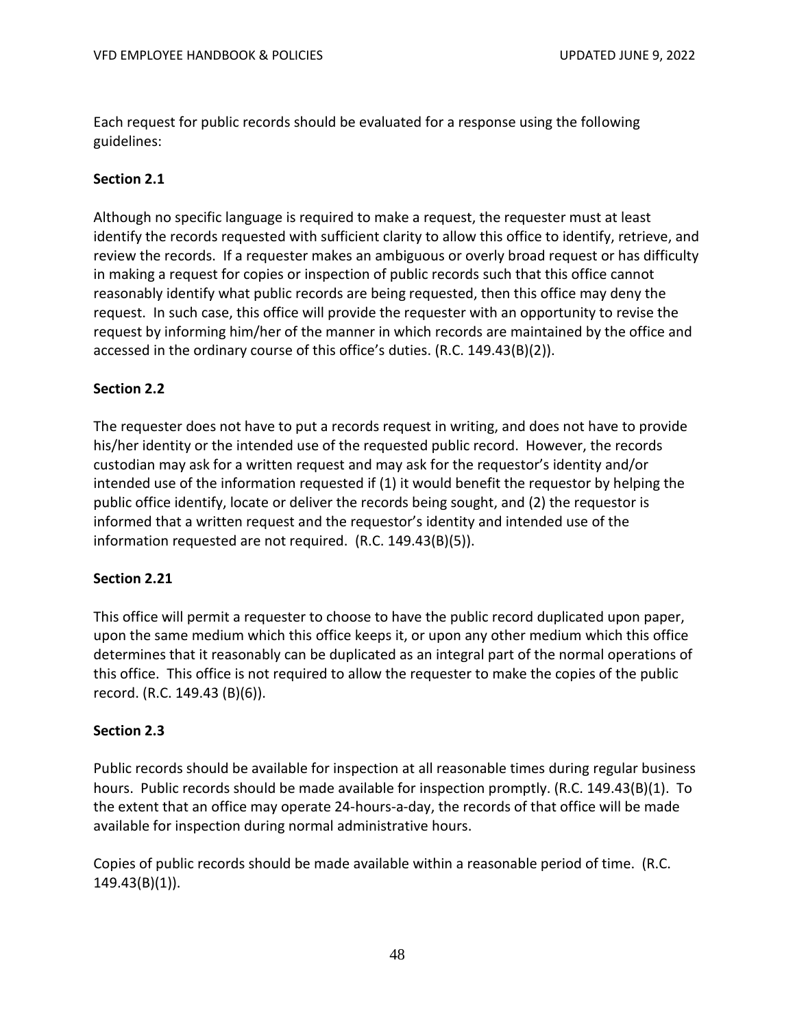Each request for public records should be evaluated for a response using the following guidelines:

**Section 2.1**

Although no specific language is required to make a request, the requester must at least identify the records requested with sufficient clarity to allow this office to identify, retrieve, and review the records. If a requester makes an ambiguous or overly broad request or has difficulty in making a request for copies or inspection of public records such that this office cannot reasonably identify what public records are being requested, then this office may deny the request. In such case, this office will provide the requester with an opportunity to revise the request by informing him/her of the manner in which records are maintained by the office and accessed in the ordinary course of this office's duties. (R.C. 149.43(B)(2)).

**Section 2.2**

The requester does not have to put a records request in writing, and does not have to provide his/her identity or the intended use of the requested public record. However, the records custodian may ask for a written request and may ask for the requestor's identity and/or intended use of the information requested if (1) it would benefit the requestor by helping the public office identify, locate or deliver the records being sought, and (2) the requestor is informed that a written request and the requestor's identity and intended use of the information requested are not required. (R.C. 149.43(B)(5)).

**Section 2.21**

This office will permit a requester to choose to have the public record duplicated upon paper, upon the same medium which this office keeps it, or upon any other medium which this office determines that it reasonably can be duplicated as an integral part of the normal operations of this office. This office is not required to allow the requester to make the copies of the public record. (R.C. 149.43 (B)(6)).

**Section 2.3**

Public records should be available for inspection at all reasonable times during regular business hours. Public records should be made available for inspection promptly. (R.C. 149.43(B)(1). To the extent that an office may operate 24-hours-a-day, the records of that office will be made available for inspection during normal administrative hours.

Copies of public records should be made available within a reasonable period of time. (R.C. 149.43(B)(1)).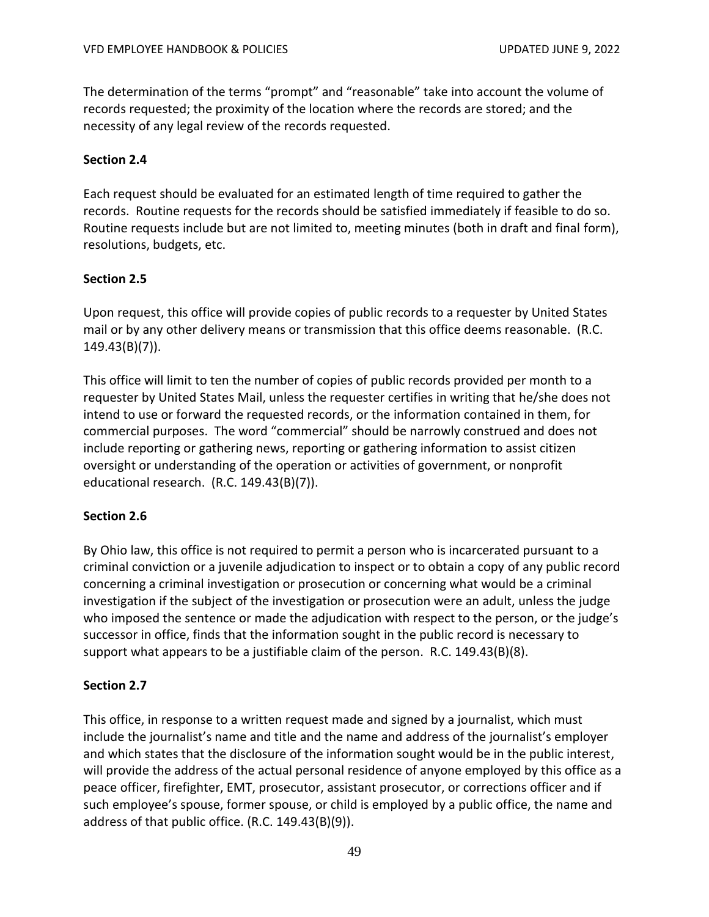The determination of the terms "prompt" and "reasonable" take into account the volume of records requested; the proximity of the location where the records are stored; and the necessity of any legal review of the records requested.

**Section 2.4**

Each request should be evaluated for an estimated length of time required to gather the records. Routine requests for the records should be satisfied immediately if feasible to do so. Routine requests include but are not limited to, meeting minutes (both in draft and final form), resolutions, budgets, etc.

**Section 2.5**

Upon request, this office will provide copies of public records to a requester by United States mail or by any other delivery means or transmission that this office deems reasonable. (R.C. 149.43(B)(7)).

This office will limit to ten the number of copies of public records provided per month to a requester by United States Mail, unless the requester certifies in writing that he/she does not intend to use or forward the requested records, or the information contained in them, for commercial purposes. The word "commercial" should be narrowly construed and does not include reporting or gathering news, reporting or gathering information to assist citizen oversight or understanding of the operation or activities of government, or nonprofit educational research. (R.C. 149.43(B)(7)).

**Section 2.6**

By Ohio law, this office is not required to permit a person who is incarcerated pursuant to a criminal conviction or a juvenile adjudication to inspect or to obtain a copy of any public record concerning a criminal investigation or prosecution or concerning what would be a criminal investigation if the subject of the investigation or prosecution were an adult, unless the judge who imposed the sentence or made the adjudication with respect to the person, or the judge's successor in office, finds that the information sought in the public record is necessary to support what appears to be a justifiable claim of the person. R.C. 149.43(B)(8).

**Section 2.7**

This office, in response to a written request made and signed by a journalist, which must include the journalist's name and title and the name and address of the journalist's employer and which states that the disclosure of the information sought would be in the public interest, will provide the address of the actual personal residence of anyone employed by this office as a peace officer, firefighter, EMT, prosecutor, assistant prosecutor, or corrections officer and if such employee's spouse, former spouse, or child is employed by a public office, the name and address of that public office. (R.C. 149.43(B)(9)).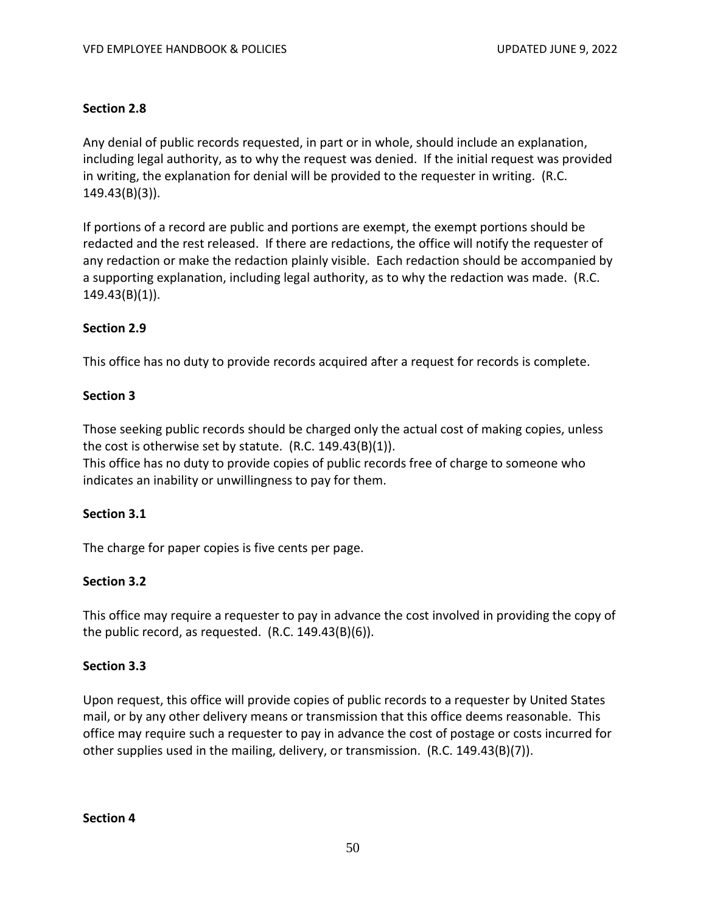**Section 2.8**

Any denial of public records requested, in part or in whole, should include an explanation, including legal authority, as to why the request was denied. If the initial request was provided in writing, the explanation for denial will be provided to the requester in writing. (R.C. 149.43(B)(3)).

If portions of a record are public and portions are exempt, the exempt portions should be redacted and the rest released. If there are redactions, the office will notify the requester of any redaction or make the redaction plainly visible. Each redaction should be accompanied by a supporting explanation, including legal authority, as to why the redaction was made. (R.C. 149.43(B)(1)).

**Section 2.9**

This office has no duty to provide records acquired after a request for records is complete.

**Section 3**

Those seeking public records should be charged only the actual cost of making copies, unless the cost is otherwise set by statute. (R.C. 149.43(B)(1)).
This office has no duty to provide copies of public records free of charge to someone who indicates an inability or unwillingness to pay for them.

**Section 3.1**

The charge for paper copies is five cents per page.

**Section 3.2**

This office may require a requester to pay in advance the cost involved in providing the copy of the public record, as requested. (R.C. 149.43(B)(6)).

**Section 3.3**

Upon request, this office will provide copies of public records to a requester by United States mail, or by any other delivery means or transmission that this office deems reasonable. This office may require such a requester to pay in advance the cost of postage or costs incurred for other supplies used in the mailing, delivery, or transmission. (R.C. 149.43(B)(7)).

**Section 4**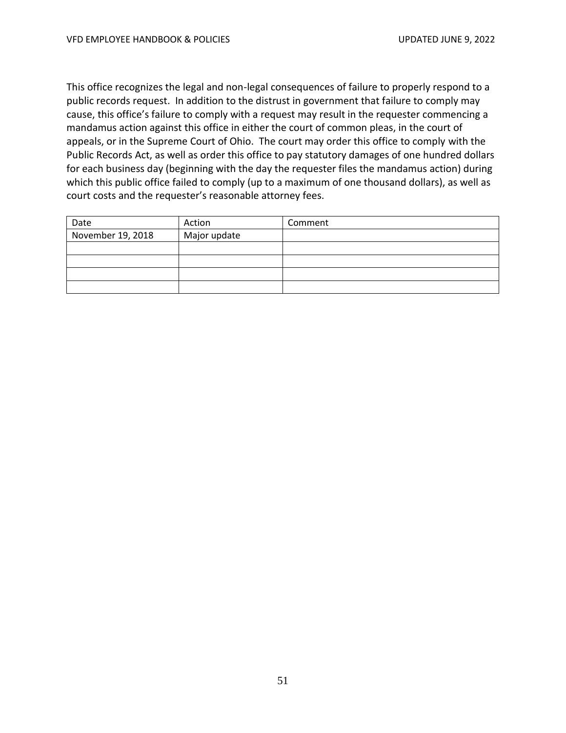This office recognizes the legal and non-legal consequences of failure to properly respond to a public records request. In addition to the distrust in government that failure to comply may cause, this office's failure to comply with a request may result in the requester commencing a mandamus action against this office in either the court of common pleas, in the court of appeals, or in the Supreme Court of Ohio. The court may order this office to comply with the Public Records Act, as well as order this office to pay statutory damages of one hundred dollars for each business day (beginning with the day the requester files the mandamus action) during which this public office failed to comply (up to a maximum of one thousand dollars), as well as court costs and the requester's reasonable attorney fees.

| Date | Action | Comment |
|---|---|---|
| November 19, 2018 | Major update | |
| | | |
| | | |
| | | |
| | | |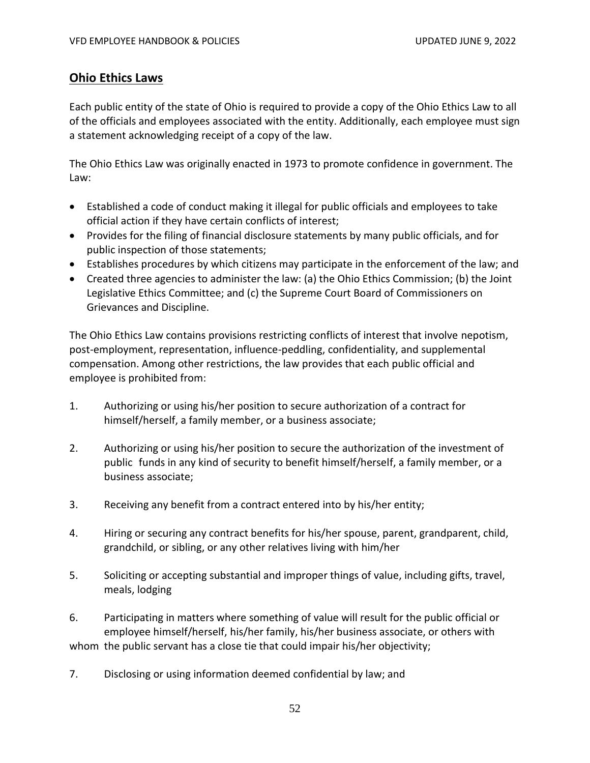## Ohio Ethics Laws

Each public entity of the state of Ohio is required to provide a copy of the Ohio Ethics Law to all of the officials and employees associated with the entity. Additionally, each employee must sign a statement acknowledging receipt of a copy of the law.

The Ohio Ethics Law was originally enacted in 1973 to promote confidence in government. The Law:

- Established a code of conduct making it illegal for public officials and employees to take official action if they have certain conflicts of interest;
- Provides for the filing of financial disclosure statements by many public officials, and for public inspection of those statements;
- Establishes procedures by which citizens may participate in the enforcement of the law; and
- Created three agencies to administer the law: (a) the Ohio Ethics Commission; (b) the Joint Legislative Ethics Committee; and (c) the Supreme Court Board of Commissioners on Grievances and Discipline.

The Ohio Ethics Law contains provisions restricting conflicts of interest that involve nepotism, post-employment, representation, influence-peddling, confidentiality, and supplemental compensation. Among other restrictions, the law provides that each public official and employee is prohibited from:

1. Authorizing or using his/her position to secure authorization of a contract for himself/herself, a family member, or a business associate;

2. Authorizing or using his/her position to secure the authorization of the investment of public funds in any kind of security to benefit himself/herself, a family member, or a business associate;

3. Receiving any benefit from a contract entered into by his/her entity;

4. Hiring or securing any contract benefits for his/her spouse, parent, grandparent, child, grandchild, or sibling, or any other relatives living with him/her

5. Soliciting or accepting substantial and improper things of value, including gifts, travel, meals, lodging

6. Participating in matters where something of value will result for the public official or employee himself/herself, his/her family, his/her business associate, or others with whom the public servant has a close tie that could impair his/her objectivity;

7. Disclosing or using information deemed confidential by law; and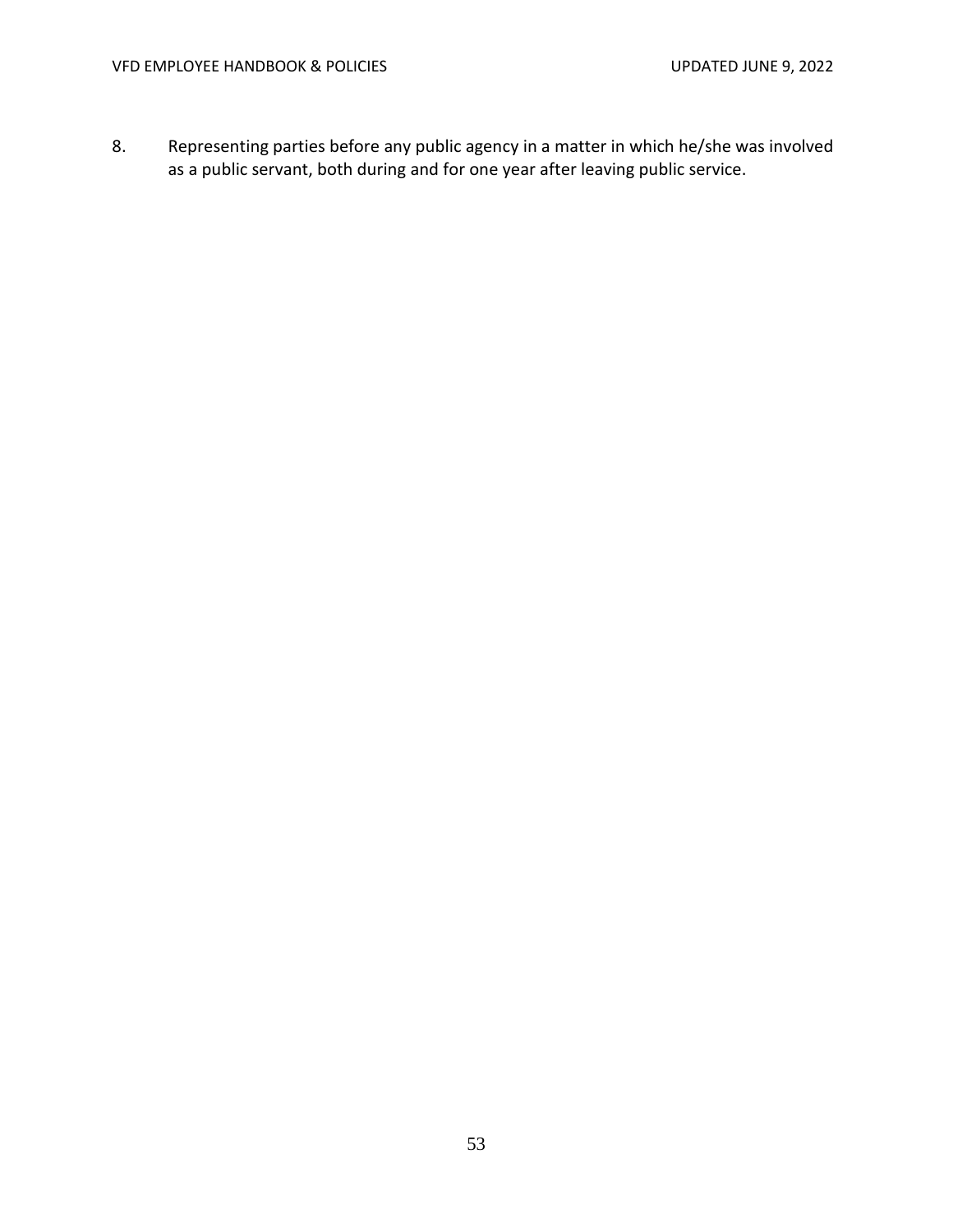8. Representing parties before any public agency in a matter in which he/she was involved as a public servant, both during and for one year after leaving public service.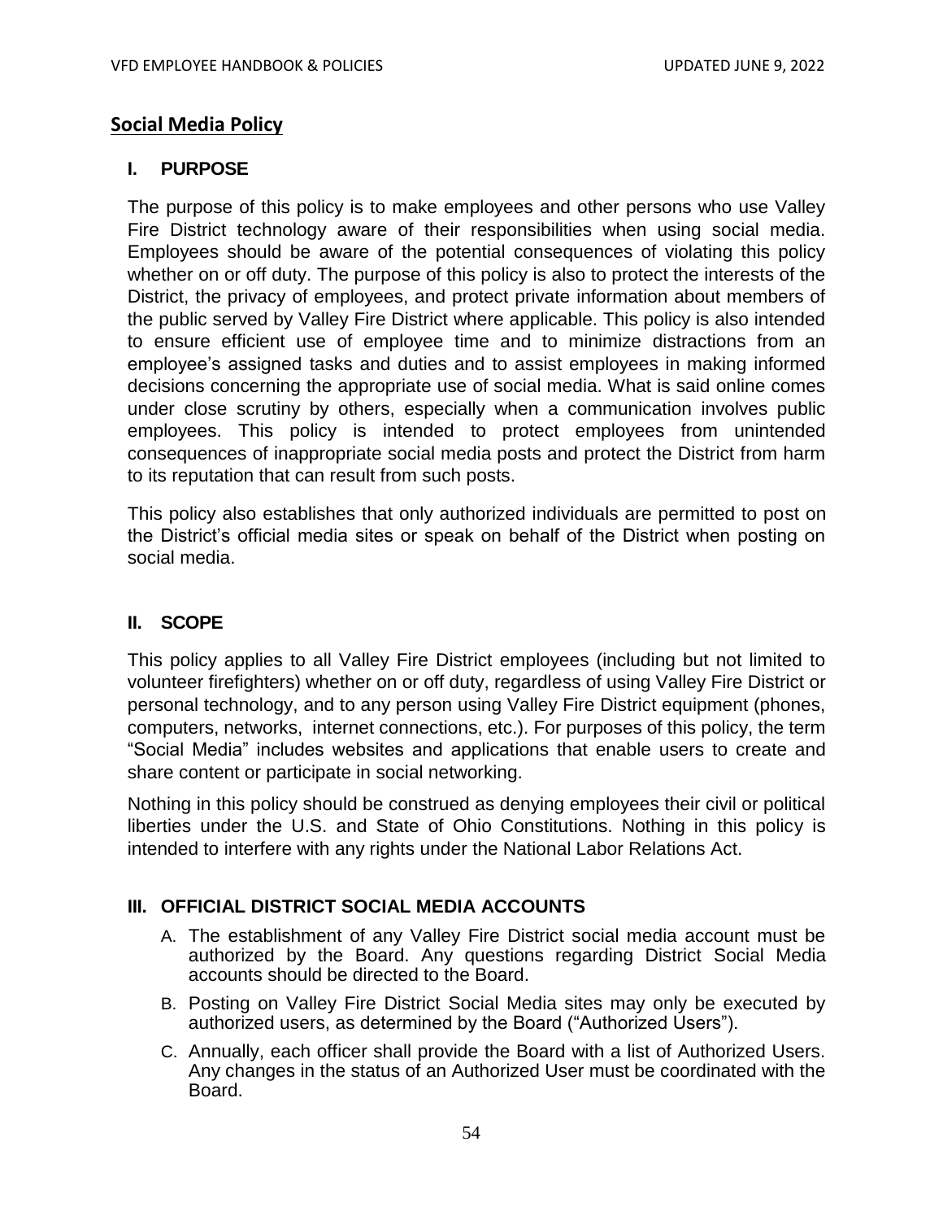## Social Media Policy

### I. PURPOSE

The purpose of this policy is to make employees and other persons who use Valley Fire District technology aware of their responsibilities when using social media. Employees should be aware of the potential consequences of violating this policy whether on or off duty. The purpose of this policy is also to protect the interests of the District, the privacy of employees, and protect private information about members of the public served by Valley Fire District where applicable. This policy is also intended to ensure efficient use of employee time and to minimize distractions from an employee's assigned tasks and duties and to assist employees in making informed decisions concerning the appropriate use of social media. What is said online comes under close scrutiny by others, especially when a communication involves public employees. This policy is intended to protect employees from unintended consequences of inappropriate social media posts and protect the District from harm to its reputation that can result from such posts.

This policy also establishes that only authorized individuals are permitted to post on the District's official media sites or speak on behalf of the District when posting on social media.

### II. SCOPE

This policy applies to all Valley Fire District employees (including but not limited to volunteer firefighters) whether on or off duty, regardless of using Valley Fire District or personal technology, and to any person using Valley Fire District equipment (phones, computers, networks, internet connections, etc.). For purposes of this policy, the term "Social Media" includes websites and applications that enable users to create and share content or participate in social networking.

Nothing in this policy should be construed as denying employees their civil or political liberties under the U.S. and State of Ohio Constitutions. Nothing in this policy is intended to interfere with any rights under the National Labor Relations Act.

### III. OFFICIAL DISTRICT SOCIAL MEDIA ACCOUNTS

A. The establishment of any Valley Fire District social media account must be authorized by the Board. Any questions regarding District Social Media accounts should be directed to the Board.

B. Posting on Valley Fire District Social Media sites may only be executed by authorized users, as determined by the Board ("Authorized Users").

C. Annually, each officer shall provide the Board with a list of Authorized Users. Any changes in the status of an Authorized User must be coordinated with the Board.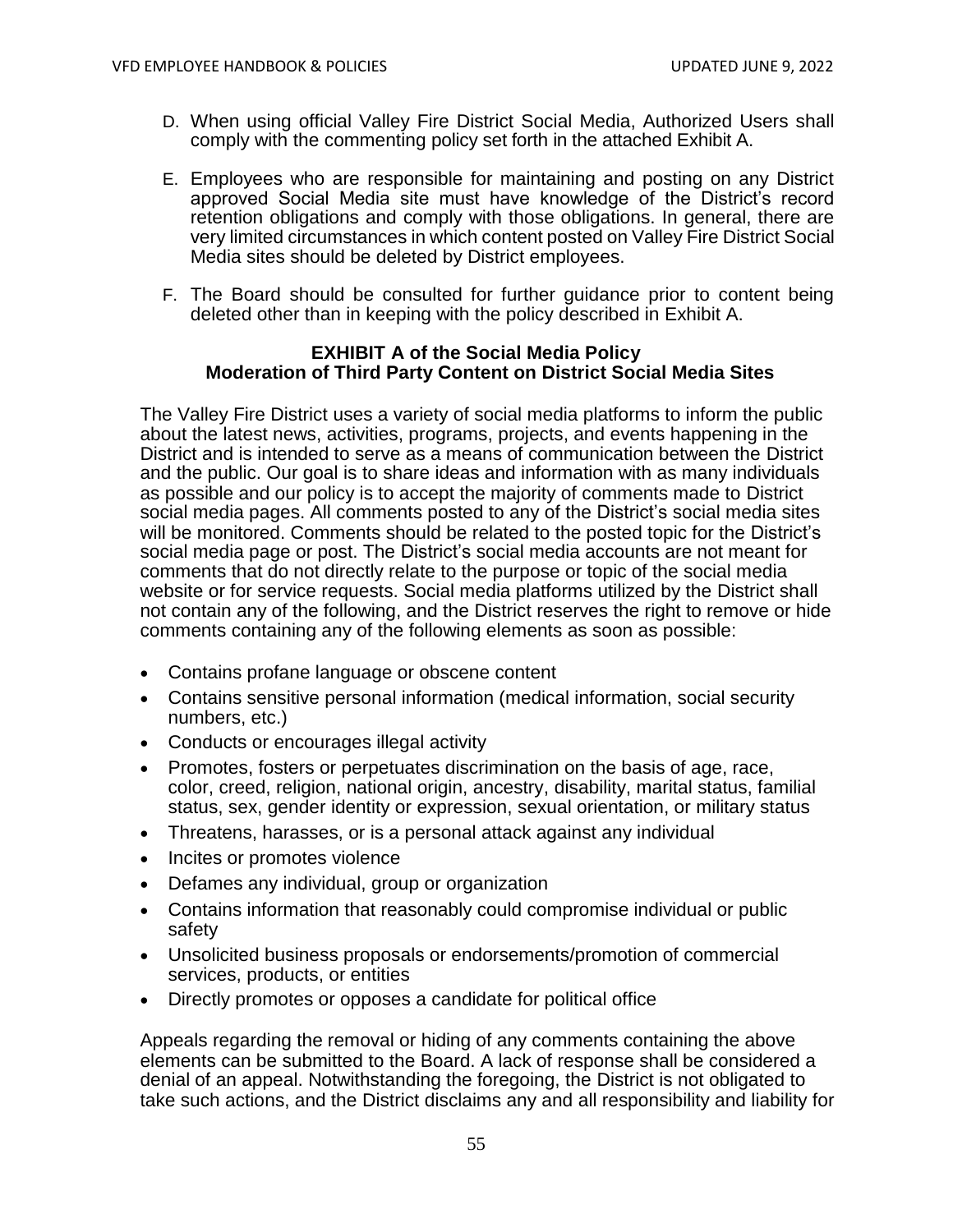D. When using official Valley Fire District Social Media, Authorized Users shall comply with the commenting policy set forth in the attached Exhibit A.

E. Employees who are responsible for maintaining and posting on any District approved Social Media site must have knowledge of the District's record retention obligations and comply with those obligations. In general, there are very limited circumstances in which content posted on Valley Fire District Social Media sites should be deleted by District employees.

F. The Board should be consulted for further guidance prior to content being deleted other than in keeping with the policy described in Exhibit A.

**EXHIBIT A of the Social Media Policy**
**Moderation of Third Party Content on District Social Media Sites**

The Valley Fire District uses a variety of social media platforms to inform the public about the latest news, activities, programs, projects, and events happening in the District and is intended to serve as a means of communication between the District and the public. Our goal is to share ideas and information with as many individuals as possible and our policy is to accept the majority of comments made to District social media pages. All comments posted to any of the District's social media sites will be monitored. Comments should be related to the posted topic for the District's social media page or post. The District's social media accounts are not meant for comments that do not directly relate to the purpose or topic of the social media website or for service requests. Social media platforms utilized by the District shall not contain any of the following, and the District reserves the right to remove or hide comments containing any of the following elements as soon as possible:

- Contains profane language or obscene content
- Contains sensitive personal information (medical information, social security numbers, etc.)
- Conducts or encourages illegal activity
- Promotes, fosters or perpetuates discrimination on the basis of age, race, color, creed, religion, national origin, ancestry, disability, marital status, familial status, sex, gender identity or expression, sexual orientation, or military status
- Threatens, harasses, or is a personal attack against any individual
- Incites or promotes violence
- Defames any individual, group or organization
- Contains information that reasonably could compromise individual or public safety
- Unsolicited business proposals or endorsements/promotion of commercial services, products, or entities
- Directly promotes or opposes a candidate for political office

Appeals regarding the removal or hiding of any comments containing the above elements can be submitted to the Board. A lack of response shall be considered a denial of an appeal. Notwithstanding the foregoing, the District is not obligated to take such actions, and the District disclaims any and all responsibility and liability for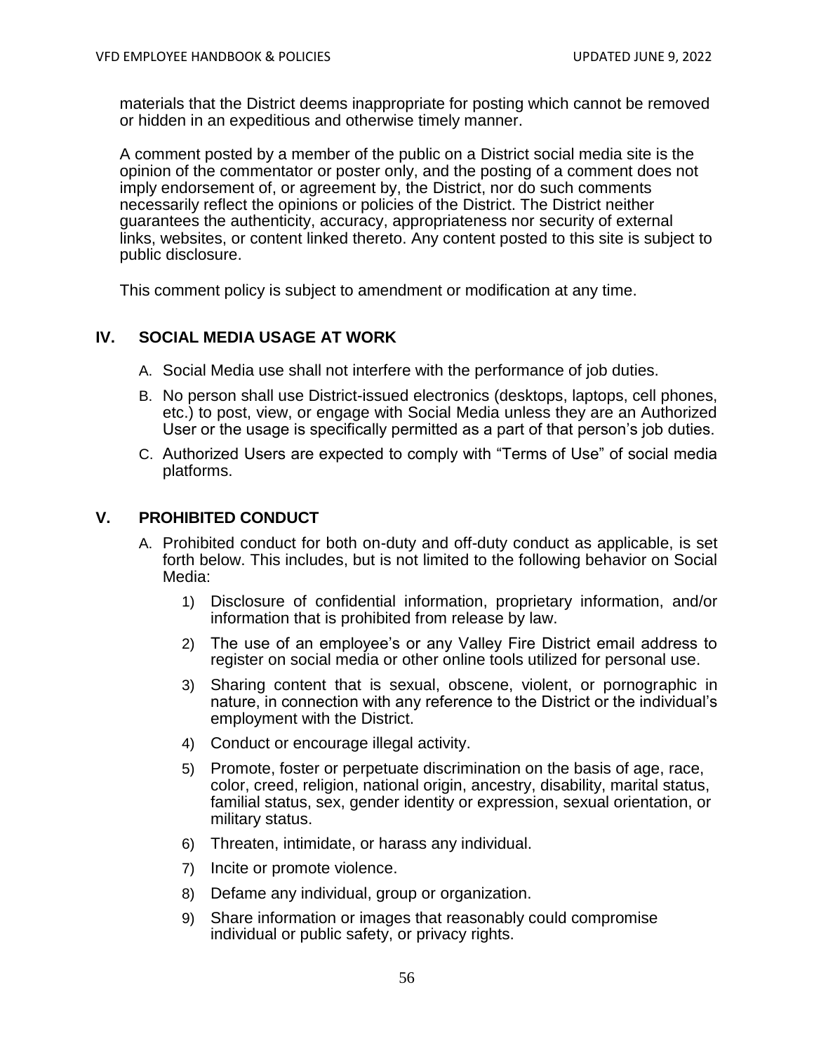materials that the District deems inappropriate for posting which cannot be removed or hidden in an expeditious and otherwise timely manner.

A comment posted by a member of the public on a District social media site is the opinion of the commentator or poster only, and the posting of a comment does not imply endorsement of, or agreement by, the District, nor do such comments necessarily reflect the opinions or policies of the District. The District neither guarantees the authenticity, accuracy, appropriateness nor security of external links, websites, or content linked thereto. Any content posted to this site is subject to public disclosure.

This comment policy is subject to amendment or modification at any time.

## IV. SOCIAL MEDIA USAGE AT WORK

A. Social Media use shall not interfere with the performance of job duties.

B. No person shall use District-issued electronics (desktops, laptops, cell phones, etc.) to post, view, or engage with Social Media unless they are an Authorized User or the usage is specifically permitted as a part of that person's job duties.

C. Authorized Users are expected to comply with "Terms of Use" of social media platforms.

## V. PROHIBITED CONDUCT

A. Prohibited conduct for both on-duty and off-duty conduct as applicable, is set forth below. This includes, but is not limited to the following behavior on Social Media:

1) Disclosure of confidential information, proprietary information, and/or information that is prohibited from release by law.

2) The use of an employee's or any Valley Fire District email address to register on social media or other online tools utilized for personal use.

3) Sharing content that is sexual, obscene, violent, or pornographic in nature, in connection with any reference to the District or the individual's employment with the District.

4) Conduct or encourage illegal activity.

5) Promote, foster or perpetuate discrimination on the basis of age, race, color, creed, religion, national origin, ancestry, disability, marital status, familial status, sex, gender identity or expression, sexual orientation, or military status.

6) Threaten, intimidate, or harass any individual.

7) Incite or promote violence.

8) Defame any individual, group or organization.

9) Share information or images that reasonably could compromise individual or public safety, or privacy rights.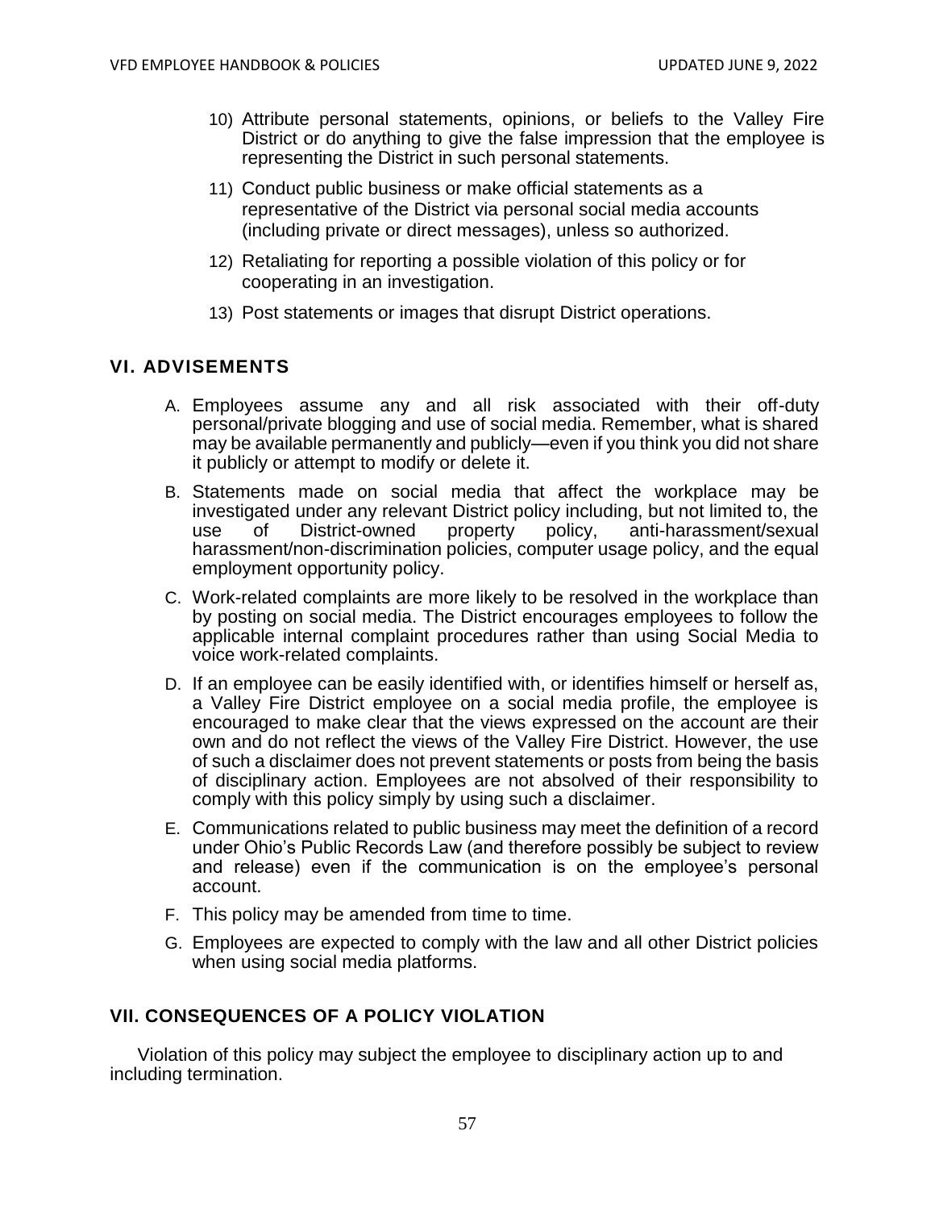10) Attribute personal statements, opinions, or beliefs to the Valley Fire District or do anything to give the false impression that the employee is representing the District in such personal statements.

11) Conduct public business or make official statements as a representative of the District via personal social media accounts (including private or direct messages), unless so authorized.

12) Retaliating for reporting a possible violation of this policy or for cooperating in an investigation.

13) Post statements or images that disrupt District operations.

## VI. ADVISEMENTS

A. Employees assume any and all risk associated with their off-duty personal/private blogging and use of social media. Remember, what is shared may be available permanently and publicly—even if you think you did not share it publicly or attempt to modify or delete it.

B. Statements made on social media that affect the workplace may be investigated under any relevant District policy including, but not limited to, the use of District-owned property policy, anti-harassment/sexual harassment/non-discrimination policies, computer usage policy, and the equal employment opportunity policy.

C. Work-related complaints are more likely to be resolved in the workplace than by posting on social media. The District encourages employees to follow the applicable internal complaint procedures rather than using Social Media to voice work-related complaints.

D. If an employee can be easily identified with, or identifies himself or herself as, a Valley Fire District employee on a social media profile, the employee is encouraged to make clear that the views expressed on the account are their own and do not reflect the views of the Valley Fire District. However, the use of such a disclaimer does not prevent statements or posts from being the basis of disciplinary action. Employees are not absolved of their responsibility to comply with this policy simply by using such a disclaimer.

E. Communications related to public business may meet the definition of a record under Ohio's Public Records Law (and therefore possibly be subject to review and release) even if the communication is on the employee's personal account.

F. This policy may be amended from time to time.

G. Employees are expected to comply with the law and all other District policies when using social media platforms.

## VII. CONSEQUENCES OF A POLICY VIOLATION

Violation of this policy may subject the employee to disciplinary action up to and including termination.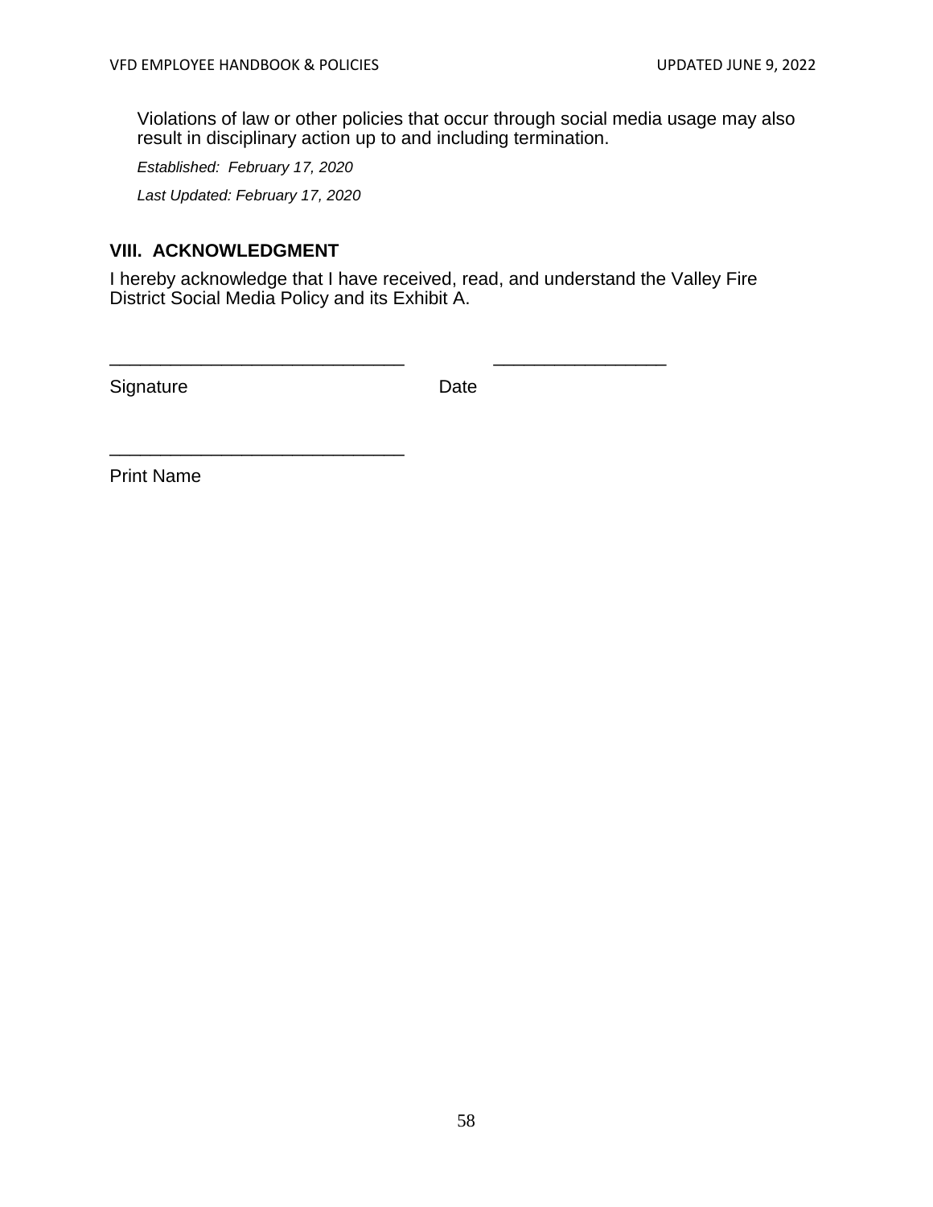Violations of law or other policies that occur through social media usage may also result in disciplinary action up to and including termination.

*Established: February 17, 2020*

*Last Updated: February 17, 2020*

## VIII. ACKNOWLEDGMENT

I hereby acknowledge that I have received, read, and understand the Valley Fire District Social Media Policy and its Exhibit A.

______________________________ ________________

Signature Date

______________________________

Print Name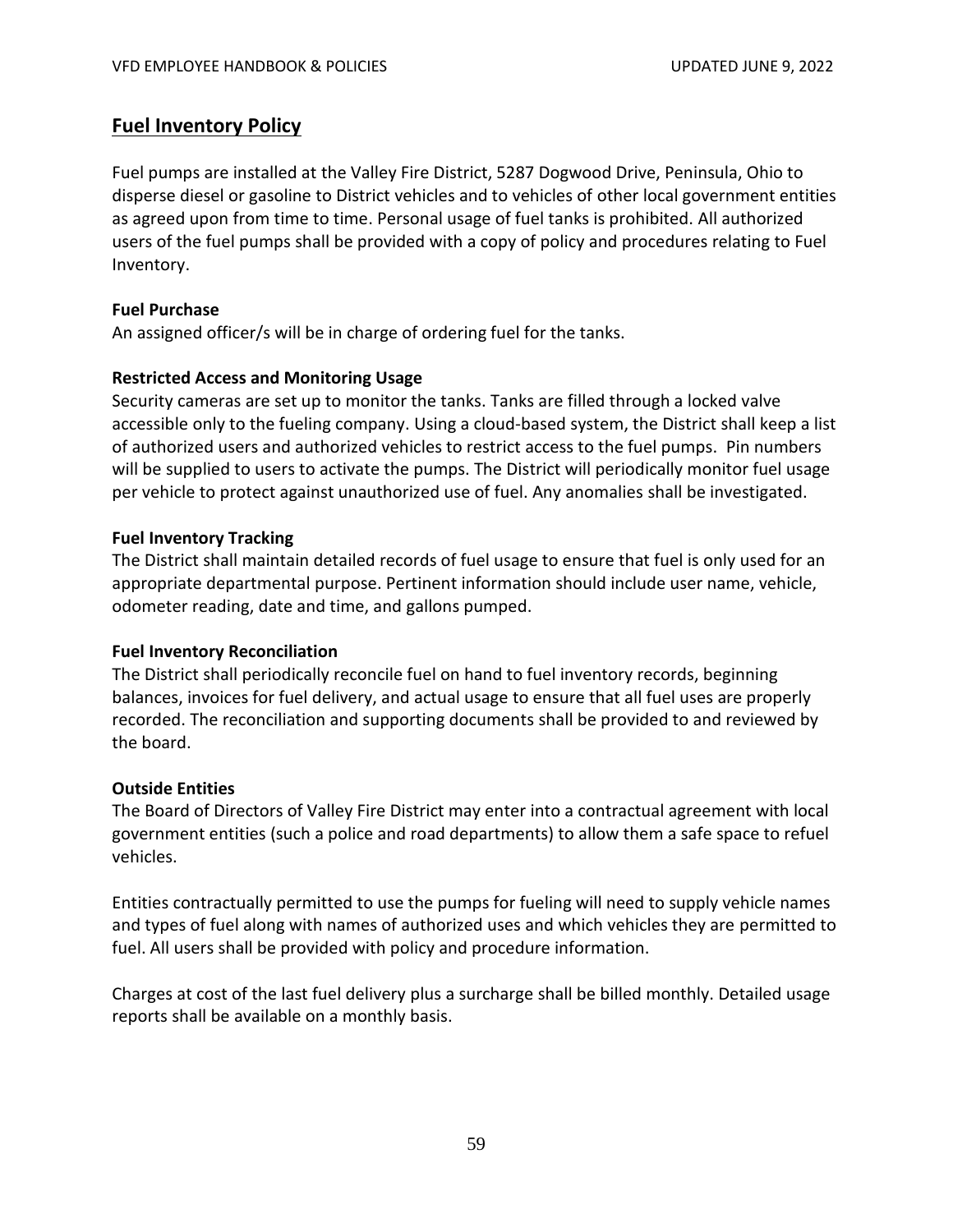## Fuel Inventory Policy

Fuel pumps are installed at the Valley Fire District, 5287 Dogwood Drive, Peninsula, Ohio to disperse diesel or gasoline to District vehicles and to vehicles of other local government entities as agreed upon from time to time. Personal usage of fuel tanks is prohibited. All authorized users of the fuel pumps shall be provided with a copy of policy and procedures relating to Fuel Inventory.

**Fuel Purchase**

An assigned officer/s will be in charge of ordering fuel for the tanks.

**Restricted Access and Monitoring Usage**

Security cameras are set up to monitor the tanks. Tanks are filled through a locked valve accessible only to the fueling company. Using a cloud-based system, the District shall keep a list of authorized users and authorized vehicles to restrict access to the fuel pumps. Pin numbers will be supplied to users to activate the pumps. The District will periodically monitor fuel usage per vehicle to protect against unauthorized use of fuel. Any anomalies shall be investigated.

**Fuel Inventory Tracking**

The District shall maintain detailed records of fuel usage to ensure that fuel is only used for an appropriate departmental purpose. Pertinent information should include user name, vehicle, odometer reading, date and time, and gallons pumped.

**Fuel Inventory Reconciliation**

The District shall periodically reconcile fuel on hand to fuel inventory records, beginning balances, invoices for fuel delivery, and actual usage to ensure that all fuel uses are properly recorded. The reconciliation and supporting documents shall be provided to and reviewed by the board.

**Outside Entities**

The Board of Directors of Valley Fire District may enter into a contractual agreement with local government entities (such a police and road departments) to allow them a safe space to refuel vehicles.

Entities contractually permitted to use the pumps for fueling will need to supply vehicle names and types of fuel along with names of authorized uses and which vehicles they are permitted to fuel. All users shall be provided with policy and procedure information.

Charges at cost of the last fuel delivery plus a surcharge shall be billed monthly. Detailed usage reports shall be available on a monthly basis.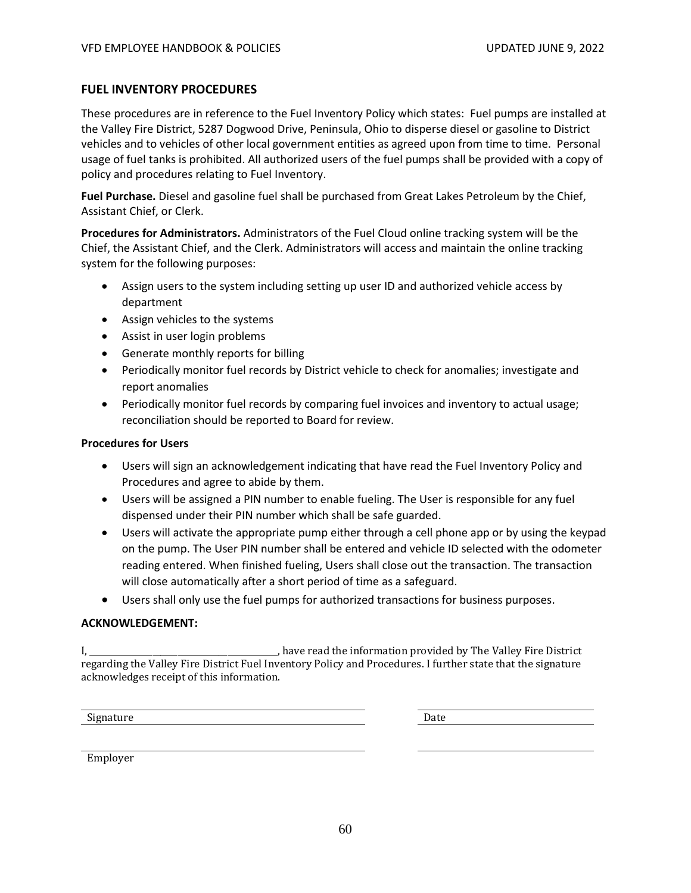## FUEL INVENTORY PROCEDURES

These procedures are in reference to the Fuel Inventory Policy which states: Fuel pumps are installed at the Valley Fire District, 5287 Dogwood Drive, Peninsula, Ohio to disperse diesel or gasoline to District vehicles and to vehicles of other local government entities as agreed upon from time to time. Personal usage of fuel tanks is prohibited. All authorized users of the fuel pumps shall be provided with a copy of policy and procedures relating to Fuel Inventory.

**Fuel Purchase.** Diesel and gasoline fuel shall be purchased from Great Lakes Petroleum by the Chief, Assistant Chief, or Clerk.

**Procedures for Administrators.** Administrators of the Fuel Cloud online tracking system will be the Chief, the Assistant Chief, and the Clerk. Administrators will access and maintain the online tracking system for the following purposes:

- Assign users to the system including setting up user ID and authorized vehicle access by department
- Assign vehicles to the systems
- Assist in user login problems
- Generate monthly reports for billing
- Periodically monitor fuel records by District vehicle to check for anomalies; investigate and report anomalies
- Periodically monitor fuel records by comparing fuel invoices and inventory to actual usage; reconciliation should be reported to Board for review.

**Procedures for Users**

- Users will sign an acknowledgement indicating that have read the Fuel Inventory Policy and Procedures and agree to abide by them.
- Users will be assigned a PIN number to enable fueling. The User is responsible for any fuel dispensed under their PIN number which shall be safe guarded.
- Users will activate the appropriate pump either through a cell phone app or by using the keypad on the pump. The User PIN number shall be entered and vehicle ID selected with the odometer reading entered. When finished fueling, Users shall close out the transaction. The transaction will close automatically after a short period of time as a safeguard.
- Users shall only use the fuel pumps for authorized transactions for business purposes.

**ACKNOWLEDGEMENT:**

I, ______________________________________, have read the information provided by The Valley Fire District regarding the Valley Fire District Fuel Inventory Policy and Procedures. I further state that the signature acknowledges receipt of this information.

______________________________ Signature          ______________ Date

______________________________ Employer          ______________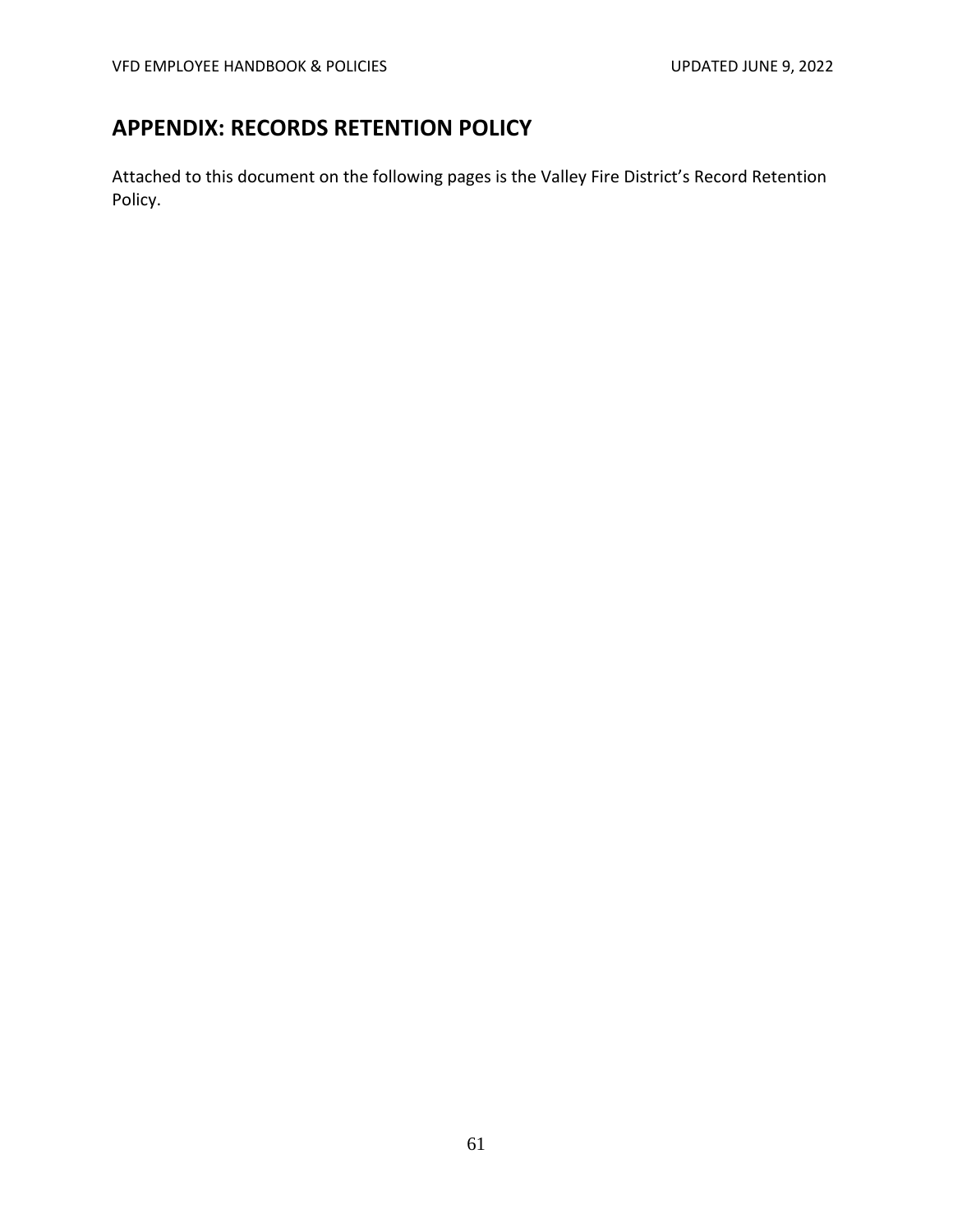## APPENDIX: RECORDS RETENTION POLICY

Attached to this document on the following pages is the Valley Fire District's Record Retention Policy.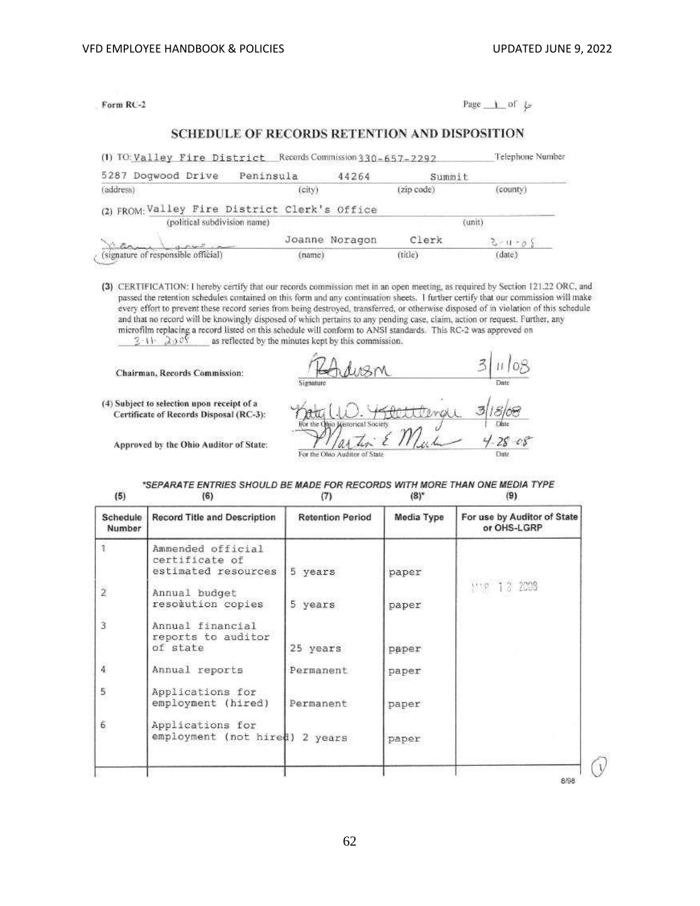Form RC-2

Page 1 of 6

## SCHEDULE OF RECORDS RETENTION AND DISPOSITION

(1) TO: Valley Fire District Records Commission 330-657-2292 Telephone Number

| 5287 Dogwood Drive | Peninsula | 44264 | Summit |
|---|---|---|---|
| (address) | (city) | (zip code) | (county) |

(2) FROM: Valley Fire District Clerk's Office

(political subdivision name) (unit)

| [signature] | Joanne Noragon | Clerk | 3-11-08 |
|---|---|---|---|
| (signature of responsible official) | (name) | (title) | (date) |

(3) CERTIFICATION: I hereby certify that our records commission met in an open meeting, as required by Section 121.22 ORC, and passed the retention schedules contained on this form and any continuation sheets. I further certify that our commission will make every effort to prevent these record series from being destroyed, transferred, or otherwise disposed of in violation of this schedule and that no record will be knowingly disposed of which pertains to any pending case, claim, action or request. Further, any microfilm replacing a record listed on this schedule will conform to ANSI standards. This RC-2 was approved on 3-11-2008 as reflected by the minutes kept by this commission.

Chairman, Records Commission: [signature] Signature — 3/11/08 Date

(4) Subject to selection upon receipt of a Certificate of Records Disposal (RC-3): [signature] For the Ohio Historical Society — 3/18/08 Date

Approved by the Ohio Auditor of State: [signature] For the Ohio Auditor of State — 4-28-08 Date

*SEPARATE ENTRIES SHOULD BE MADE FOR RECORDS WITH MORE THAN ONE MEDIA TYPE

| (5) Schedule Number | (6) Record Title and Description | (7) Retention Period | (8)* Media Type | (9) For use by Auditor of State or OHS-LGRP |
|---|---|---|---|---|
| 1 | Ammended official certificate of estimated resources | 5 years | paper | MAR 13 2008 |
| 2 | Annual budget resolution copies | 5 years | paper | |
| 3 | Annual financial reports to auditor of state | 25 years | paper | |
| 4 | Annual reports | Permanent | paper | |
| 5 | Applications for employment (hired) | Permanent | paper | |
| 6 | Applications for employment (not hired) | 2 years | paper | |

8/98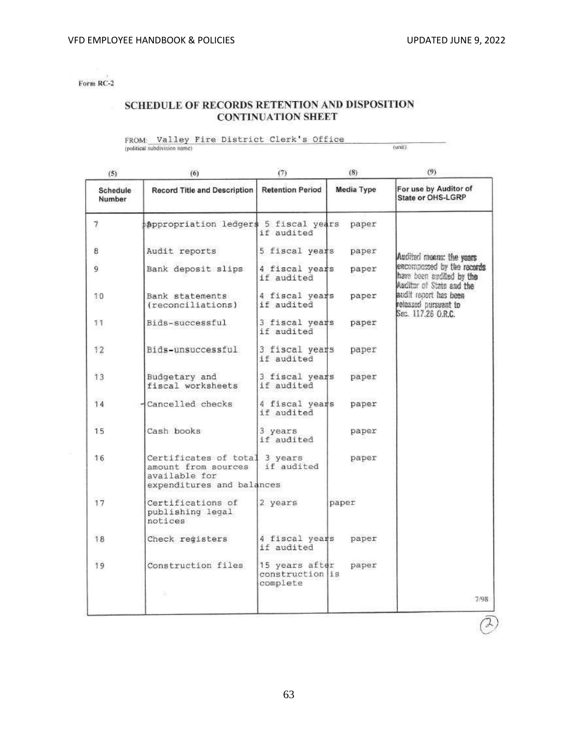Form RC-2

## SCHEDULE OF RECORDS RETENTION AND DISPOSITION
### CONTINUATION SHEET

FROM: Valley Fire District Clerk's Office
(political subdivision name) (unit)

| (5) Schedule Number | (6) Record Title and Description | (7) Retention Period | (8) Media Type | (9) For use by Auditor of State or OHS-LGRP |
|---|---|---|---|---|
| 7 | Appropriation ledgers | 5 fiscal years if audited | paper | |
| 8 | Audit reports | 5 fiscal years | paper | Audited means: the years encompassed by the records have been audited by the Auditor of State and the audit report has been released pursuant to Sec. 117.26 O.R.C. |
| 9 | Bank deposit slips | 4 fiscal years if audited | paper | |
| 10 | Bank statements (reconciliations) | 4 fiscal years if audited | paper | |
| 11 | Bids-successful | 3 fiscal years if audited | paper | |
| 12 | Bids-unsuccessful | 3 fiscal years if audited | paper | |
| 13 | Budgetary and fiscal worksheets | 3 fiscal years if audited | paper | |
| 14 | Cancelled checks | 4 fiscal years if audited | paper | |
| 15 | Cash books | 3 years if audited | paper | |
| 16 | Certificates of total amount from sources available for expenditures and balances | 3 years if audited | paper | |
| 17 | Certifications of publishing legal notices | 2 years | paper | |
| 18 | Check registers | 4 fiscal years if audited | paper | |
| 19 | Construction files | 15 years after construction is complete | paper | |

7/98

(2)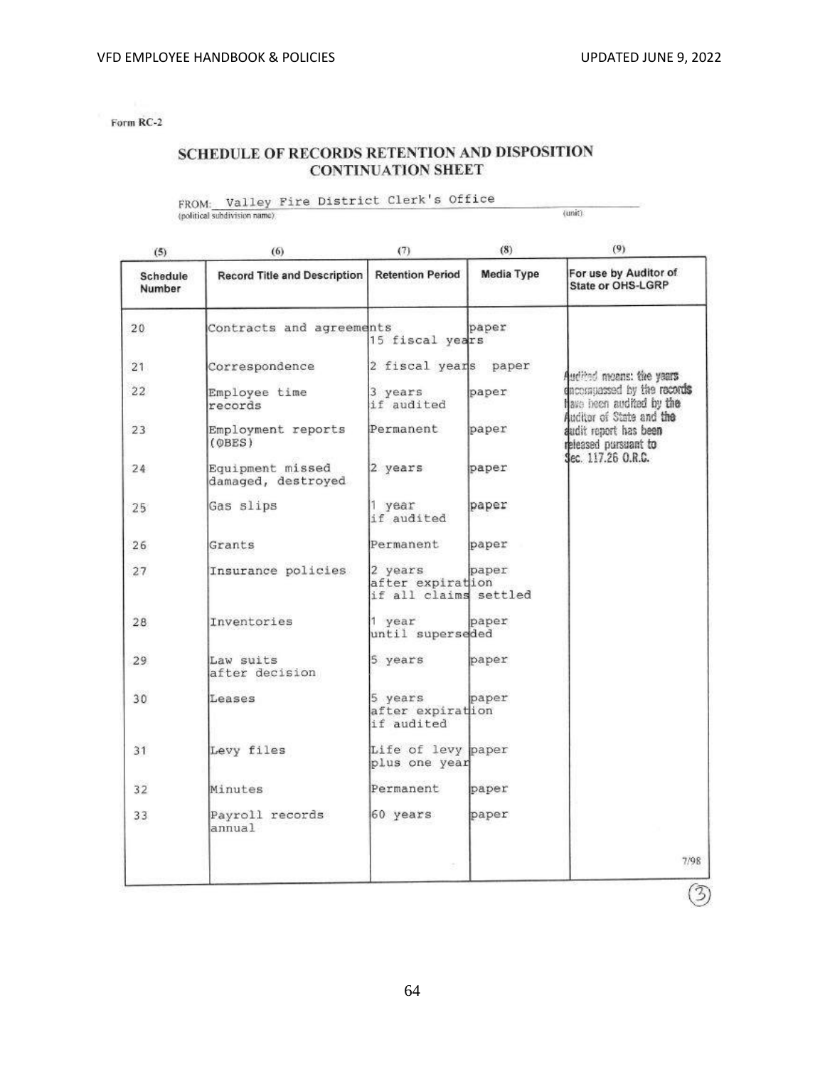Form RC-2

## SCHEDULE OF RECORDS RETENTION AND DISPOSITION CONTINUATION SHEET

FROM: Valley Fire District Clerk's Office
(political subdivision name) (unit)

| (5) Schedule Number | (6) Record Title and Description | (7) Retention Period | (8) Media Type | (9) For use by Auditor of State or OHS-LGRP |
|---|---|---|---|---|
| 20 | Contracts and agreements | 15 fiscal years | paper | |
| 21 | Correspondence | 2 fiscal years | paper | Audited means: the years encompassed by the records have been audited by the Auditor of State and the audit report has been released pursuant to Sec. 117.26 O.R.C. |
| 22 | Employee time records | 3 years if audited | paper | |
| 23 | Employment reports (OBES) | Permanent | paper | |
| 24 | Equipment missed damaged, destroyed | 2 years | paper | |
| 25 | Gas slips | 1 year if audited | paper | |
| 26 | Grants | Permanent | paper | |
| 27 | Insurance policies | 2 years after expiration if all claims settled | paper | |
| 28 | Inventories | 1 year until superseded | paper | |
| 29 | Law suits after decision | 5 years | paper | |
| 30 | Leases | 5 years after expiration if audited | paper | |
| 31 | Levy files | Life of levy plus one year | paper | |
| 32 | Minutes | Permanent | paper | |
| 33 | Payroll records annual | 60 years | paper | |

7/98

(3)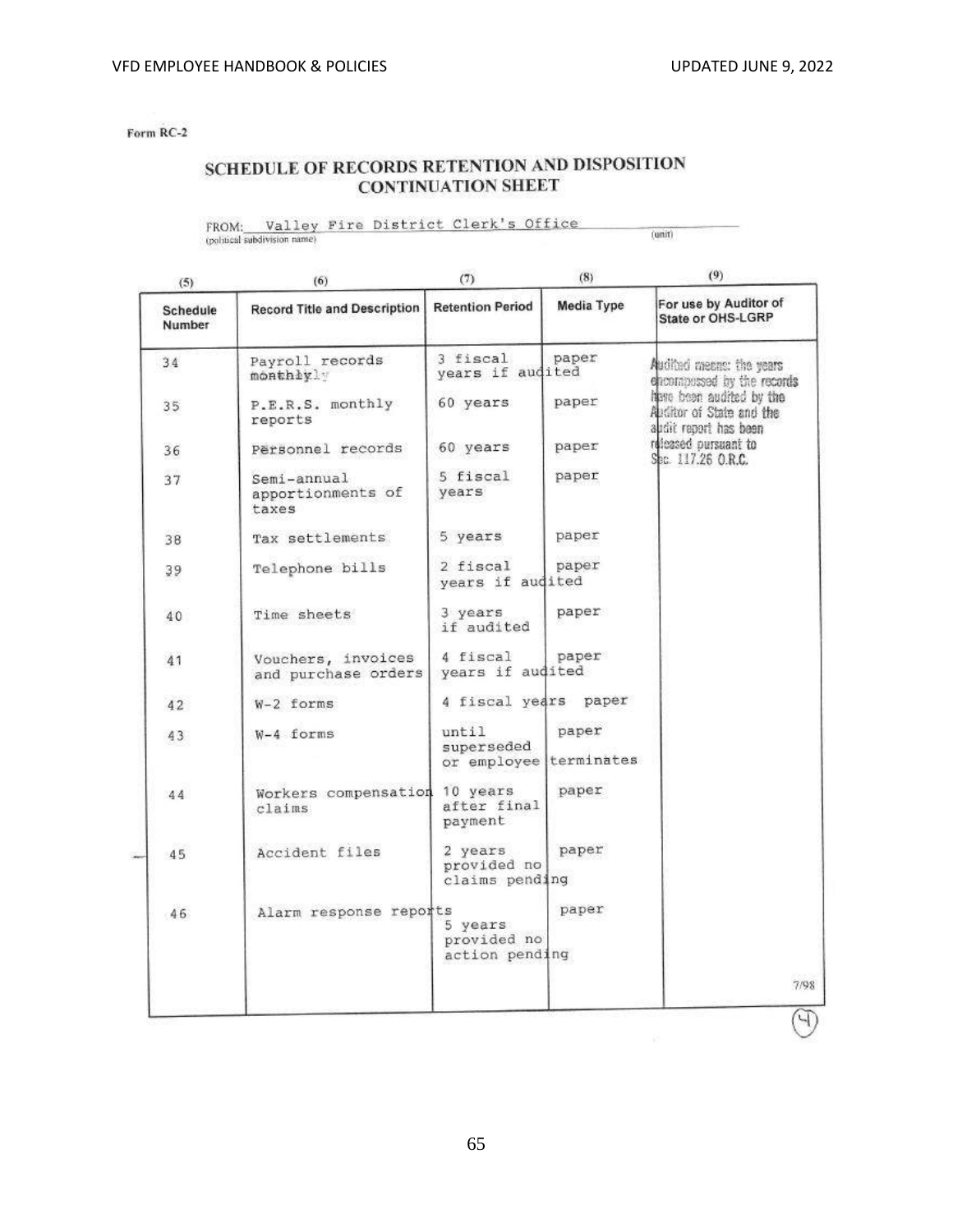Form RC-2

# SCHEDULE OF RECORDS RETENTION AND DISPOSITION
## CONTINUATION SHEET

FROM: Valley Fire District Clerk's Office
(political subdivision name) (unit)

| (5) Schedule Number | (6) Record Title and Description | (7) Retention Period | (8) Media Type | (9) For use by Auditor of State or OHS-LGRP |
|---|---|---|---|---|
| 34 | Payroll records monthly | 3 fiscal years if audited | paper | Audited means: the years encompassed by the records have been audited by the Auditor of State and the audit report has been released pursuant to Sec. 117.26 O.R.C. |
| 35 | P.E.R.S. monthly reports | 60 years | paper | |
| 36 | Personnel records | 60 years | paper | |
| 37 | Semi-annual apportionments of taxes | 5 fiscal years | paper | |
| 38 | Tax settlements | 5 years | paper | |
| 39 | Telephone bills | 2 fiscal years if audited | paper | |
| 40 | Time sheets | 3 years if audited | paper | |
| 41 | Vouchers, invoices and purchase orders | 4 fiscal years if audited | paper | |
| 42 | W-2 forms | 4 fiscal years | paper | |
| 43 | W-4 forms | until superseded or employee terminates | paper | |
| 44 | Workers compensation claims | 10 years after final payment | paper | |
| 45 | Accident files | 2 years provided no claims pending | paper | |
| 46 | Alarm response reports | 5 years provided no action pending | paper | |

7/98

(4)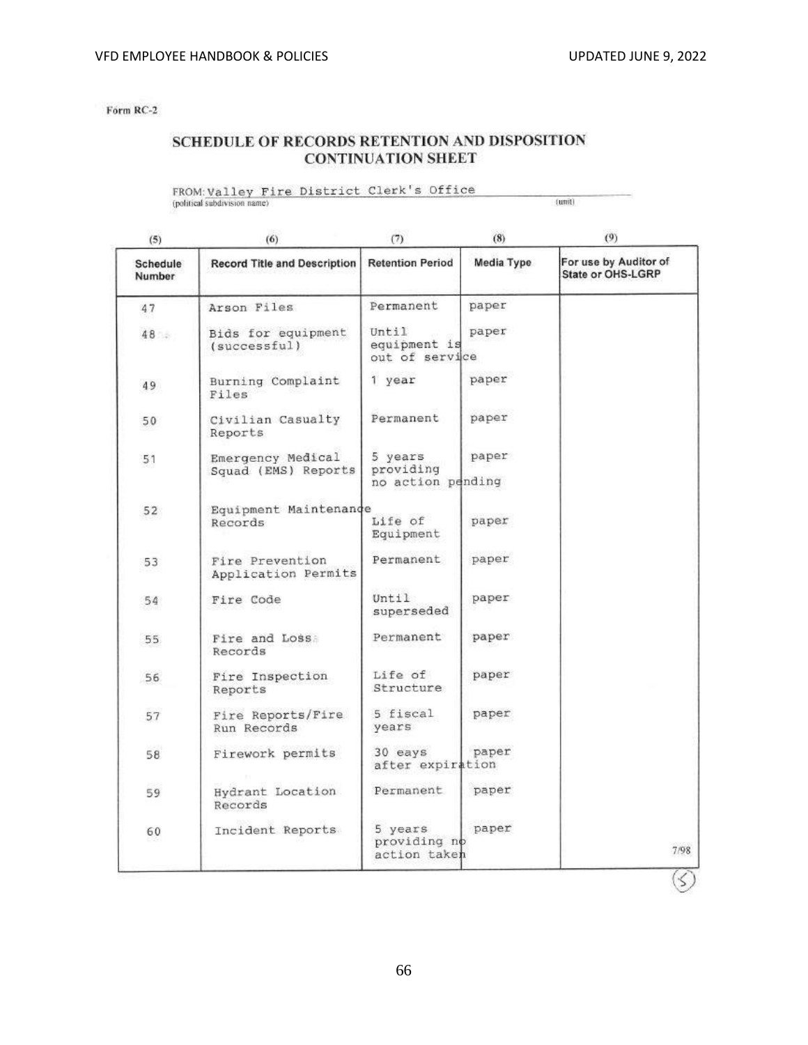Form RC-2

## SCHEDULE OF RECORDS RETENTION AND DISPOSITION CONTINUATION SHEET

FROM: Valley Fire District Clerk's Office
(political subdivision name) (unit)

| (5) Schedule Number | (6) Record Title and Description | (7) Retention Period | (8) Media Type | (9) For use by Auditor of State or OHS-LGRP |
|---|---|---|---|---|
| 47 | Arson Files | Permanent | paper | |
| 48 | Bids for equipment (successful) | Until equipment is out of service | paper | |
| 49 | Burning Complaint Files | 1 year | paper | |
| 50 | Civilian Casualty Reports | Permanent | paper | |
| 51 | Emergency Medical Squad (EMS) Reports | 5 years providing no action pending | paper | |
| 52 | Equipment Maintenance Records | Life of Equipment | paper | |
| 53 | Fire Prevention Application Permits | Permanent | paper | |
| 54 | Fire Code | Until superseded | paper | |
| 55 | Fire and Loss Records | Permanent | paper | |
| 56 | Fire Inspection Reports | Life of Structure | paper | |
| 57 | Fire Reports/Fire Run Records | 5 fiscal years | paper | |
| 58 | Firework permits | 30 eays after expiration | paper | |
| 59 | Hydrant Location Records | Permanent | paper | |
| 60 | Incident Reports | 5 years providing no action taken | paper | |

7/98

(5)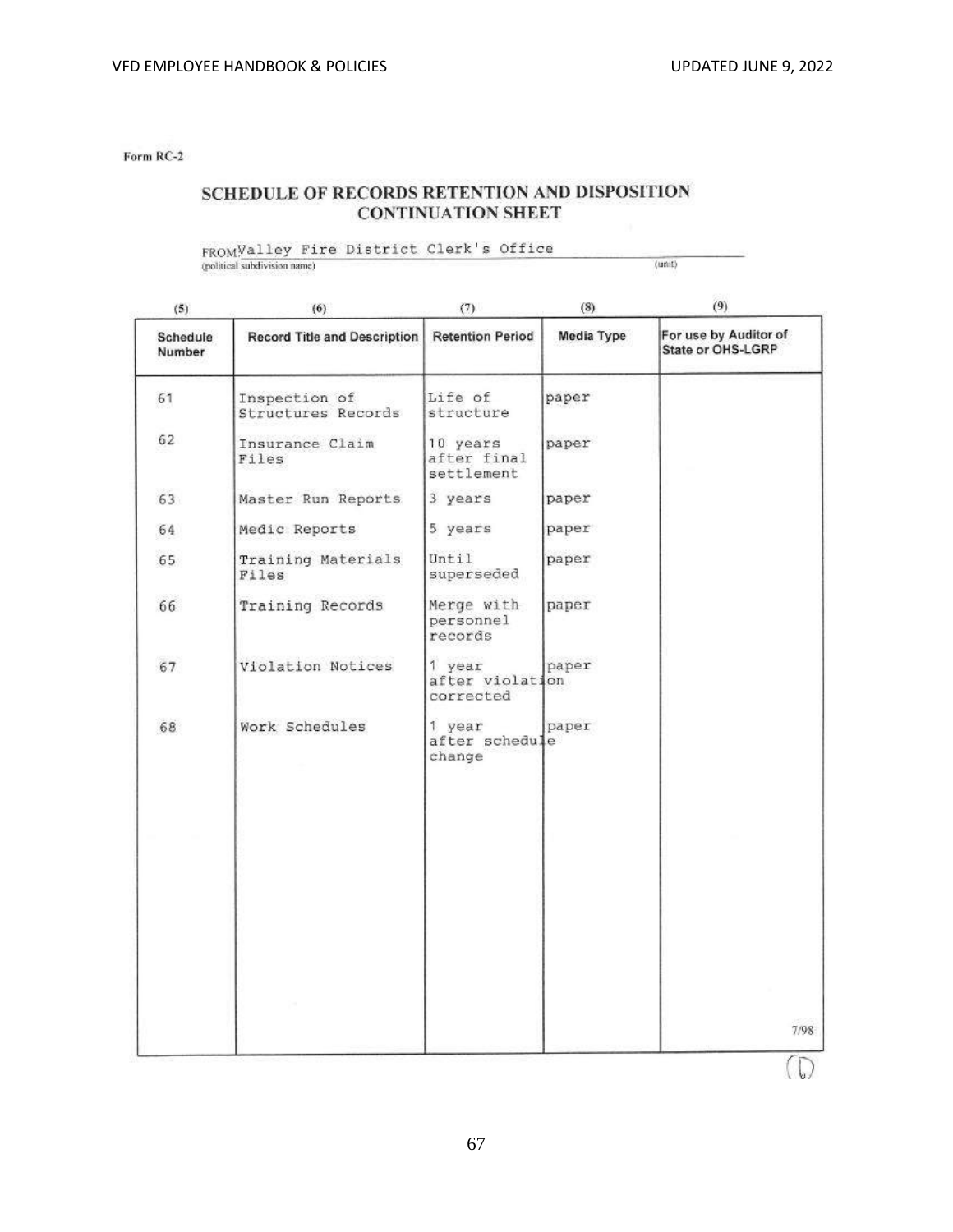Form RC-2

## SCHEDULE OF RECORDS RETENTION AND DISPOSITION CONTINUATION SHEET

FROM Valley Fire District Clerk's Office
(political subdivision name) (unit)

| (5) Schedule Number | (6) Record Title and Description | (7) Retention Period | (8) Media Type | (9) For use by Auditor of State or OHS-LGRP |
|---|---|---|---|---|
| 61 | Inspection of Structures Records | Life of structure | paper | |
| 62 | Insurance Claim Files | 10 years after final settlement | paper | |
| 63 | Master Run Reports | 3 years | paper | |
| 64 | Medic Reports | 5 years | paper | |
| 65 | Training Materials Files | Until superseded | paper | |
| 66 | Training Records | Merge with personnel records | paper | |
| 67 | Violation Notices | 1 year after violation corrected | paper | |
| 68 | Work Schedules | 1 year after schedule change | paper | |

7/98